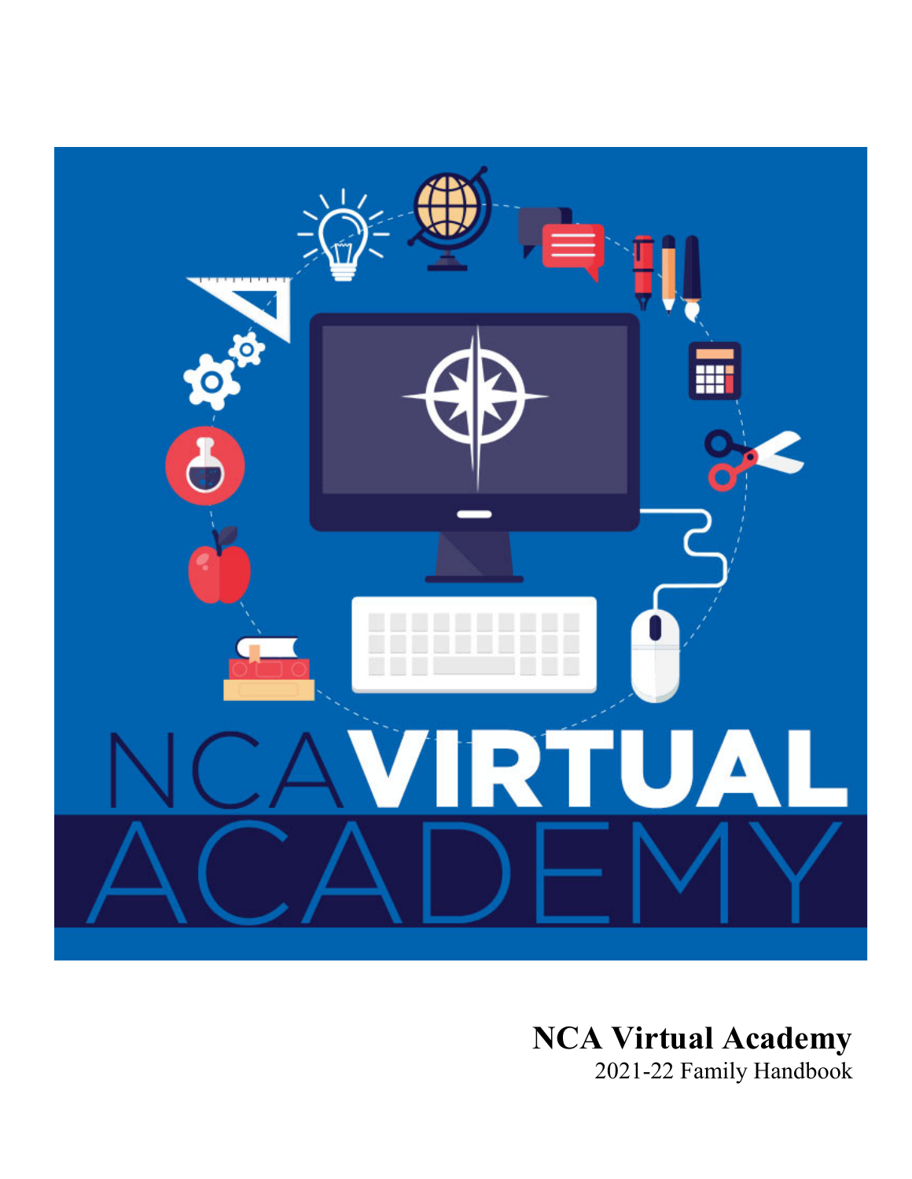NCA VIRTUAL ACADEMY

**NCA Virtual Academy**

2021-22 Family Handbook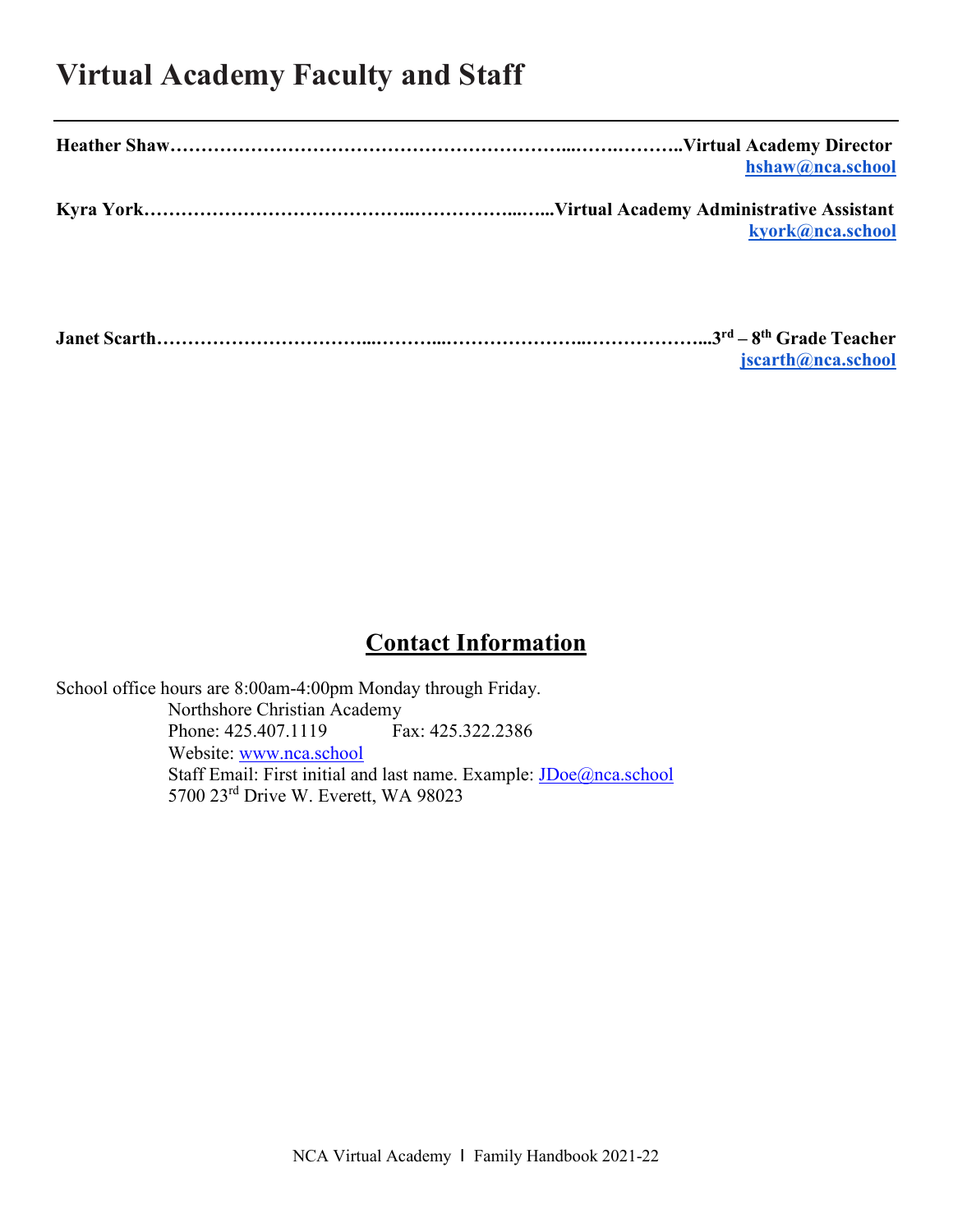# Virtual Academy Faculty and Staff

---

**Heather Shaw……………………………………………………...…….………..Virtual Academy Director**
**hshaw@nca.school**

**Kyra York…………………………………..……………...…...Virtual Academy Administrative Assistant**
**kyork@nca.school**

**Janet Scarth…………………………...………...…………………..………………...3rd – 8th Grade Teacher**
**jscarth@nca.school**

## Contact Information

School office hours are 8:00am-4:00pm Monday through Friday.

Northshore Christian Academy
Phone: 425.407.1119 Fax: 425.322.2386
Website: www.nca.school
Staff Email: First initial and last name. Example: JDoe@nca.school
5700 23rd Drive W. Everett, WA 98023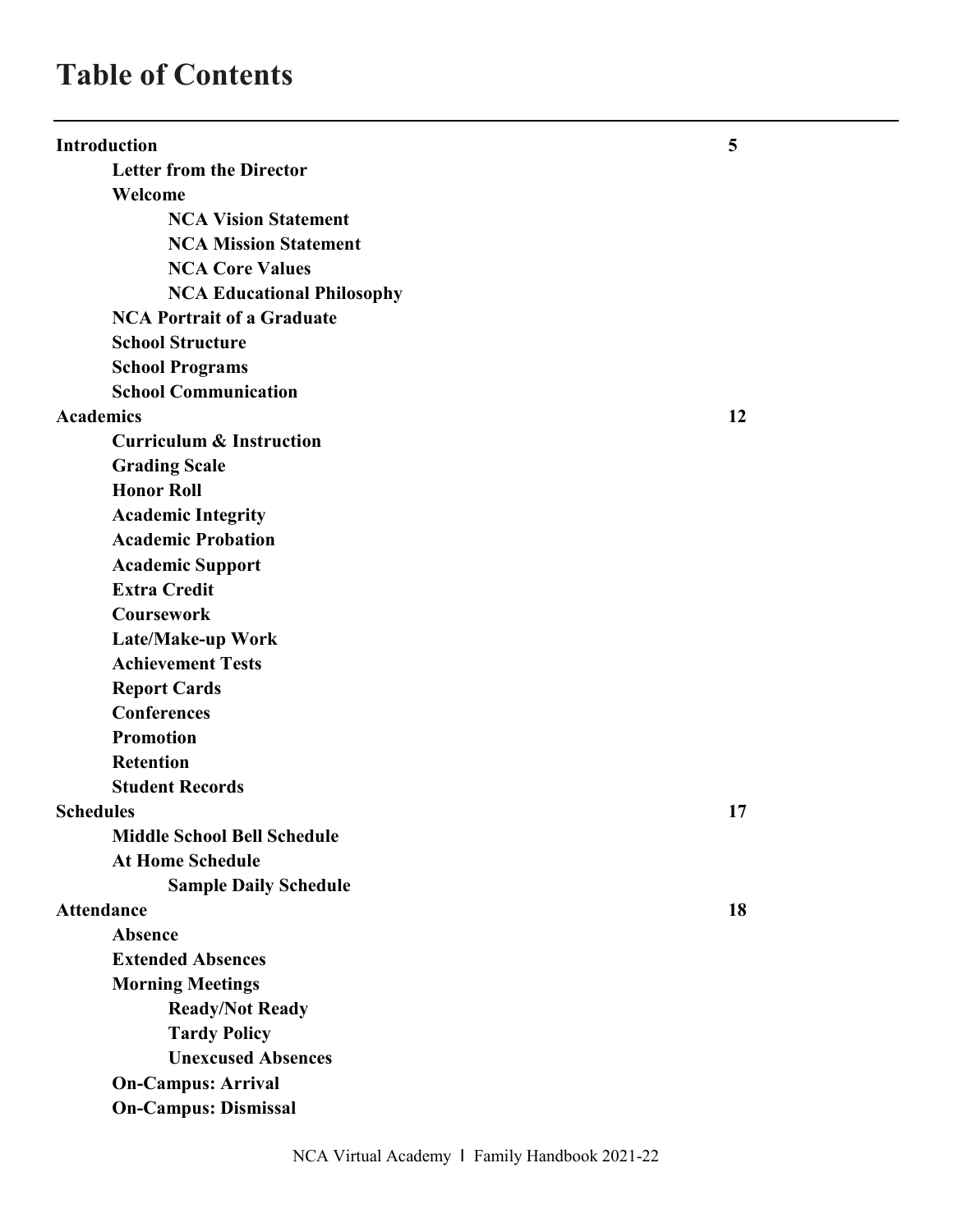# Table of Contents

| | |
|---|---|
| **Introduction** | **5** |
| **Letter from the Director** | |
| **Welcome** | |
| **NCA Vision Statement** | |
| **NCA Mission Statement** | |
| **NCA Core Values** | |
| **NCA Educational Philosophy** | |
| **NCA Portrait of a Graduate** | |
| **School Structure** | |
| **School Programs** | |
| **School Communication** | |
| **Academics** | **12** |
| **Curriculum & Instruction** | |
| **Grading Scale** | |
| **Honor Roll** | |
| **Academic Integrity** | |
| **Academic Probation** | |
| **Academic Support** | |
| **Extra Credit** | |
| **Coursework** | |
| **Late/Make-up Work** | |
| **Achievement Tests** | |
| **Report Cards** | |
| **Conferences** | |
| **Promotion** | |
| **Retention** | |
| **Student Records** | |
| **Schedules** | **17** |
| **Middle School Bell Schedule** | |
| **At Home Schedule** | |
| **Sample Daily Schedule** | |
| **Attendance** | **18** |
| **Absence** | |
| **Extended Absences** | |
| **Morning Meetings** | |
| **Ready/Not Ready** | |
| **Tardy Policy** | |
| **Unexcused Absences** | |
| **On-Campus: Arrival** | |
| **On-Campus: Dismissal** | |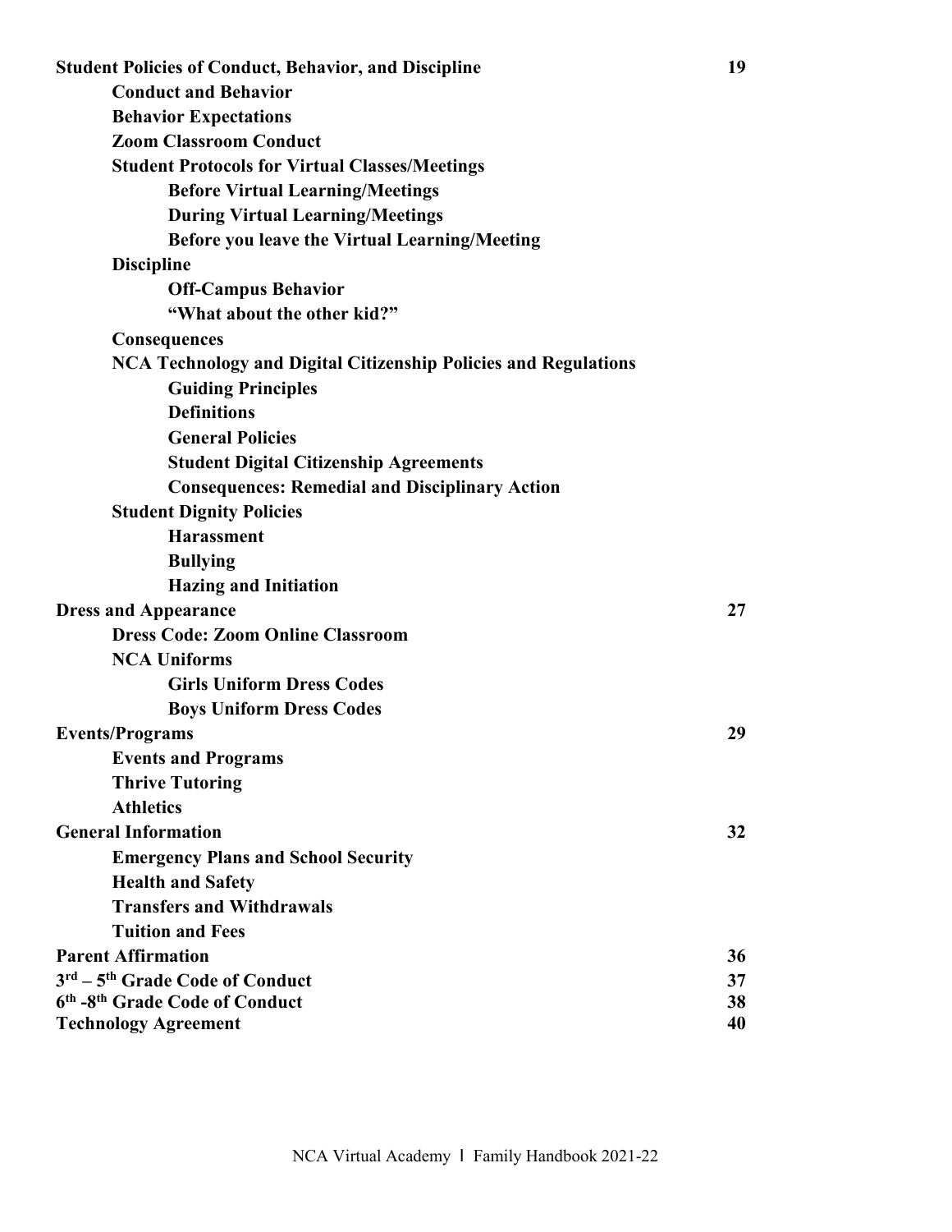| | |
|---|---|
| **Student Policies of Conduct, Behavior, and Discipline** | **19** |
| &nbsp;&nbsp;&nbsp;&nbsp;**Conduct and Behavior** | |
| &nbsp;&nbsp;&nbsp;&nbsp;**Behavior Expectations** | |
| &nbsp;&nbsp;&nbsp;&nbsp;**Zoom Classroom Conduct** | |
| &nbsp;&nbsp;&nbsp;&nbsp;**Student Protocols for Virtual Classes/Meetings** | |
| &nbsp;&nbsp;&nbsp;&nbsp;&nbsp;&nbsp;&nbsp;&nbsp;**Before Virtual Learning/Meetings** | |
| &nbsp;&nbsp;&nbsp;&nbsp;&nbsp;&nbsp;&nbsp;&nbsp;**During Virtual Learning/Meetings** | |
| &nbsp;&nbsp;&nbsp;&nbsp;&nbsp;&nbsp;&nbsp;&nbsp;**Before you leave the Virtual Learning/Meeting** | |
| &nbsp;&nbsp;&nbsp;&nbsp;**Discipline** | |
| &nbsp;&nbsp;&nbsp;&nbsp;&nbsp;&nbsp;&nbsp;&nbsp;**Off-Campus Behavior** | |
| &nbsp;&nbsp;&nbsp;&nbsp;&nbsp;&nbsp;&nbsp;&nbsp;**"What about the other kid?"** | |
| &nbsp;&nbsp;&nbsp;&nbsp;**Consequences** | |
| &nbsp;&nbsp;&nbsp;&nbsp;**NCA Technology and Digital Citizenship Policies and Regulations** | |
| &nbsp;&nbsp;&nbsp;&nbsp;&nbsp;&nbsp;&nbsp;&nbsp;**Guiding Principles** | |
| &nbsp;&nbsp;&nbsp;&nbsp;&nbsp;&nbsp;&nbsp;&nbsp;**Definitions** | |
| &nbsp;&nbsp;&nbsp;&nbsp;&nbsp;&nbsp;&nbsp;&nbsp;**General Policies** | |
| &nbsp;&nbsp;&nbsp;&nbsp;&nbsp;&nbsp;&nbsp;&nbsp;**Student Digital Citizenship Agreements** | |
| &nbsp;&nbsp;&nbsp;&nbsp;&nbsp;&nbsp;&nbsp;&nbsp;**Consequences: Remedial and Disciplinary Action** | |
| &nbsp;&nbsp;&nbsp;&nbsp;**Student Dignity Policies** | |
| &nbsp;&nbsp;&nbsp;&nbsp;&nbsp;&nbsp;&nbsp;&nbsp;**Harassment** | |
| &nbsp;&nbsp;&nbsp;&nbsp;&nbsp;&nbsp;&nbsp;&nbsp;**Bullying** | |
| &nbsp;&nbsp;&nbsp;&nbsp;&nbsp;&nbsp;&nbsp;&nbsp;**Hazing and Initiation** | |
| **Dress and Appearance** | **27** |
| &nbsp;&nbsp;&nbsp;&nbsp;**Dress Code: Zoom Online Classroom** | |
| &nbsp;&nbsp;&nbsp;&nbsp;**NCA Uniforms** | |
| &nbsp;&nbsp;&nbsp;&nbsp;&nbsp;&nbsp;&nbsp;&nbsp;**Girls Uniform Dress Codes** | |
| &nbsp;&nbsp;&nbsp;&nbsp;&nbsp;&nbsp;&nbsp;&nbsp;**Boys Uniform Dress Codes** | |
| **Events/Programs** | **29** |
| &nbsp;&nbsp;&nbsp;&nbsp;**Events and Programs** | |
| &nbsp;&nbsp;&nbsp;&nbsp;**Thrive Tutoring** | |
| &nbsp;&nbsp;&nbsp;&nbsp;**Athletics** | |
| **General Information** | **32** |
| &nbsp;&nbsp;&nbsp;&nbsp;**Emergency Plans and School Security** | |
| &nbsp;&nbsp;&nbsp;&nbsp;**Health and Safety** | |
| &nbsp;&nbsp;&nbsp;&nbsp;**Transfers and Withdrawals** | |
| &nbsp;&nbsp;&nbsp;&nbsp;**Tuition and Fees** | |
| **Parent Affirmation** | **36** |
| **3rd – 5th Grade Code of Conduct** | **37** |
| **6th -8th Grade Code of Conduct** | **38** |
| **Technology Agreement** | **40** |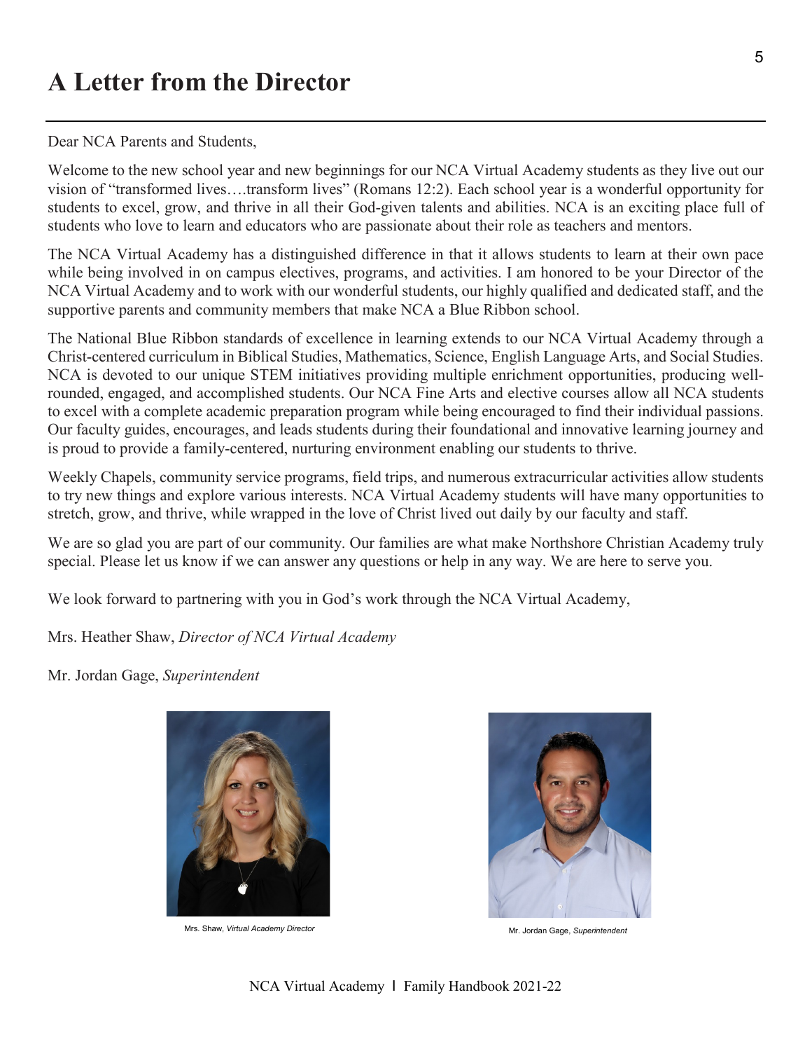# A Letter from the Director

Dear NCA Parents and Students,

Welcome to the new school year and new beginnings for our NCA Virtual Academy students as they live out our vision of "transformed lives….transform lives" (Romans 12:2). Each school year is a wonderful opportunity for students to excel, grow, and thrive in all their God-given talents and abilities. NCA is an exciting place full of students who love to learn and educators who are passionate about their role as teachers and mentors.

The NCA Virtual Academy has a distinguished difference in that it allows students to learn at their own pace while being involved in on campus electives, programs, and activities. I am honored to be your Director of the NCA Virtual Academy and to work with our wonderful students, our highly qualified and dedicated staff, and the supportive parents and community members that make NCA a Blue Ribbon school.

The National Blue Ribbon standards of excellence in learning extends to our NCA Virtual Academy through a Christ-centered curriculum in Biblical Studies, Mathematics, Science, English Language Arts, and Social Studies. NCA is devoted to our unique STEM initiatives providing multiple enrichment opportunities, producing well-rounded, engaged, and accomplished students. Our NCA Fine Arts and elective courses allow all NCA students to excel with a complete academic preparation program while being encouraged to find their individual passions. Our faculty guides, encourages, and leads students during their foundational and innovative learning journey and is proud to provide a family-centered, nurturing environment enabling our students to thrive.

Weekly Chapels, community service programs, field trips, and numerous extracurricular activities allow students to try new things and explore various interests. NCA Virtual Academy students will have many opportunities to stretch, grow, and thrive, while wrapped in the love of Christ lived out daily by our faculty and staff.

We are so glad you are part of our community. Our families are what make Northshore Christian Academy truly special. Please let us know if we can answer any questions or help in any way. We are here to serve you.

We look forward to partnering with you in God's work through the NCA Virtual Academy,

Mrs. Heather Shaw, *Director of NCA Virtual Academy*

Mr. Jordan Gage, *Superintendent*

Mrs. Shaw, *Virtual Academy Director*

Mr. Jordan Gage, *Superintendent*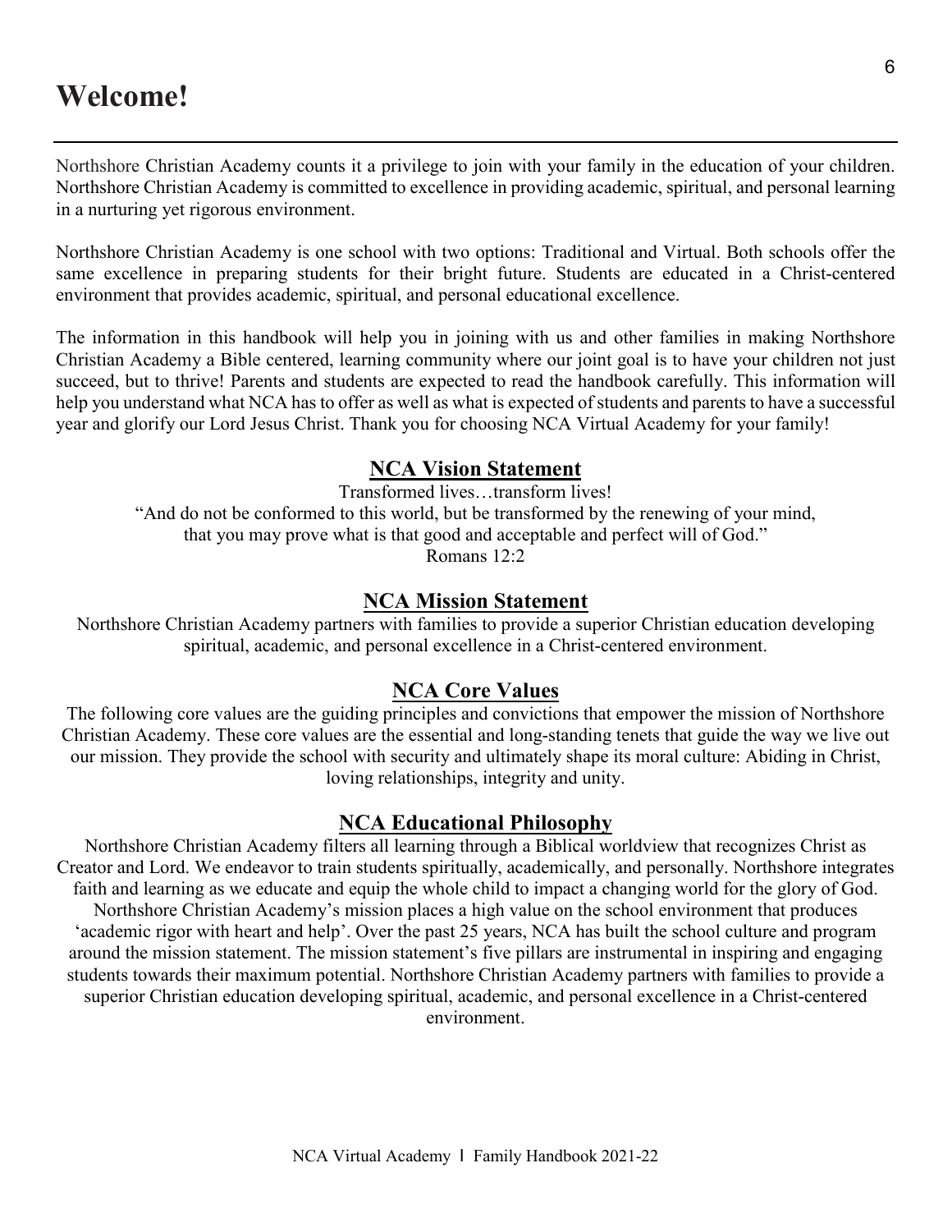# Welcome!

Northshore Christian Academy counts it a privilege to join with your family in the education of your children. Northshore Christian Academy is committed to excellence in providing academic, spiritual, and personal learning in a nurturing yet rigorous environment.

Northshore Christian Academy is one school with two options: Traditional and Virtual. Both schools offer the same excellence in preparing students for their bright future. Students are educated in a Christ-centered environment that provides academic, spiritual, and personal educational excellence.

The information in this handbook will help you in joining with us and other families in making Northshore Christian Academy a Bible centered, learning community where our joint goal is to have your children not just succeed, but to thrive! Parents and students are expected to read the handbook carefully. This information will help you understand what NCA has to offer as well as what is expected of students and parents to have a successful year and glorify our Lord Jesus Christ. Thank you for choosing NCA Virtual Academy for your family!

## NCA Vision Statement

Transformed lives…transform lives!
"And do not be conformed to this world, but be transformed by the renewing of your mind, that you may prove what is that good and acceptable and perfect will of God."
Romans 12:2

## NCA Mission Statement

Northshore Christian Academy partners with families to provide a superior Christian education developing spiritual, academic, and personal excellence in a Christ-centered environment.

## NCA Core Values

The following core values are the guiding principles and convictions that empower the mission of Northshore Christian Academy. These core values are the essential and long-standing tenets that guide the way we live out our mission. They provide the school with security and ultimately shape its moral culture: Abiding in Christ, loving relationships, integrity and unity.

## NCA Educational Philosophy

Northshore Christian Academy filters all learning through a Biblical worldview that recognizes Christ as Creator and Lord. We endeavor to train students spiritually, academically, and personally. Northshore integrates faith and learning as we educate and equip the whole child to impact a changing world for the glory of God. Northshore Christian Academy's mission places a high value on the school environment that produces 'academic rigor with heart and help'. Over the past 25 years, NCA has built the school culture and program around the mission statement. The mission statement's five pillars are instrumental in inspiring and engaging students towards their maximum potential. Northshore Christian Academy partners with families to provide a superior Christian education developing spiritual, academic, and personal excellence in a Christ-centered environment.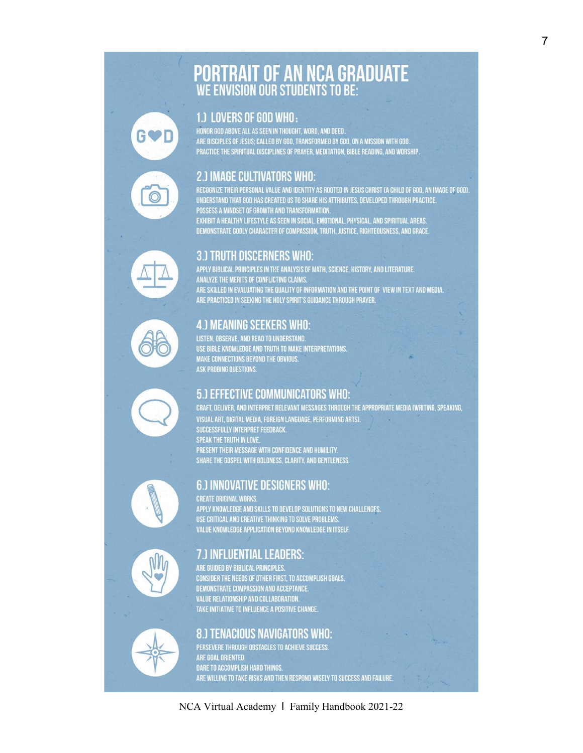# PORTRAIT OF AN NCA GRADUATE

## WE ENVISION OUR STUDENTS TO BE:

### 1.) LOVERS OF GOD WHO:

HONOR GOD ABOVE ALL AS SEEN IN THOUGHT, WORD, AND DEED.
ARE DISCIPLES OF JESUS; CALLED BY GOD, TRANSFORMED BY GOD, ON A MISSION WITH GOD.
PRACTICE THE SPIRITUAL DISCIPLINES OF PRAYER, MEDITATION, BIBLE READING, AND WORSHIP.

### 2.) IMAGE CULTIVATORS WHO:

RECOGNIZE THEIR PERSONAL VALUE AND IDENTITY AS ROOTED IN JESUS CHRIST (A CHILD OF GOD, AN IMAGE OF GOD).
UNDERSTAND THAT GOD HAS CREATED US TO SHARE HIS ATTRIBUTES, DEVELOPED THROUGH PRACTICE.
POSSESS A MINDSET OF GROWTH AND TRANSFORMATION.
EXHIBIT A HEALTHY LIFESTYLE AS SEEN IN SOCIAL, EMOTIONAL, PHYSICAL, AND SPIRITUAL AREAS.
DEMONSTRATE GODLY CHARACTER OF COMPASSION, TRUTH, JUSTICE, RIGHTEOUSNESS, AND GRACE.

### 3.) TRUTH DISCERNERS WHO:

APPLY BIBLICAL PRINCIPLES IN THE ANALYSIS OF MATH, SCIENCE, HISTORY, AND LITERATURE.
ANALYZE THE MERITS OF CONFLICTING CLAIMS.
ARE SKILLED IN EVALUATING THE QUALITY OF INFORMATION AND THE POINT OF VIEW IN TEXT AND MEDIA.
ARE PRACTICED IN SEEKING THE HOLY SPIRIT'S GUIDANCE THROUGH PRAYER.

### 4.) MEANING SEEKERS WHO:

LISTEN, OBSERVE, AND READ TO UNDERSTAND.
USE BIBLE KNOWLEDGE AND TRUTH TO MAKE INTERPRETATIONS.
MAKE CONNECTIONS BEYOND THE OBVIOUS.
ASK PROBING QUESTIONS.

### 5.) EFFECTIVE COMMUNICATORS WHO:

CRAFT, DELIVER, AND INTERPRET RELEVANT MESSAGES THROUGH THE APPROPRIATE MEDIA (WRITING, SPEAKING, VISUAL ART, DIGITAL MEDIA, FOREIGN LANGUAGE, PERFORMING ARTS).
SUCCESSFULLY INTERPRET FEEDBACK.
SPEAK THE TRUTH IN LOVE.
PRESENT THEIR MESSAGE WITH CONFIDENCE AND HUMILITY.
SHARE THE GOSPEL WITH BOLDNESS, CLARITY, AND GENTLENESS.

### 6.) INNOVATIVE DESIGNERS WHO:

CREATE ORIGINAL WORKS.
APPLY KNOWLEDGE AND SKILLS TO DEVELOP SOLUTIONS TO NEW CHALLENGES.
USE CRITICAL AND CREATIVE THINKING TO SOLVE PROBLEMS.
VALUE KNOWLEDGE APPLICATION BEYOND KNOWLEDGE IN ITSELF.

### 7.) INFLUENTIAL LEADERS:

ARE GUIDED BY BIBLICAL PRINCIPLES.
CONSIDER THE NEEDS OF OTHER FIRST, TO ACCOMPLISH GOALS.
DEMONSTRATE COMPASSION AND ACCEPTANCE.
VALUE RELATIONSHIP AND COLLABORATION.
TAKE INITIATIVE TO INFLUENCE A POSITIVE CHANGE.

### 8.) TENACIOUS NAVIGATORS WHO:

PERSEVERE THROUGH OBSTACLES TO ACHIEVE SUCCESS.
ARE GOAL ORIENTED.
DARE TO ACCOMPLISH HARD THINGS.
ARE WILLING TO TAKE RISKS AND THEN RESPOND WISELY TO SUCCESS AND FAILURE.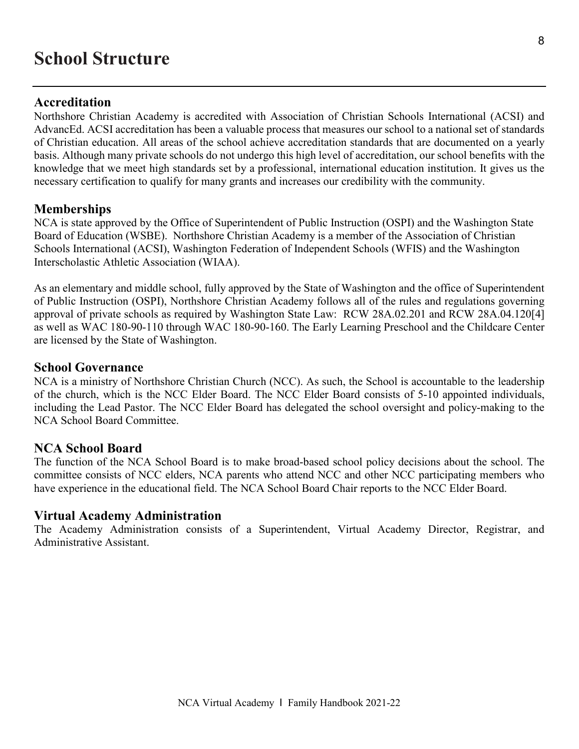# School Structure

## Accreditation

Northshore Christian Academy is accredited with Association of Christian Schools International (ACSI) and AdvancEd. ACSI accreditation has been a valuable process that measures our school to a national set of standards of Christian education. All areas of the school achieve accreditation standards that are documented on a yearly basis. Although many private schools do not undergo this high level of accreditation, our school benefits with the knowledge that we meet high standards set by a professional, international education institution. It gives us the necessary certification to qualify for many grants and increases our credibility with the community.

## Memberships

NCA is state approved by the Office of Superintendent of Public Instruction (OSPI) and the Washington State Board of Education (WSBE). Northshore Christian Academy is a member of the Association of Christian Schools International (ACSI), Washington Federation of Independent Schools (WFIS) and the Washington Interscholastic Athletic Association (WIAA).

As an elementary and middle school, fully approved by the State of Washington and the office of Superintendent of Public Instruction (OSPI), Northshore Christian Academy follows all of the rules and regulations governing approval of private schools as required by Washington State Law: RCW 28A.02.201 and RCW 28A.04.120[4] as well as WAC 180-90-110 through WAC 180-90-160. The Early Learning Preschool and the Childcare Center are licensed by the State of Washington.

## School Governance

NCA is a ministry of Northshore Christian Church (NCC). As such, the School is accountable to the leadership of the church, which is the NCC Elder Board. The NCC Elder Board consists of 5-10 appointed individuals, including the Lead Pastor. The NCC Elder Board has delegated the school oversight and policy-making to the NCA School Board Committee.

## NCA School Board

The function of the NCA School Board is to make broad-based school policy decisions about the school. The committee consists of NCC elders, NCA parents who attend NCC and other NCC participating members who have experience in the educational field. The NCA School Board Chair reports to the NCC Elder Board.

## Virtual Academy Administration

The Academy Administration consists of a Superintendent, Virtual Academy Director, Registrar, and Administrative Assistant.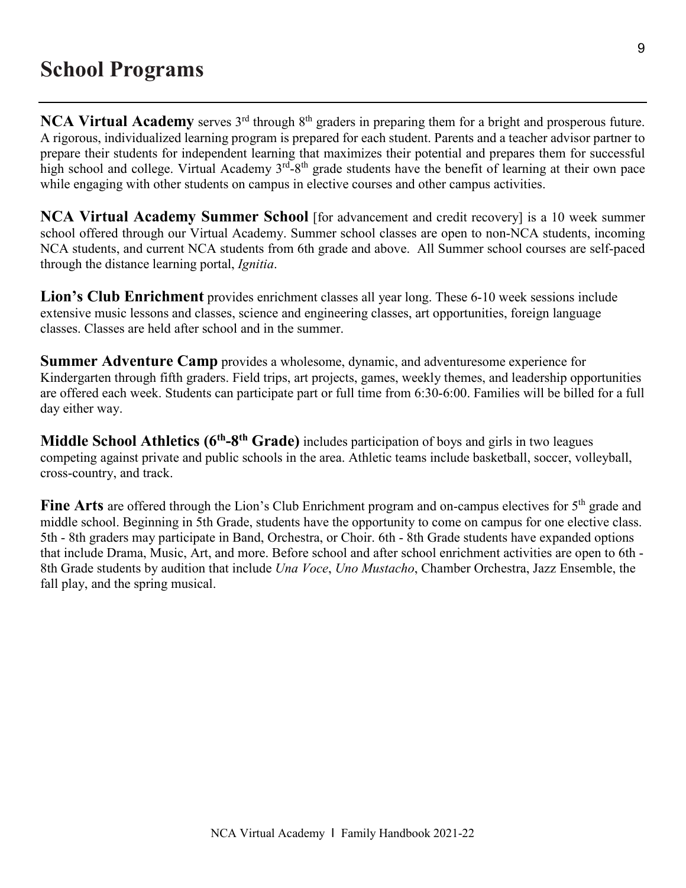# School Programs

**NCA Virtual Academy** serves 3rd through 8th graders in preparing them for a bright and prosperous future. A rigorous, individualized learning program is prepared for each student. Parents and a teacher advisor partner to prepare their students for independent learning that maximizes their potential and prepares them for successful high school and college. Virtual Academy 3rd-8th grade students have the benefit of learning at their own pace while engaging with other students on campus in elective courses and other campus activities.

**NCA Virtual Academy Summer School** [for advancement and credit recovery] is a 10 week summer school offered through our Virtual Academy. Summer school classes are open to non-NCA students, incoming NCA students, and current NCA students from 6th grade and above. All Summer school courses are self-paced through the distance learning portal, *Ignitia*.

**Lion's Club Enrichment** provides enrichment classes all year long. These 6-10 week sessions include extensive music lessons and classes, science and engineering classes, art opportunities, foreign language classes. Classes are held after school and in the summer.

**Summer Adventure Camp** provides a wholesome, dynamic, and adventuresome experience for Kindergarten through fifth graders. Field trips, art projects, games, weekly themes, and leadership opportunities are offered each week. Students can participate part or full time from 6:30-6:00. Families will be billed for a full day either way.

**Middle School Athletics (6th-8th Grade)** includes participation of boys and girls in two leagues competing against private and public schools in the area. Athletic teams include basketball, soccer, volleyball, cross-country, and track.

**Fine Arts** are offered through the Lion's Club Enrichment program and on-campus electives for 5th grade and middle school. Beginning in 5th Grade, students have the opportunity to come on campus for one elective class. 5th - 8th graders may participate in Band, Orchestra, or Choir. 6th - 8th Grade students have expanded options that include Drama, Music, Art, and more. Before school and after school enrichment activities are open to 6th - 8th Grade students by audition that include *Una Voce*, *Uno Mustacho*, Chamber Orchestra, Jazz Ensemble, the fall play, and the spring musical.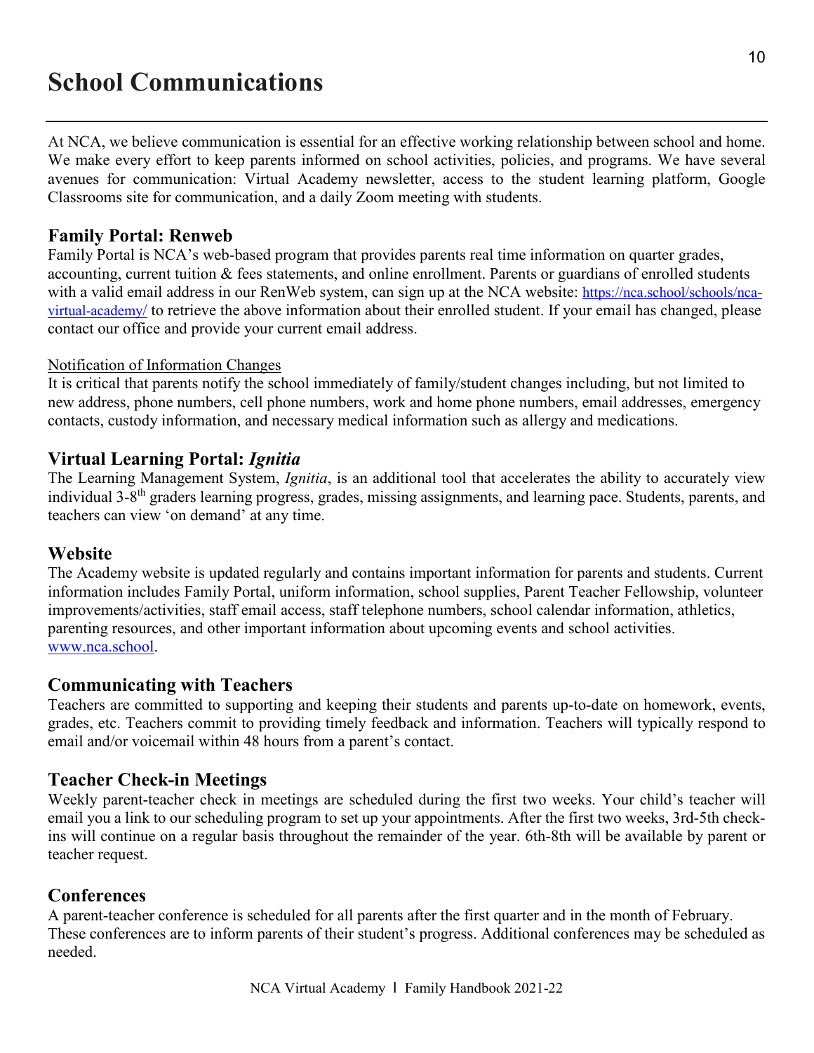# School Communications

At NCA, we believe communication is essential for an effective working relationship between school and home. We make every effort to keep parents informed on school activities, policies, and programs. We have several avenues for communication: Virtual Academy newsletter, access to the student learning platform, Google Classrooms site for communication, and a daily Zoom meeting with students.

## Family Portal: Renweb

Family Portal is NCA's web-based program that provides parents real time information on quarter grades, accounting, current tuition & fees statements, and online enrollment. Parents or guardians of enrolled students with a valid email address in our RenWeb system, can sign up at the NCA website: [https://nca.school/schools/nca-virtual-academy/](https://nca.school/schools/nca-virtual-academy/) to retrieve the above information about their enrolled student. If your email has changed, please contact our office and provide your current email address.

Notification of Information Changes

It is critical that parents notify the school immediately of family/student changes including, but not limited to new address, phone numbers, cell phone numbers, work and home phone numbers, email addresses, emergency contacts, custody information, and necessary medical information such as allergy and medications.

## Virtual Learning Portal: *Ignitia*

The Learning Management System, *Ignitia*, is an additional tool that accelerates the ability to accurately view individual 3-8th graders learning progress, grades, missing assignments, and learning pace. Students, parents, and teachers can view 'on demand' at any time.

## Website

The Academy website is updated regularly and contains important information for parents and students. Current information includes Family Portal, uniform information, school supplies, Parent Teacher Fellowship, volunteer improvements/activities, staff email access, staff telephone numbers, school calendar information, athletics, parenting resources, and other important information about upcoming events and school activities. [www.nca.school](http://www.nca.school).

## Communicating with Teachers

Teachers are committed to supporting and keeping their students and parents up-to-date on homework, events, grades, etc. Teachers commit to providing timely feedback and information. Teachers will typically respond to email and/or voicemail within 48 hours from a parent's contact.

## Teacher Check-in Meetings

Weekly parent-teacher check in meetings are scheduled during the first two weeks. Your child's teacher will email you a link to our scheduling program to set up your appointments. After the first two weeks, 3rd-5th check-ins will continue on a regular basis throughout the remainder of the year. 6th-8th will be available by parent or teacher request.

## Conferences

A parent-teacher conference is scheduled for all parents after the first quarter and in the month of February. These conferences are to inform parents of their student's progress. Additional conferences may be scheduled as needed.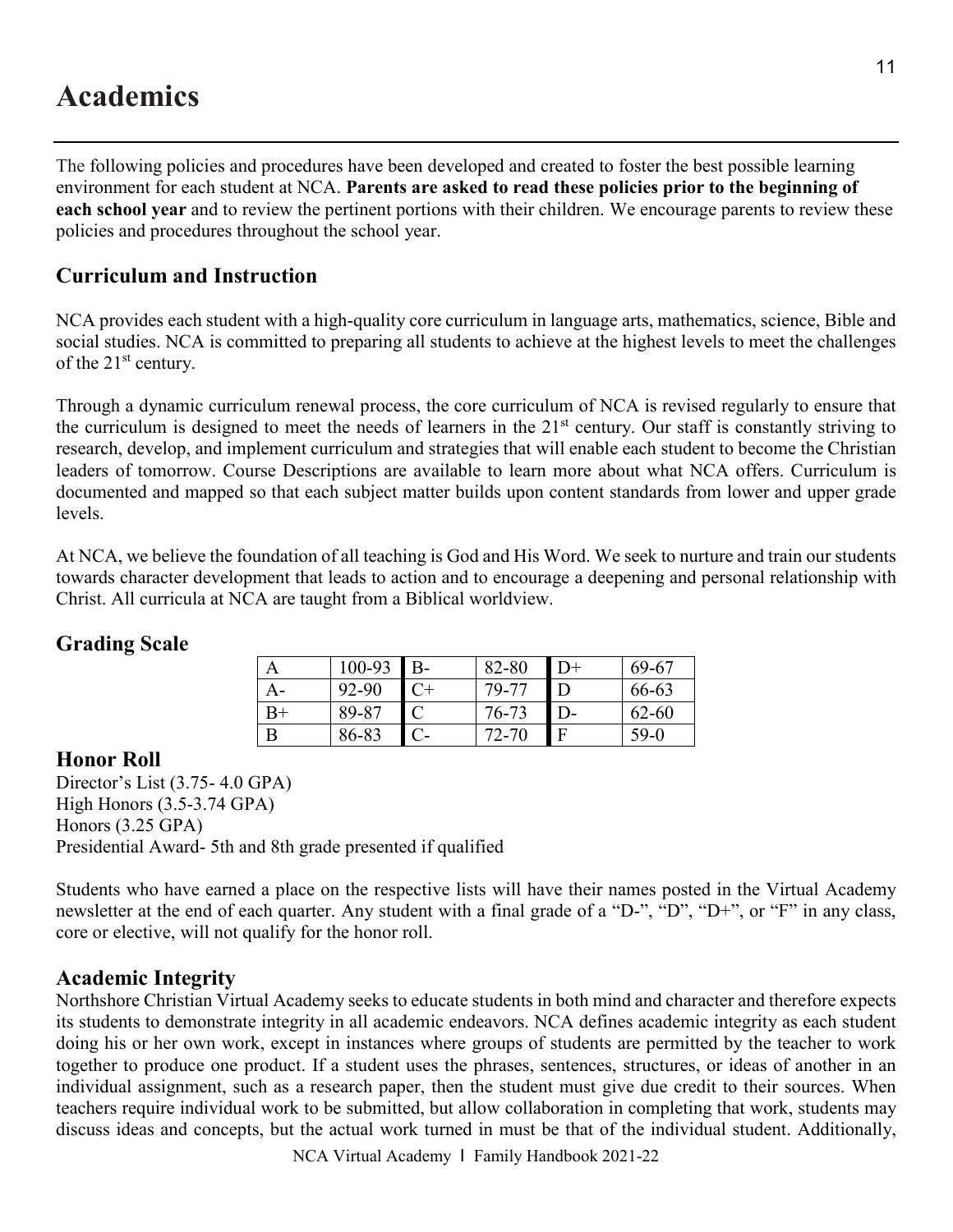# Academics

The following policies and procedures have been developed and created to foster the best possible learning environment for each student at NCA. **Parents are asked to read these policies prior to the beginning of each school year** and to review the pertinent portions with their children. We encourage parents to review these policies and procedures throughout the school year.

## Curriculum and Instruction

NCA provides each student with a high-quality core curriculum in language arts, mathematics, science, Bible and social studies. NCA is committed to preparing all students to achieve at the highest levels to meet the challenges of the 21st century.

Through a dynamic curriculum renewal process, the core curriculum of NCA is revised regularly to ensure that the curriculum is designed to meet the needs of learners in the 21st century. Our staff is constantly striving to research, develop, and implement curriculum and strategies that will enable each student to become the Christian leaders of tomorrow. Course Descriptions are available to learn more about what NCA offers. Curriculum is documented and mapped so that each subject matter builds upon content standards from lower and upper grade levels.

At NCA, we believe the foundation of all teaching is God and His Word. We seek to nurture and train our students towards character development that leads to action and to encourage a deepening and personal relationship with Christ. All curricula at NCA are taught from a Biblical worldview.

## Grading Scale

| | | | | | | | |
|---|---|---|---|---|---|---|---|
| A | 100-93 | B- | 82-80 | D+ | 69-67 | | |
| A- | 92-90 | C+ | 79-77 | D | 66-63 | | |
| B+ | 89-87 | C | 76-73 | D- | 62-60 | | |
| B | 86-83 | C- | 72-70 | F | 59-0 | | |

## Honor Roll

Director's List (3.75- 4.0 GPA)
High Honors (3.5-3.74 GPA)
Honors (3.25 GPA)
Presidential Award- 5th and 8th grade presented if qualified

Students who have earned a place on the respective lists will have their names posted in the Virtual Academy newsletter at the end of each quarter. Any student with a final grade of a "D-", "D", "D+", or "F" in any class, core or elective, will not qualify for the honor roll.

## Academic Integrity

Northshore Christian Virtual Academy seeks to educate students in both mind and character and therefore expects its students to demonstrate integrity in all academic endeavors. NCA defines academic integrity as each student doing his or her own work, except in instances where groups of students are permitted by the teacher to work together to produce one product. If a student uses the phrases, sentences, structures, or ideas of another in an individual assignment, such as a research paper, then the student must give due credit to their sources. When teachers require individual work to be submitted, but allow collaboration in completing that work, students may discuss ideas and concepts, but the actual work turned in must be that of the individual student. Additionally,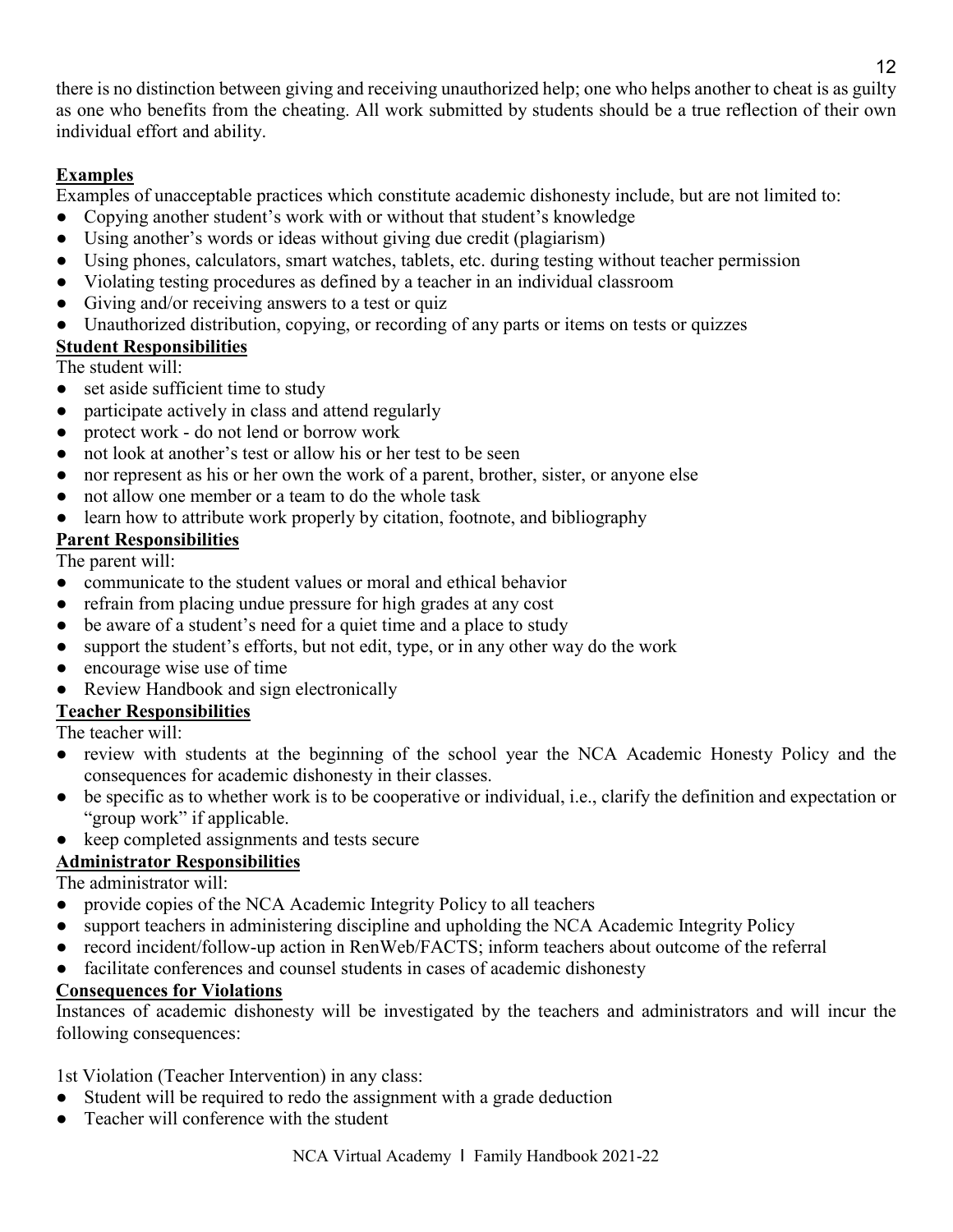there is no distinction between giving and receiving unauthorized help; one who helps another to cheat is as guilty as one who benefits from the cheating. All work submitted by students should be a true reflection of their own individual effort and ability.

**Examples**

Examples of unacceptable practices which constitute academic dishonesty include, but are not limited to:

- Copying another student's work with or without that student's knowledge
- Using another's words or ideas without giving due credit (plagiarism)
- Using phones, calculators, smart watches, tablets, etc. during testing without teacher permission
- Violating testing procedures as defined by a teacher in an individual classroom
- Giving and/or receiving answers to a test or quiz
- Unauthorized distribution, copying, or recording of any parts or items on tests or quizzes

**Student Responsibilities**

The student will:

- set aside sufficient time to study
- participate actively in class and attend regularly
- protect work - do not lend or borrow work
- not look at another's test or allow his or her test to be seen
- nor represent as his or her own the work of a parent, brother, sister, or anyone else
- not allow one member or a team to do the whole task
- learn how to attribute work properly by citation, footnote, and bibliography

**Parent Responsibilities**

The parent will:

- communicate to the student values or moral and ethical behavior
- refrain from placing undue pressure for high grades at any cost
- be aware of a student's need for a quiet time and a place to study
- support the student's efforts, but not edit, type, or in any other way do the work
- encourage wise use of time
- Review Handbook and sign electronically

**Teacher Responsibilities**

The teacher will:

- review with students at the beginning of the school year the NCA Academic Honesty Policy and the consequences for academic dishonesty in their classes.
- be specific as to whether work is to be cooperative or individual, i.e., clarify the definition and expectation or "group work" if applicable.
- keep completed assignments and tests secure

**Administrator Responsibilities**

The administrator will:

- provide copies of the NCA Academic Integrity Policy to all teachers
- support teachers in administering discipline and upholding the NCA Academic Integrity Policy
- record incident/follow-up action in RenWeb/FACTS; inform teachers about outcome of the referral
- facilitate conferences and counsel students in cases of academic dishonesty

**Consequences for Violations**

Instances of academic dishonesty will be investigated by the teachers and administrators and will incur the following consequences:

1st Violation (Teacher Intervention) in any class:

- Student will be required to redo the assignment with a grade deduction
- Teacher will conference with the student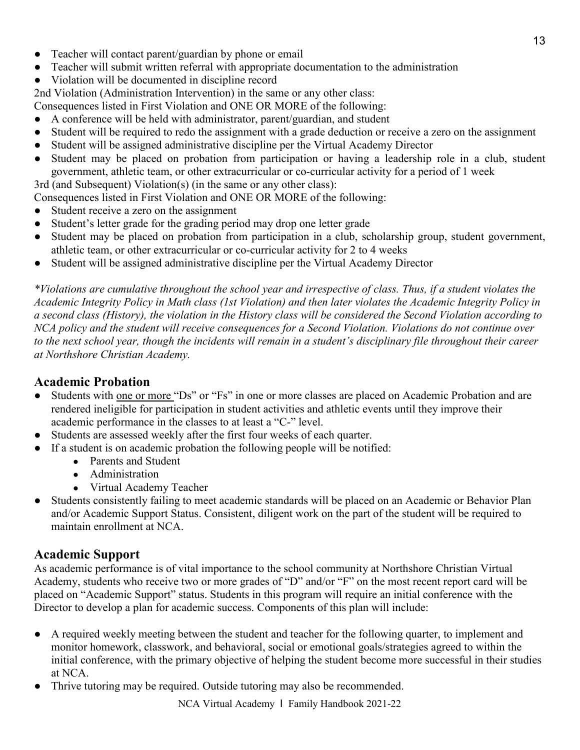- Teacher will contact parent/guardian by phone or email
- Teacher will submit written referral with appropriate documentation to the administration
- Violation will be documented in discipline record

2nd Violation (Administration Intervention) in the same or any other class:

Consequences listed in First Violation and ONE OR MORE of the following:

- A conference will be held with administrator, parent/guardian, and student
- Student will be required to redo the assignment with a grade deduction or receive a zero on the assignment
- Student will be assigned administrative discipline per the Virtual Academy Director
- Student may be placed on probation from participation or having a leadership role in a club, student government, athletic team, or other extracurricular or co-curricular activity for a period of 1 week

3rd (and Subsequent) Violation(s) (in the same or any other class):

Consequences listed in First Violation and ONE OR MORE of the following:

- Student receive a zero on the assignment
- Student's letter grade for the grading period may drop one letter grade
- Student may be placed on probation from participation in a club, scholarship group, student government, athletic team, or other extracurricular or co-curricular activity for 2 to 4 weeks
- Student will be assigned administrative discipline per the Virtual Academy Director

*\*Violations are cumulative throughout the school year and irrespective of class. Thus, if a student violates the Academic Integrity Policy in Math class (1st Violation) and then later violates the Academic Integrity Policy in a second class (History), the violation in the History class will be considered the Second Violation according to NCA policy and the student will receive consequences for a Second Violation. Violations do not continue over to the next school year, though the incidents will remain in a student's disciplinary file throughout their career at Northshore Christian Academy.*

## Academic Probation

- Students with one or more "Ds" or "Fs" in one or more classes are placed on Academic Probation and are rendered ineligible for participation in student activities and athletic events until they improve their academic performance in the classes to at least a "C-" level.
- Students are assessed weekly after the first four weeks of each quarter.
- If a student is on academic probation the following people will be notified:
  - Parents and Student
  - Administration
  - Virtual Academy Teacher
- Students consistently failing to meet academic standards will be placed on an Academic or Behavior Plan and/or Academic Support Status. Consistent, diligent work on the part of the student will be required to maintain enrollment at NCA.

## Academic Support

As academic performance is of vital importance to the school community at Northshore Christian Virtual Academy, students who receive two or more grades of "D" and/or "F" on the most recent report card will be placed on "Academic Support" status. Students in this program will require an initial conference with the Director to develop a plan for academic success. Components of this plan will include:

- A required weekly meeting between the student and teacher for the following quarter, to implement and monitor homework, classwork, and behavioral, social or emotional goals/strategies agreed to within the initial conference, with the primary objective of helping the student become more successful in their studies at NCA.
- Thrive tutoring may be required. Outside tutoring may also be recommended.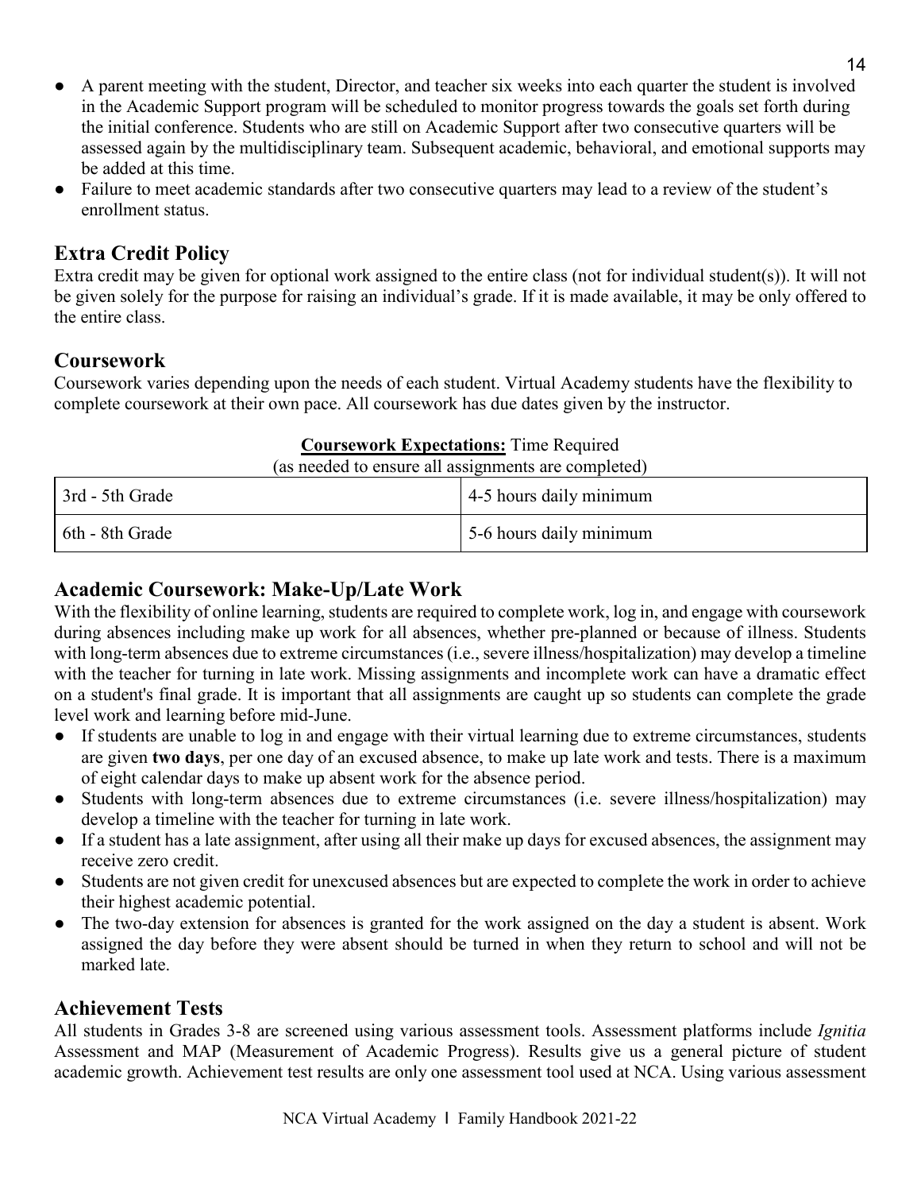- A parent meeting with the student, Director, and teacher six weeks into each quarter the student is involved in the Academic Support program will be scheduled to monitor progress towards the goals set forth during the initial conference. Students who are still on Academic Support after two consecutive quarters will be assessed again by the multidisciplinary team. Subsequent academic, behavioral, and emotional supports may be added at this time.
- Failure to meet academic standards after two consecutive quarters may lead to a review of the student's enrollment status.

## Extra Credit Policy

Extra credit may be given for optional work assigned to the entire class (not for individual student(s)). It will not be given solely for the purpose for raising an individual's grade. If it is made available, it may be only offered to the entire class.

## Coursework

Coursework varies depending upon the needs of each student. Virtual Academy students have the flexibility to complete coursework at their own pace. All coursework has due dates given by the instructor.

**Coursework Expectations:** Time Required
(as needed to ensure all assignments are completed)

| Grade | Time Required |
|---|---|
| 3rd - 5th Grade | 4-5 hours daily minimum |
| 6th - 8th Grade | 5-6 hours daily minimum |

## Academic Coursework: Make-Up/Late Work

With the flexibility of online learning, students are required to complete work, log in, and engage with coursework during absences including make up work for all absences, whether pre-planned or because of illness. Students with long-term absences due to extreme circumstances (i.e., severe illness/hospitalization) may develop a timeline with the teacher for turning in late work. Missing assignments and incomplete work can have a dramatic effect on a student's final grade. It is important that all assignments are caught up so students can complete the grade level work and learning before mid-June.

- If students are unable to log in and engage with their virtual learning due to extreme circumstances, students are given **two days**, per one day of an excused absence, to make up late work and tests. There is a maximum of eight calendar days to make up absent work for the absence period.
- Students with long-term absences due to extreme circumstances (i.e. severe illness/hospitalization) may develop a timeline with the teacher for turning in late work.
- If a student has a late assignment, after using all their make up days for excused absences, the assignment may receive zero credit.
- Students are not given credit for unexcused absences but are expected to complete the work in order to achieve their highest academic potential.
- The two-day extension for absences is granted for the work assigned on the day a student is absent. Work assigned the day before they were absent should be turned in when they return to school and will not be marked late.

## Achievement Tests

All students in Grades 3-8 are screened using various assessment tools. Assessment platforms include *Ignitia* Assessment and MAP (Measurement of Academic Progress). Results give us a general picture of student academic growth. Achievement test results are only one assessment tool used at NCA. Using various assessment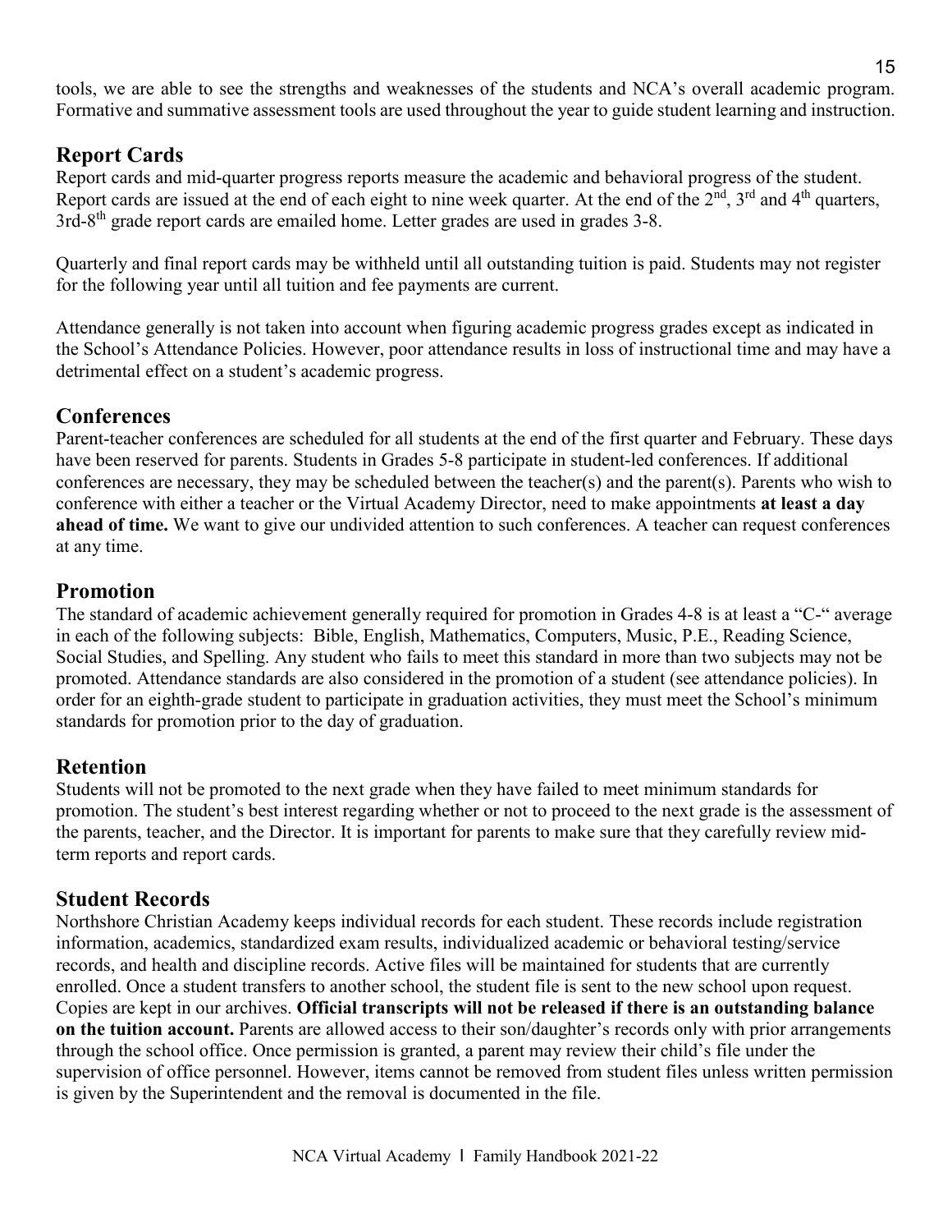tools, we are able to see the strengths and weaknesses of the students and NCA's overall academic program. Formative and summative assessment tools are used throughout the year to guide student learning and instruction.

## Report Cards

Report cards and mid-quarter progress reports measure the academic and behavioral progress of the student. Report cards are issued at the end of each eight to nine week quarter. At the end of the 2nd, 3rd and 4th quarters, 3rd-8th grade report cards are emailed home. Letter grades are used in grades 3-8.

Quarterly and final report cards may be withheld until all outstanding tuition is paid. Students may not register for the following year until all tuition and fee payments are current.

Attendance generally is not taken into account when figuring academic progress grades except as indicated in the School's Attendance Policies. However, poor attendance results in loss of instructional time and may have a detrimental effect on a student's academic progress.

## Conferences

Parent-teacher conferences are scheduled for all students at the end of the first quarter and February. These days have been reserved for parents. Students in Grades 5-8 participate in student-led conferences. If additional conferences are necessary, they may be scheduled between the teacher(s) and the parent(s). Parents who wish to conference with either a teacher or the Virtual Academy Director, need to make appointments **at least a day ahead of time.** We want to give our undivided attention to such conferences. A teacher can request conferences at any time.

## Promotion

The standard of academic achievement generally required for promotion in Grades 4-8 is at least a "C-" average in each of the following subjects: Bible, English, Mathematics, Computers, Music, P.E., Reading Science, Social Studies, and Spelling. Any student who fails to meet this standard in more than two subjects may not be promoted. Attendance standards are also considered in the promotion of a student (see attendance policies). In order for an eighth-grade student to participate in graduation activities, they must meet the School's minimum standards for promotion prior to the day of graduation.

## Retention

Students will not be promoted to the next grade when they have failed to meet minimum standards for promotion. The student's best interest regarding whether or not to proceed to the next grade is the assessment of the parents, teacher, and the Director. It is important for parents to make sure that they carefully review mid-term reports and report cards.

## Student Records

Northshore Christian Academy keeps individual records for each student. These records include registration information, academics, standardized exam results, individualized academic or behavioral testing/service records, and health and discipline records. Active files will be maintained for students that are currently enrolled. Once a student transfers to another school, the student file is sent to the new school upon request. Copies are kept in our archives. **Official transcripts will not be released if there is an outstanding balance on the tuition account.** Parents are allowed access to their son/daughter's records only with prior arrangements through the school office. Once permission is granted, a parent may review their child's file under the supervision of office personnel. However, items cannot be removed from student files unless written permission is given by the Superintendent and the removal is documented in the file.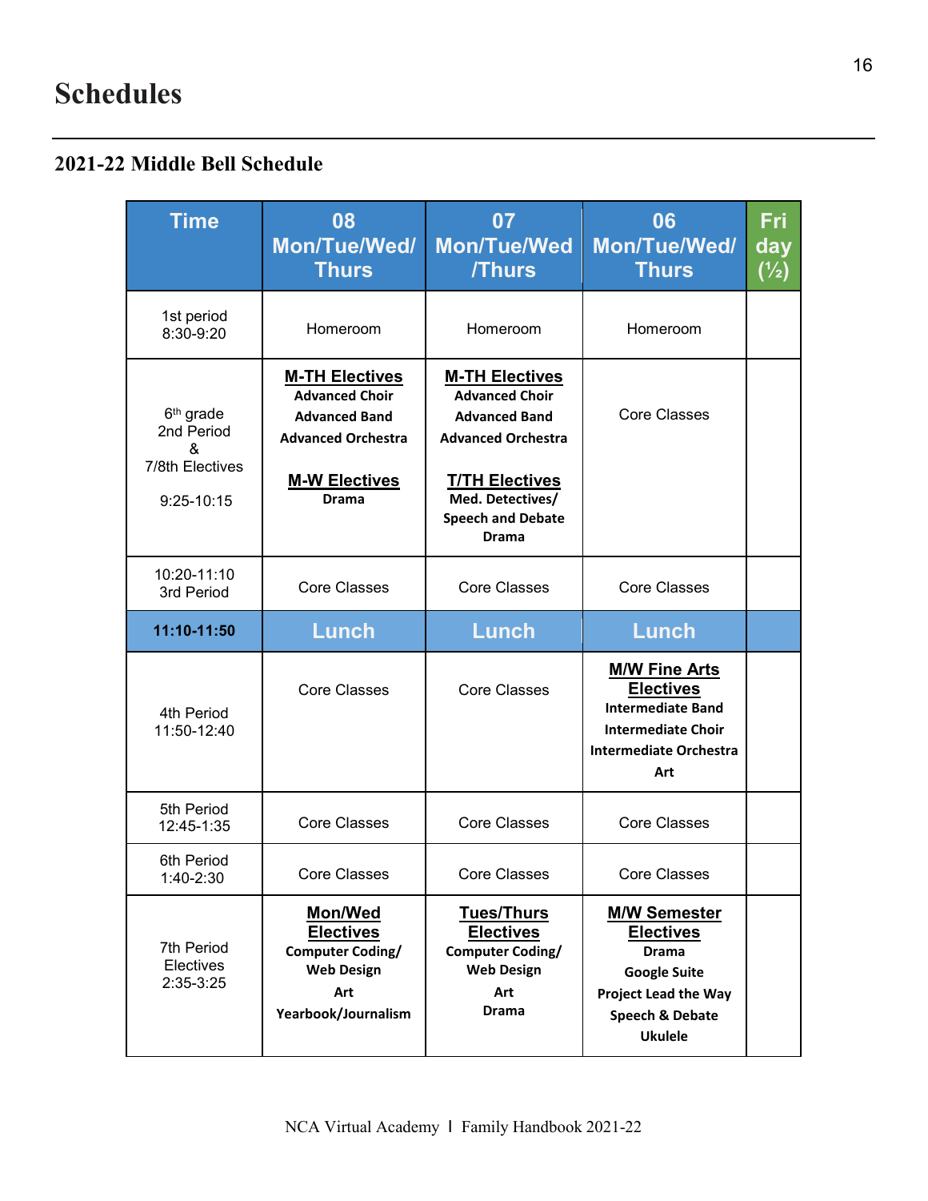# Schedules

## 2021-22 Middle Bell Schedule

| Time | 08 Mon/Tue/Wed/ Thurs | 07 Mon/Tue/Wed /Thurs | 06 Mon/Tue/Wed/ Thurs | Friday (½) |
|---|---|---|---|---|
| 1st period 8:30-9:20 | Homeroom | Homeroom | Homeroom | |
| 6th grade 2nd Period & 7/8th Electives 9:25-10:15 | **M-TH Electives** Advanced Choir, Advanced Band, Advanced Orchestra<br>**M-W Electives** Drama | **M-TH Electives** Advanced Choir, Advanced Band, Advanced Orchestra<br>**T/TH Electives** Med. Detectives/ Speech and Debate, Drama | Core Classes | |
| 10:20-11:10 3rd Period | Core Classes | Core Classes | Core Classes | |
| **11:10-11:50** | **Lunch** | **Lunch** | **Lunch** | |
| 4th Period 11:50-12:40 | Core Classes | Core Classes | **M/W Fine Arts Electives** Intermediate Band, Intermediate Choir, Intermediate Orchestra, Art | |
| 5th Period 12:45-1:35 | Core Classes | Core Classes | Core Classes | |
| 6th Period 1:40-2:30 | Core Classes | Core Classes | Core Classes | |
| 7th Period Electives 2:35-3:25 | **Mon/Wed Electives** Computer Coding/ Web Design, Art, Yearbook/Journalism | **Tues/Thurs Electives** Computer Coding/ Web Design, Art, Drama | **M/W Semester Electives** Drama, Google Suite, Project Lead the Way, Speech & Debate, Ukulele | |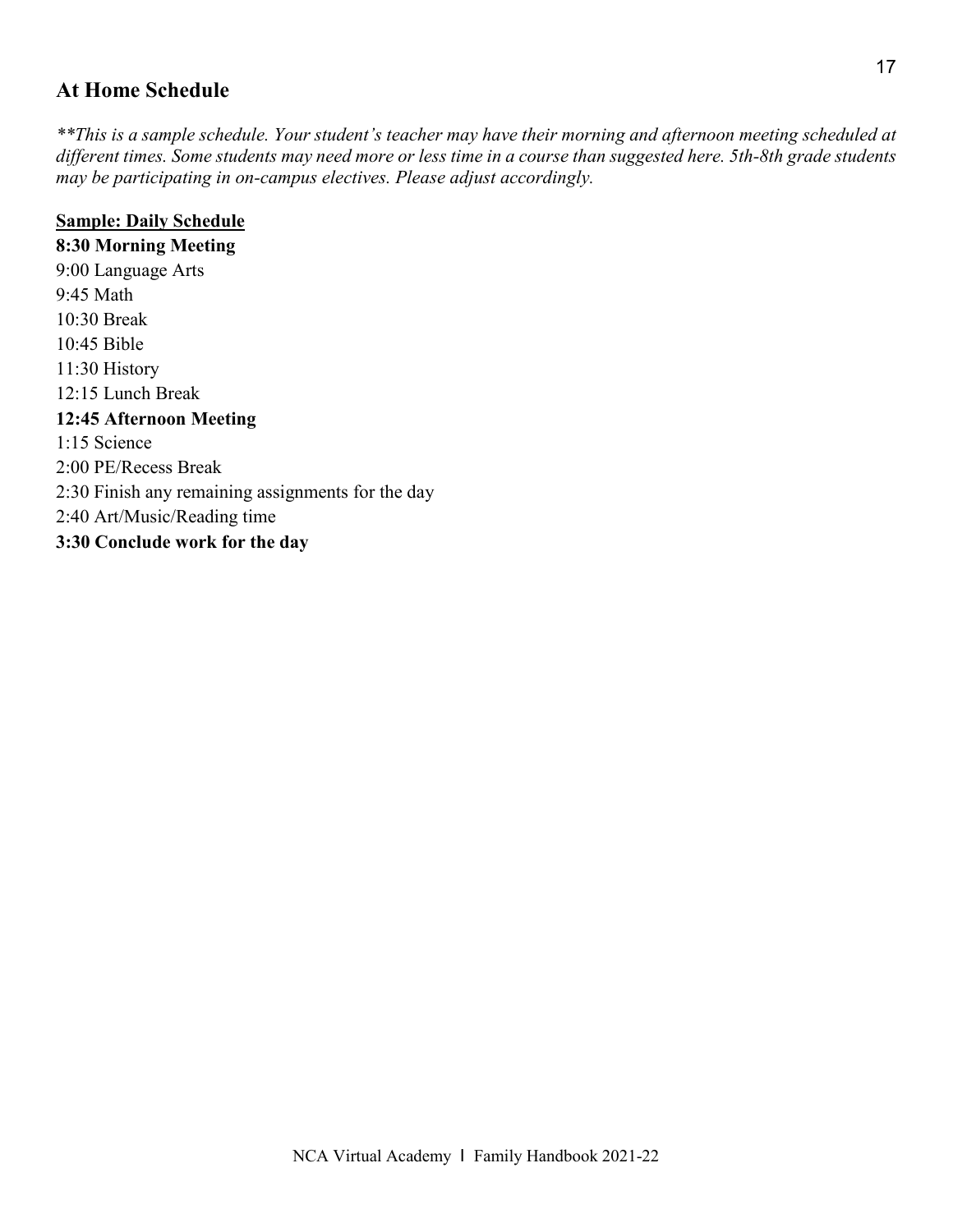## At Home Schedule

*\*\*This is a sample schedule. Your student's teacher may have their morning and afternoon meeting scheduled at different times. Some students may need more or less time in a course than suggested here. 5th-8th grade students may be participating in on-campus electives. Please adjust accordingly.*

<u>**Sample: Daily Schedule**</u>

**8:30 Morning Meeting**
9:00 Language Arts
9:45 Math
10:30 Break
10:45 Bible
11:30 History
12:15 Lunch Break
**12:45 Afternoon Meeting**
1:15 Science
2:00 PE/Recess Break
2:30 Finish any remaining assignments for the day
2:40 Art/Music/Reading time
**3:30 Conclude work for the day**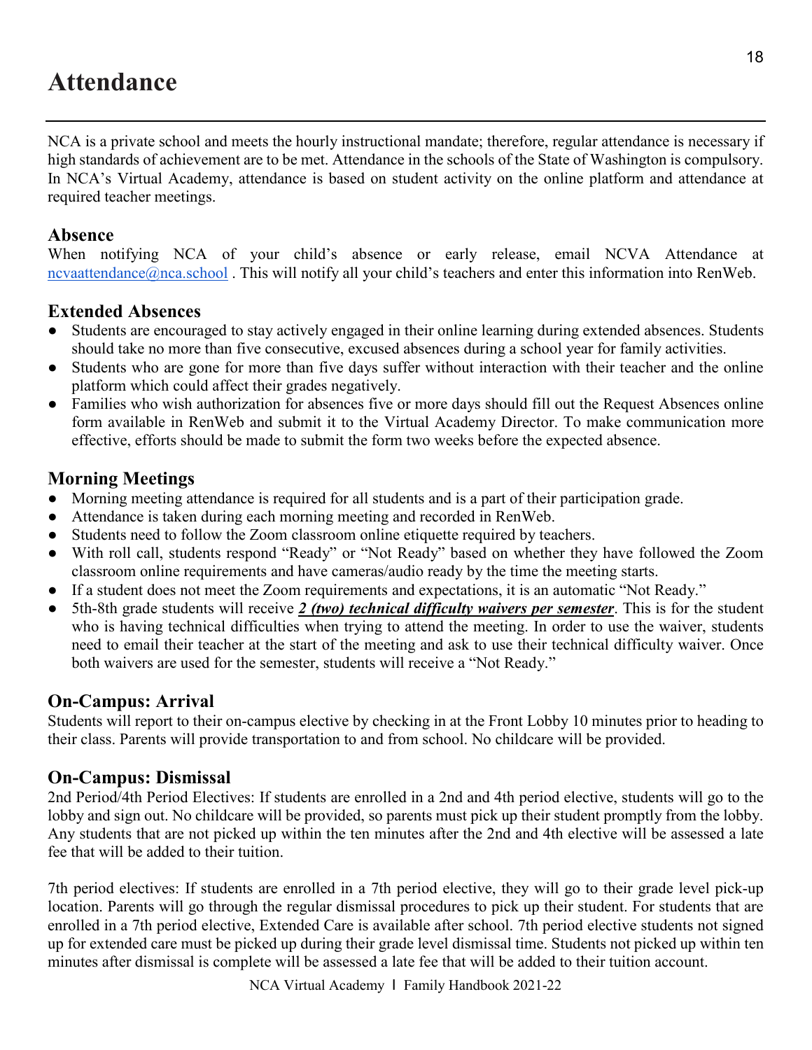# Attendance

NCA is a private school and meets the hourly instructional mandate; therefore, regular attendance is necessary if high standards of achievement are to be met. Attendance in the schools of the State of Washington is compulsory. In NCA's Virtual Academy, attendance is based on student activity on the online platform and attendance at required teacher meetings.

## Absence

When notifying NCA of your child's absence or early release, email NCVA Attendance at ncvaattendance@nca.school . This will notify all your child's teachers and enter this information into RenWeb.

## Extended Absences

- Students are encouraged to stay actively engaged in their online learning during extended absences. Students should take no more than five consecutive, excused absences during a school year for family activities.
- Students who are gone for more than five days suffer without interaction with their teacher and the online platform which could affect their grades negatively.
- Families who wish authorization for absences five or more days should fill out the Request Absences online form available in RenWeb and submit it to the Virtual Academy Director. To make communication more effective, efforts should be made to submit the form two weeks before the expected absence.

## Morning Meetings

- Morning meeting attendance is required for all students and is a part of their participation grade.
- Attendance is taken during each morning meeting and recorded in RenWeb.
- Students need to follow the Zoom classroom online etiquette required by teachers.
- With roll call, students respond "Ready" or "Not Ready" based on whether they have followed the Zoom classroom online requirements and have cameras/audio ready by the time the meeting starts.
- If a student does not meet the Zoom requirements and expectations, it is an automatic "Not Ready."
- 5th-8th grade students will receive ***2 (two) technical difficulty waivers per semester***. This is for the student who is having technical difficulties when trying to attend the meeting. In order to use the waiver, students need to email their teacher at the start of the meeting and ask to use their technical difficulty waiver. Once both waivers are used for the semester, students will receive a "Not Ready."

## On-Campus: Arrival

Students will report to their on-campus elective by checking in at the Front Lobby 10 minutes prior to heading to their class. Parents will provide transportation to and from school. No childcare will be provided.

## On-Campus: Dismissal

2nd Period/4th Period Electives: If students are enrolled in a 2nd and 4th period elective, students will go to the lobby and sign out. No childcare will be provided, so parents must pick up their student promptly from the lobby. Any students that are not picked up within the ten minutes after the 2nd and 4th elective will be assessed a late fee that will be added to their tuition.

7th period electives: If students are enrolled in a 7th period elective, they will go to their grade level pick-up location. Parents will go through the regular dismissal procedures to pick up their student. For students that are enrolled in a 7th period elective, Extended Care is available after school. 7th period elective students not signed up for extended care must be picked up during their grade level dismissal time. Students not picked up within ten minutes after dismissal is complete will be assessed a late fee that will be added to their tuition account.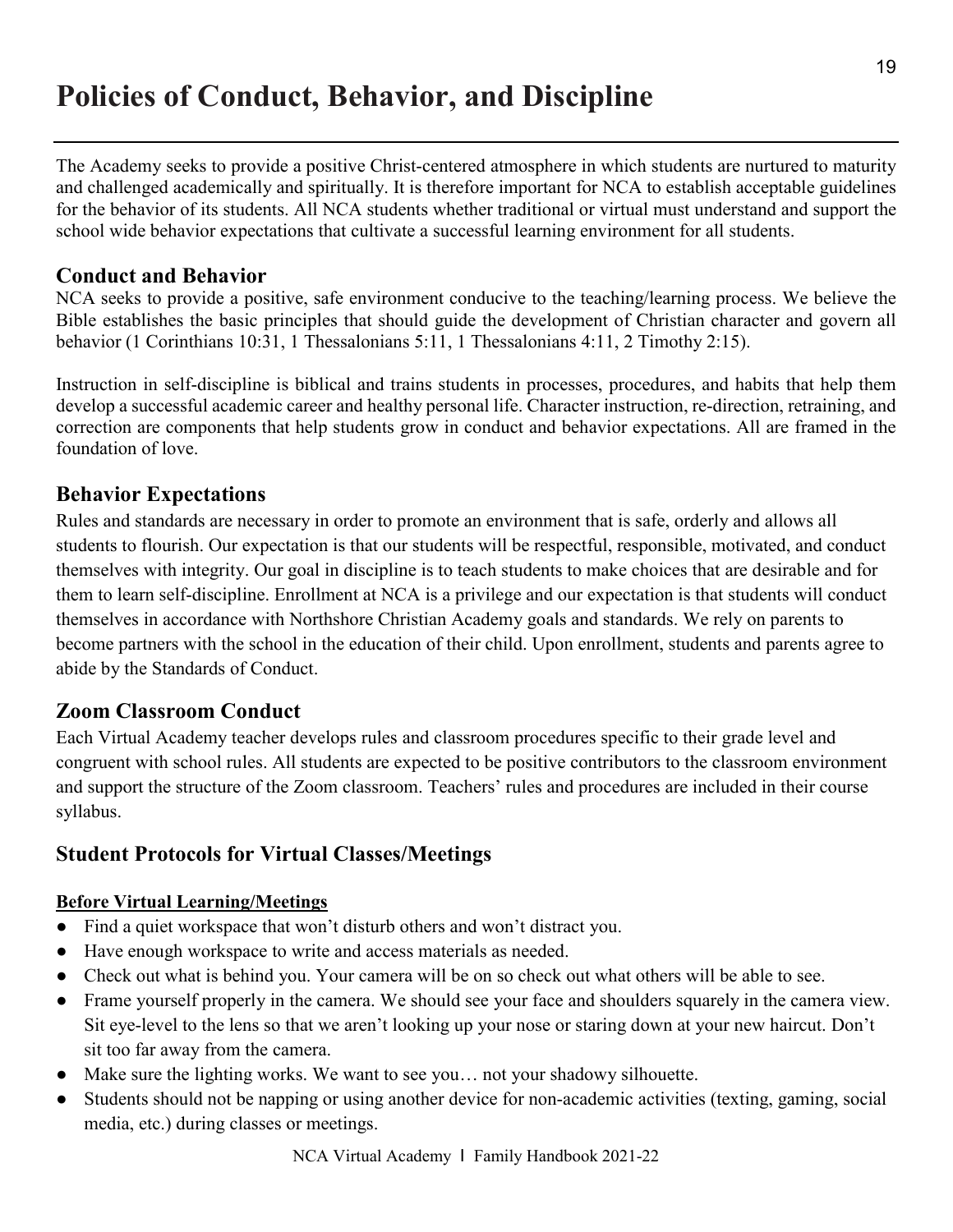# Policies of Conduct, Behavior, and Discipline

The Academy seeks to provide a positive Christ-centered atmosphere in which students are nurtured to maturity and challenged academically and spiritually. It is therefore important for NCA to establish acceptable guidelines for the behavior of its students. All NCA students whether traditional or virtual must understand and support the school wide behavior expectations that cultivate a successful learning environment for all students.

## Conduct and Behavior

NCA seeks to provide a positive, safe environment conducive to the teaching/learning process. We believe the Bible establishes the basic principles that should guide the development of Christian character and govern all behavior (1 Corinthians 10:31, 1 Thessalonians 5:11, 1 Thessalonians 4:11, 2 Timothy 2:15).

Instruction in self-discipline is biblical and trains students in processes, procedures, and habits that help them develop a successful academic career and healthy personal life. Character instruction, re-direction, retraining, and correction are components that help students grow in conduct and behavior expectations. All are framed in the foundation of love.

## Behavior Expectations

Rules and standards are necessary in order to promote an environment that is safe, orderly and allows all students to flourish. Our expectation is that our students will be respectful, responsible, motivated, and conduct themselves with integrity. Our goal in discipline is to teach students to make choices that are desirable and for them to learn self-discipline. Enrollment at NCA is a privilege and our expectation is that students will conduct themselves in accordance with Northshore Christian Academy goals and standards. We rely on parents to become partners with the school in the education of their child. Upon enrollment, students and parents agree to abide by the Standards of Conduct.

## Zoom Classroom Conduct

Each Virtual Academy teacher develops rules and classroom procedures specific to their grade level and congruent with school rules. All students are expected to be positive contributors to the classroom environment and support the structure of the Zoom classroom. Teachers' rules and procedures are included in their course syllabus.

## Student Protocols for Virtual Classes/Meetings

**Before Virtual Learning/Meetings**

- Find a quiet workspace that won't disturb others and won't distract you.
- Have enough workspace to write and access materials as needed.
- Check out what is behind you. Your camera will be on so check out what others will be able to see.
- Frame yourself properly in the camera. We should see your face and shoulders squarely in the camera view. Sit eye-level to the lens so that we aren't looking up your nose or staring down at your new haircut. Don't sit too far away from the camera.
- Make sure the lighting works. We want to see you… not your shadowy silhouette.
- Students should not be napping or using another device for non-academic activities (texting, gaming, social media, etc.) during classes or meetings.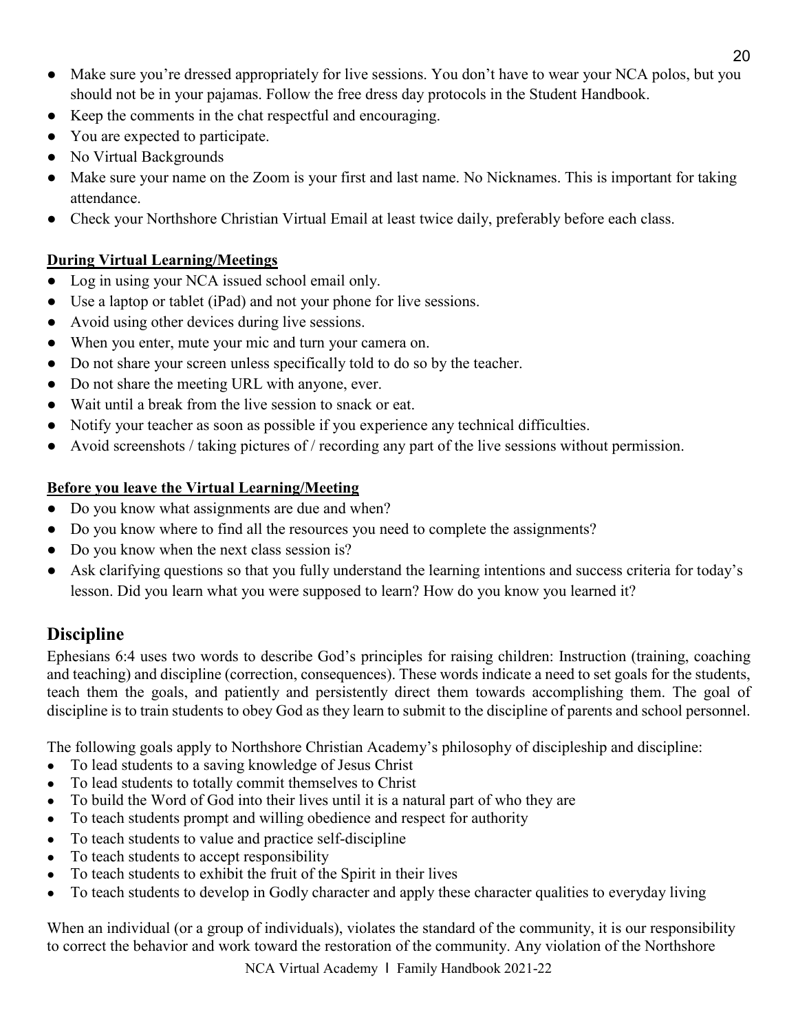- Make sure you're dressed appropriately for live sessions. You don't have to wear your NCA polos, but you should not be in your pajamas. Follow the free dress day protocols in the Student Handbook.
- Keep the comments in the chat respectful and encouraging.
- You are expected to participate.
- No Virtual Backgrounds
- Make sure your name on the Zoom is your first and last name. No Nicknames. This is important for taking attendance.
- Check your Northshore Christian Virtual Email at least twice daily, preferably before each class.

**During Virtual Learning/Meetings**

- Log in using your NCA issued school email only.
- Use a laptop or tablet (iPad) and not your phone for live sessions.
- Avoid using other devices during live sessions.
- When you enter, mute your mic and turn your camera on.
- Do not share your screen unless specifically told to do so by the teacher.
- Do not share the meeting URL with anyone, ever.
- Wait until a break from the live session to snack or eat.
- Notify your teacher as soon as possible if you experience any technical difficulties.
- Avoid screenshots / taking pictures of / recording any part of the live sessions without permission.

**Before you leave the Virtual Learning/Meeting**

- Do you know what assignments are due and when?
- Do you know where to find all the resources you need to complete the assignments?
- Do you know when the next class session is?
- Ask clarifying questions so that you fully understand the learning intentions and success criteria for today's lesson. Did you learn what you were supposed to learn? How do you know you learned it?

## Discipline

Ephesians 6:4 uses two words to describe God's principles for raising children: Instruction (training, coaching and teaching) and discipline (correction, consequences). These words indicate a need to set goals for the students, teach them the goals, and patiently and persistently direct them towards accomplishing them. The goal of discipline is to train students to obey God as they learn to submit to the discipline of parents and school personnel.

The following goals apply to Northshore Christian Academy's philosophy of discipleship and discipline:

- To lead students to a saving knowledge of Jesus Christ
- To lead students to totally commit themselves to Christ
- To build the Word of God into their lives until it is a natural part of who they are
- To teach students prompt and willing obedience and respect for authority
- To teach students to value and practice self-discipline
- To teach students to accept responsibility
- To teach students to exhibit the fruit of the Spirit in their lives
- To teach students to develop in Godly character and apply these character qualities to everyday living

When an individual (or a group of individuals), violates the standard of the community, it is our responsibility to correct the behavior and work toward the restoration of the community. Any violation of the Northshore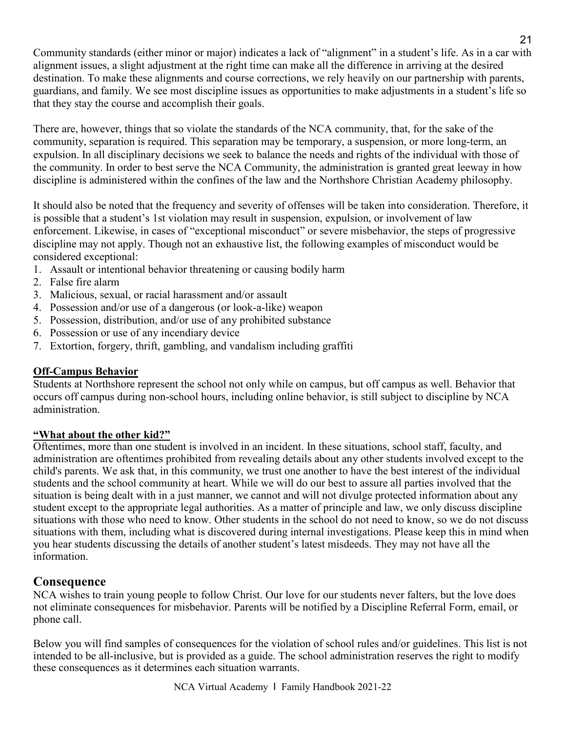Community standards (either minor or major) indicates a lack of "alignment" in a student's life. As in a car with alignment issues, a slight adjustment at the right time can make all the difference in arriving at the desired destination. To make these alignments and course corrections, we rely heavily on our partnership with parents, guardians, and family. We see most discipline issues as opportunities to make adjustments in a student's life so that they stay the course and accomplish their goals.

There are, however, things that so violate the standards of the NCA community, that, for the sake of the community, separation is required. This separation may be temporary, a suspension, or more long-term, an expulsion. In all disciplinary decisions we seek to balance the needs and rights of the individual with those of the community. In order to best serve the NCA Community, the administration is granted great leeway in how discipline is administered within the confines of the law and the Northshore Christian Academy philosophy.

It should also be noted that the frequency and severity of offenses will be taken into consideration. Therefore, it is possible that a student's 1st violation may result in suspension, expulsion, or involvement of law enforcement. Likewise, in cases of "exceptional misconduct" or severe misbehavior, the steps of progressive discipline may not apply. Though not an exhaustive list, the following examples of misconduct would be considered exceptional:

1. Assault or intentional behavior threatening or causing bodily harm
2. False fire alarm
3. Malicious, sexual, or racial harassment and/or assault
4. Possession and/or use of a dangerous (or look-a-like) weapon
5. Possession, distribution, and/or use of any prohibited substance
6. Possession or use of any incendiary device
7. Extortion, forgery, thrift, gambling, and vandalism including graffiti

**Off-Campus Behavior**

Students at Northshore represent the school not only while on campus, but off campus as well. Behavior that occurs off campus during non-school hours, including online behavior, is still subject to discipline by NCA administration.

**"What about the other kid?"**

Oftentimes, more than one student is involved in an incident. In these situations, school staff, faculty, and administration are oftentimes prohibited from revealing details about any other students involved except to the child's parents. We ask that, in this community, we trust one another to have the best interest of the individual students and the school community at heart. While we will do our best to assure all parties involved that the situation is being dealt with in a just manner, we cannot and will not divulge protected information about any student except to the appropriate legal authorities. As a matter of principle and law, we only discuss discipline situations with those who need to know. Other students in the school do not need to know, so we do not discuss situations with them, including what is discovered during internal investigations. Please keep this in mind when you hear students discussing the details of another student's latest misdeeds. They may not have all the information.

## Consequence

NCA wishes to train young people to follow Christ. Our love for our students never falters, but the love does not eliminate consequences for misbehavior. Parents will be notified by a Discipline Referral Form, email, or phone call.

Below you will find samples of consequences for the violation of school rules and/or guidelines. This list is not intended to be all-inclusive, but is provided as a guide. The school administration reserves the right to modify these consequences as it determines each situation warrants.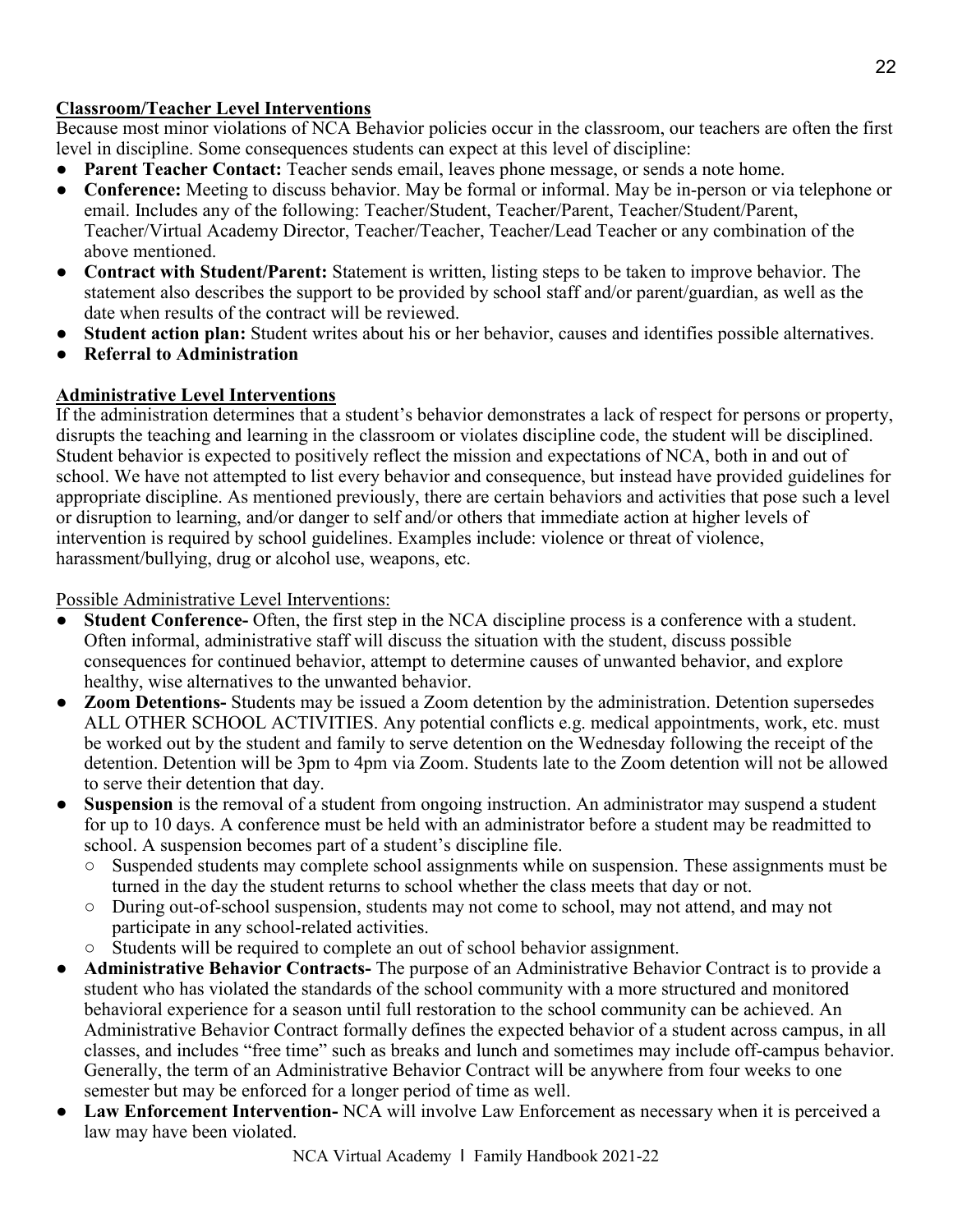## Classroom/Teacher Level Interventions

Because most minor violations of NCA Behavior policies occur in the classroom, our teachers are often the first level in discipline. Some consequences students can expect at this level of discipline:

- **Parent Teacher Contact:** Teacher sends email, leaves phone message, or sends a note home.
- **Conference:** Meeting to discuss behavior. May be formal or informal. May be in-person or via telephone or email. Includes any of the following: Teacher/Student, Teacher/Parent, Teacher/Student/Parent, Teacher/Virtual Academy Director, Teacher/Teacher, Teacher/Lead Teacher or any combination of the above mentioned.
- **Contract with Student/Parent:** Statement is written, listing steps to be taken to improve behavior. The statement also describes the support to be provided by school staff and/or parent/guardian, as well as the date when results of the contract will be reviewed.
- **Student action plan:** Student writes about his or her behavior, causes and identifies possible alternatives.
- **Referral to Administration**

## Administrative Level Interventions

If the administration determines that a student's behavior demonstrates a lack of respect for persons or property, disrupts the teaching and learning in the classroom or violates discipline code, the student will be disciplined. Student behavior is expected to positively reflect the mission and expectations of NCA, both in and out of school. We have not attempted to list every behavior and consequence, but instead have provided guidelines for appropriate discipline. As mentioned previously, there are certain behaviors and activities that pose such a level or disruption to learning, and/or danger to self and/or others that immediate action at higher levels of intervention is required by school guidelines. Examples include: violence or threat of violence, harassment/bullying, drug or alcohol use, weapons, etc.

Possible Administrative Level Interventions:

- **Student Conference-** Often, the first step in the NCA discipline process is a conference with a student. Often informal, administrative staff will discuss the situation with the student, discuss possible consequences for continued behavior, attempt to determine causes of unwanted behavior, and explore healthy, wise alternatives to the unwanted behavior.
- **Zoom Detentions-** Students may be issued a Zoom detention by the administration. Detention supersedes ALL OTHER SCHOOL ACTIVITIES. Any potential conflicts e.g. medical appointments, work, etc. must be worked out by the student and family to serve detention on the Wednesday following the receipt of the detention. Detention will be 3pm to 4pm via Zoom. Students late to the Zoom detention will not be allowed to serve their detention that day.
- **Suspension** is the removal of a student from ongoing instruction. An administrator may suspend a student for up to 10 days. A conference must be held with an administrator before a student may be readmitted to school. A suspension becomes part of a student's discipline file.
  - Suspended students may complete school assignments while on suspension. These assignments must be turned in the day the student returns to school whether the class meets that day or not.
  - During out-of-school suspension, students may not come to school, may not attend, and may not participate in any school-related activities.
  - Students will be required to complete an out of school behavior assignment.
- **Administrative Behavior Contracts-** The purpose of an Administrative Behavior Contract is to provide a student who has violated the standards of the school community with a more structured and monitored behavioral experience for a season until full restoration to the school community can be achieved. An Administrative Behavior Contract formally defines the expected behavior of a student across campus, in all classes, and includes "free time" such as breaks and lunch and sometimes may include off-campus behavior. Generally, the term of an Administrative Behavior Contract will be anywhere from four weeks to one semester but may be enforced for a longer period of time as well.
- **Law Enforcement Intervention-** NCA will involve Law Enforcement as necessary when it is perceived a law may have been violated.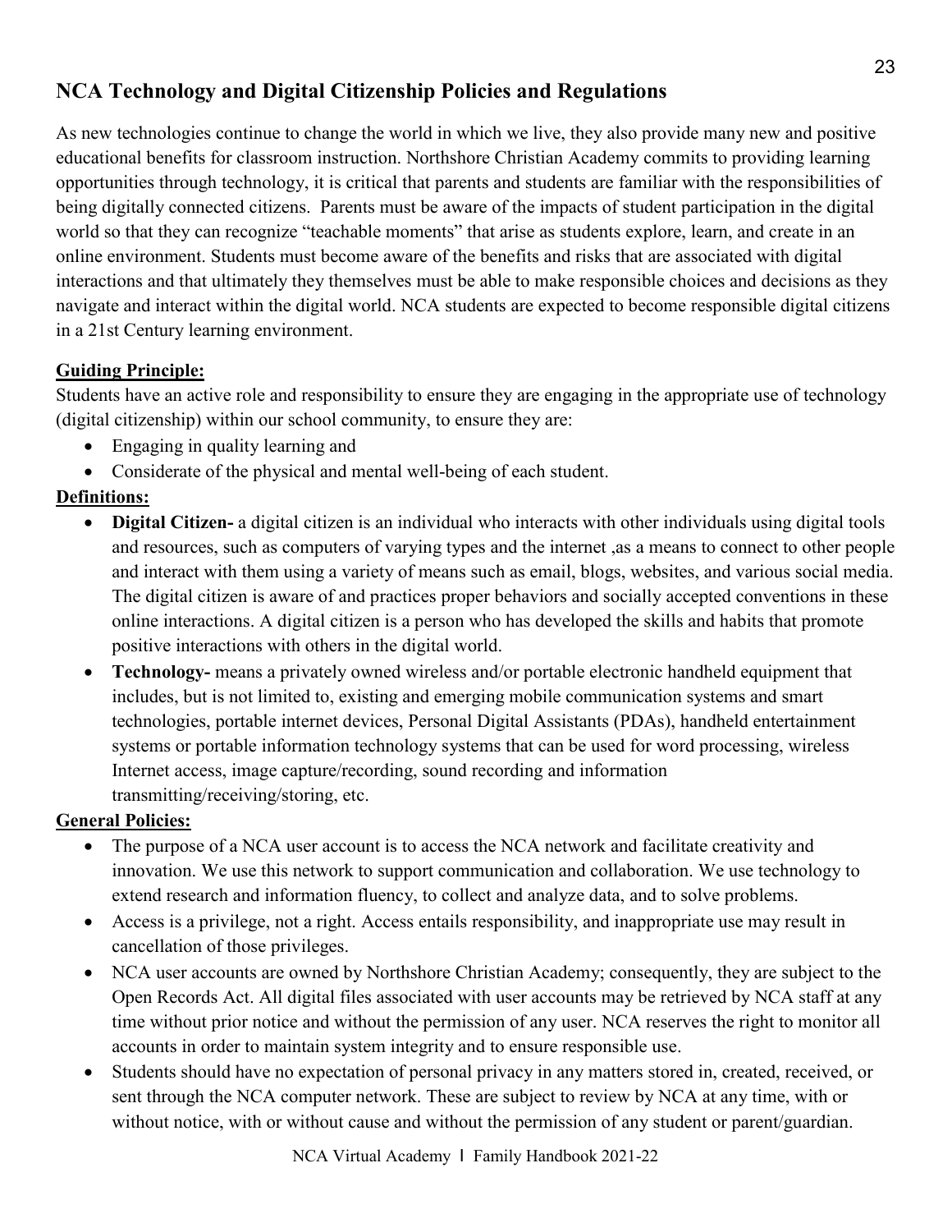## NCA Technology and Digital Citizenship Policies and Regulations

As new technologies continue to change the world in which we live, they also provide many new and positive educational benefits for classroom instruction. Northshore Christian Academy commits to providing learning opportunities through technology, it is critical that parents and students are familiar with the responsibilities of being digitally connected citizens. Parents must be aware of the impacts of student participation in the digital world so that they can recognize "teachable moments" that arise as students explore, learn, and create in an online environment. Students must become aware of the benefits and risks that are associated with digital interactions and that ultimately they themselves must be able to make responsible choices and decisions as they navigate and interact within the digital world. NCA students are expected to become responsible digital citizens in a 21st Century learning environment.

**Guiding Principle:**

Students have an active role and responsibility to ensure they are engaging in the appropriate use of technology (digital citizenship) within our school community, to ensure they are:

- Engaging in quality learning and
- Considerate of the physical and mental well-being of each student.

**Definitions:**

- **Digital Citizen-** a digital citizen is an individual who interacts with other individuals using digital tools and resources, such as computers of varying types and the internet ,as a means to connect to other people and interact with them using a variety of means such as email, blogs, websites, and various social media. The digital citizen is aware of and practices proper behaviors and socially accepted conventions in these online interactions. A digital citizen is a person who has developed the skills and habits that promote positive interactions with others in the digital world.
- **Technology-** means a privately owned wireless and/or portable electronic handheld equipment that includes, but is not limited to, existing and emerging mobile communication systems and smart technologies, portable internet devices, Personal Digital Assistants (PDAs), handheld entertainment systems or portable information technology systems that can be used for word processing, wireless Internet access, image capture/recording, sound recording and information transmitting/receiving/storing, etc.

**General Policies:**

- The purpose of a NCA user account is to access the NCA network and facilitate creativity and innovation. We use this network to support communication and collaboration. We use technology to extend research and information fluency, to collect and analyze data, and to solve problems.
- Access is a privilege, not a right. Access entails responsibility, and inappropriate use may result in cancellation of those privileges.
- NCA user accounts are owned by Northshore Christian Academy; consequently, they are subject to the Open Records Act. All digital files associated with user accounts may be retrieved by NCA staff at any time without prior notice and without the permission of any user. NCA reserves the right to monitor all accounts in order to maintain system integrity and to ensure responsible use.
- Students should have no expectation of personal privacy in any matters stored in, created, received, or sent through the NCA computer network. These are subject to review by NCA at any time, with or without notice, with or without cause and without the permission of any student or parent/guardian.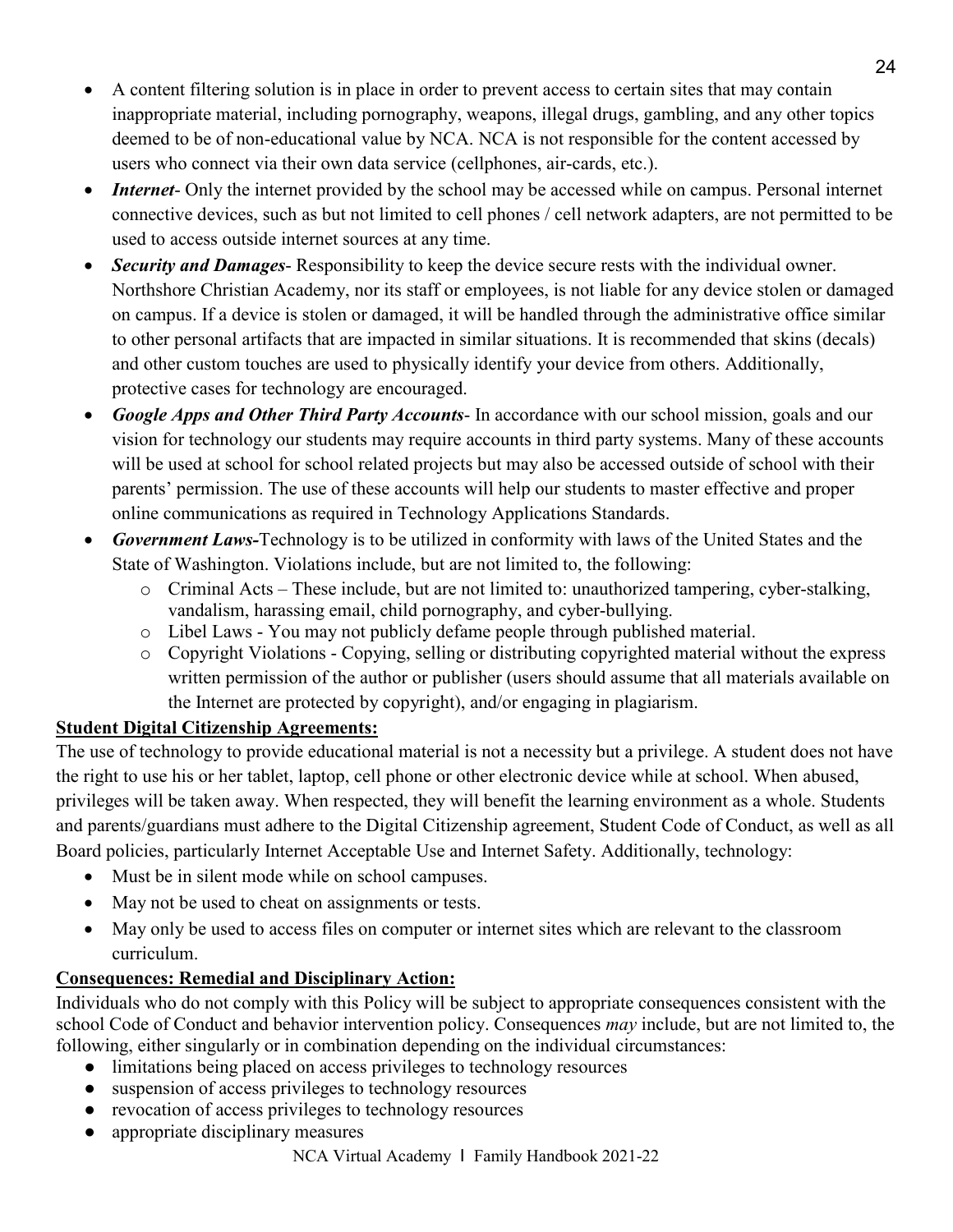- A content filtering solution is in place in order to prevent access to certain sites that may contain inappropriate material, including pornography, weapons, illegal drugs, gambling, and any other topics deemed to be of non-educational value by NCA. NCA is not responsible for the content accessed by users who connect via their own data service (cellphones, air-cards, etc.).
- ***Internet***- Only the internet provided by the school may be accessed while on campus. Personal internet connective devices, such as but not limited to cell phones / cell network adapters, are not permitted to be used to access outside internet sources at any time.
- ***Security and Damages***- Responsibility to keep the device secure rests with the individual owner. Northshore Christian Academy, nor its staff or employees, is not liable for any device stolen or damaged on campus. If a device is stolen or damaged, it will be handled through the administrative office similar to other personal artifacts that are impacted in similar situations. It is recommended that skins (decals) and other custom touches are used to physically identify your device from others. Additionally, protective cases for technology are encouraged.
- ***Google Apps and Other Third Party Accounts***- In accordance with our school mission, goals and our vision for technology our students may require accounts in third party systems. Many of these accounts will be used at school for school related projects but may also be accessed outside of school with their parents' permission. The use of these accounts will help our students to master effective and proper online communications as required in Technology Applications Standards.
- ***Government Laws-***Technology is to be utilized in conformity with laws of the United States and the State of Washington. Violations include, but are not limited to, the following:
  - Criminal Acts – These include, but are not limited to: unauthorized tampering, cyber-stalking, vandalism, harassing email, child pornography, and cyber-bullying.
  - Libel Laws - You may not publicly defame people through published material.
  - Copyright Violations - Copying, selling or distributing copyrighted material without the express written permission of the author or publisher (users should assume that all materials available on the Internet are protected by copyright), and/or engaging in plagiarism.

**Student Digital Citizenship Agreements:**

The use of technology to provide educational material is not a necessity but a privilege. A student does not have the right to use his or her tablet, laptop, cell phone or other electronic device while at school. When abused, privileges will be taken away. When respected, they will benefit the learning environment as a whole. Students and parents/guardians must adhere to the Digital Citizenship agreement, Student Code of Conduct, as well as all Board policies, particularly Internet Acceptable Use and Internet Safety. Additionally, technology:

- Must be in silent mode while on school campuses.
- May not be used to cheat on assignments or tests.
- May only be used to access files on computer or internet sites which are relevant to the classroom curriculum.

**Consequences: Remedial and Disciplinary Action:**

Individuals who do not comply with this Policy will be subject to appropriate consequences consistent with the school Code of Conduct and behavior intervention policy. Consequences *may* include, but are not limited to, the following, either singularly or in combination depending on the individual circumstances:

- limitations being placed on access privileges to technology resources
- suspension of access privileges to technology resources
- revocation of access privileges to technology resources
- appropriate disciplinary measures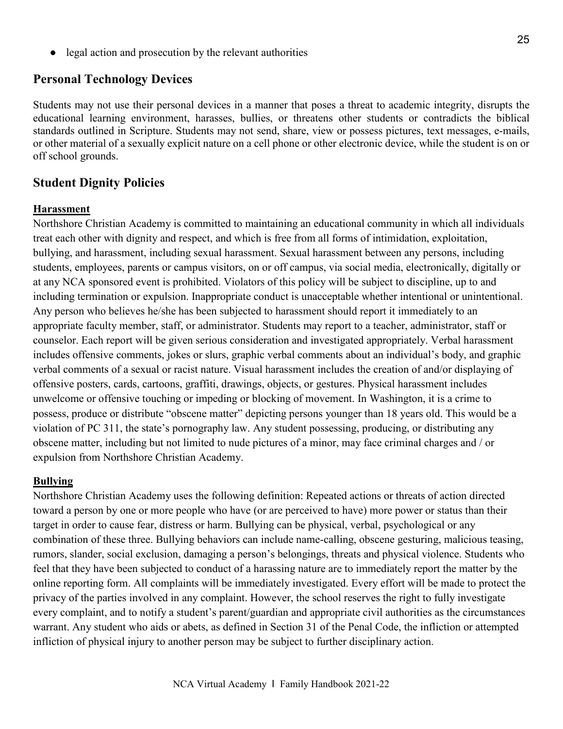- legal action and prosecution by the relevant authorities

## Personal Technology Devices

Students may not use their personal devices in a manner that poses a threat to academic integrity, disrupts the educational learning environment, harasses, bullies, or threatens other students or contradicts the biblical standards outlined in Scripture. Students may not send, share, view or possess pictures, text messages, e-mails, or other material of a sexually explicit nature on a cell phone or other electronic device, while the student is on or off school grounds.

## Student Dignity Policies

### Harassment

Northshore Christian Academy is committed to maintaining an educational community in which all individuals treat each other with dignity and respect, and which is free from all forms of intimidation, exploitation, bullying, and harassment, including sexual harassment. Sexual harassment between any persons, including students, employees, parents or campus visitors, on or off campus, via social media, electronically, digitally or at any NCA sponsored event is prohibited. Violators of this policy will be subject to discipline, up to and including termination or expulsion. Inappropriate conduct is unacceptable whether intentional or unintentional. Any person who believes he/she has been subjected to harassment should report it immediately to an appropriate faculty member, staff, or administrator. Students may report to a teacher, administrator, staff or counselor. Each report will be given serious consideration and investigated appropriately. Verbal harassment includes offensive comments, jokes or slurs, graphic verbal comments about an individual's body, and graphic verbal comments of a sexual or racist nature. Visual harassment includes the creation of and/or displaying of offensive posters, cards, cartoons, graffiti, drawings, objects, or gestures. Physical harassment includes unwelcome or offensive touching or impeding or blocking of movement. In Washington, it is a crime to possess, produce or distribute "obscene matter" depicting persons younger than 18 years old. This would be a violation of PC 311, the state's pornography law. Any student possessing, producing, or distributing any obscene matter, including but not limited to nude pictures of a minor, may face criminal charges and / or expulsion from Northshore Christian Academy.

### Bullying

Northshore Christian Academy uses the following definition: Repeated actions or threats of action directed toward a person by one or more people who have (or are perceived to have) more power or status than their target in order to cause fear, distress or harm. Bullying can be physical, verbal, psychological or any combination of these three. Bullying behaviors can include name-calling, obscene gesturing, malicious teasing, rumors, slander, social exclusion, damaging a person's belongings, threats and physical violence. Students who feel that they have been subjected to conduct of a harassing nature are to immediately report the matter by the online reporting form. All complaints will be immediately investigated. Every effort will be made to protect the privacy of the parties involved in any complaint. However, the school reserves the right to fully investigate every complaint, and to notify a student's parent/guardian and appropriate civil authorities as the circumstances warrant. Any student who aids or abets, as defined in Section 31 of the Penal Code, the infliction or attempted infliction of physical injury to another person may be subject to further disciplinary action.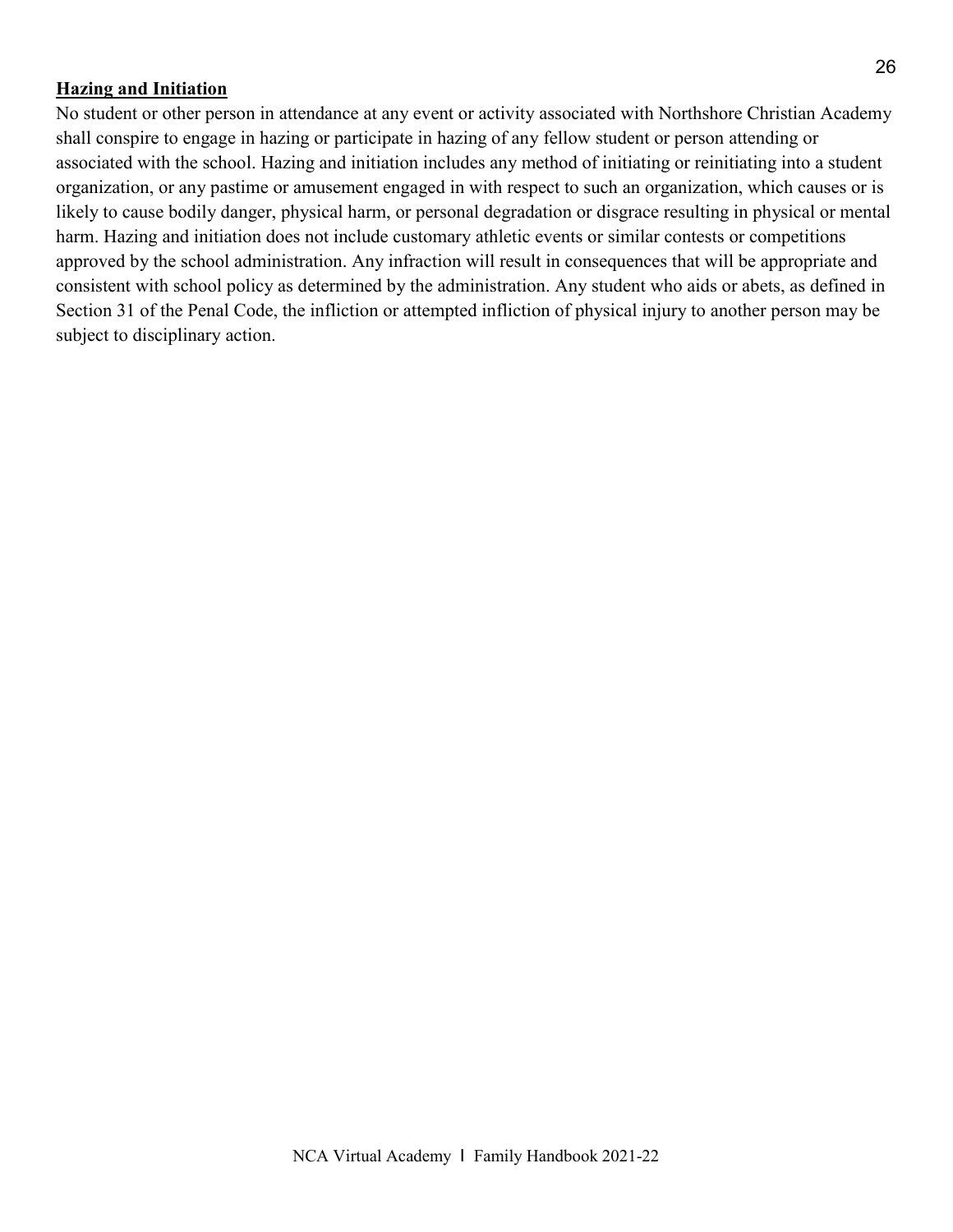## Hazing and Initiation

No student or other person in attendance at any event or activity associated with Northshore Christian Academy shall conspire to engage in hazing or participate in hazing of any fellow student or person attending or associated with the school. Hazing and initiation includes any method of initiating or reinitiating into a student organization, or any pastime or amusement engaged in with respect to such an organization, which causes or is likely to cause bodily danger, physical harm, or personal degradation or disgrace resulting in physical or mental harm. Hazing and initiation does not include customary athletic events or similar contests or competitions approved by the school administration. Any infraction will result in consequences that will be appropriate and consistent with school policy as determined by the administration. Any student who aids or abets, as defined in Section 31 of the Penal Code, the infliction or attempted infliction of physical injury to another person may be subject to disciplinary action.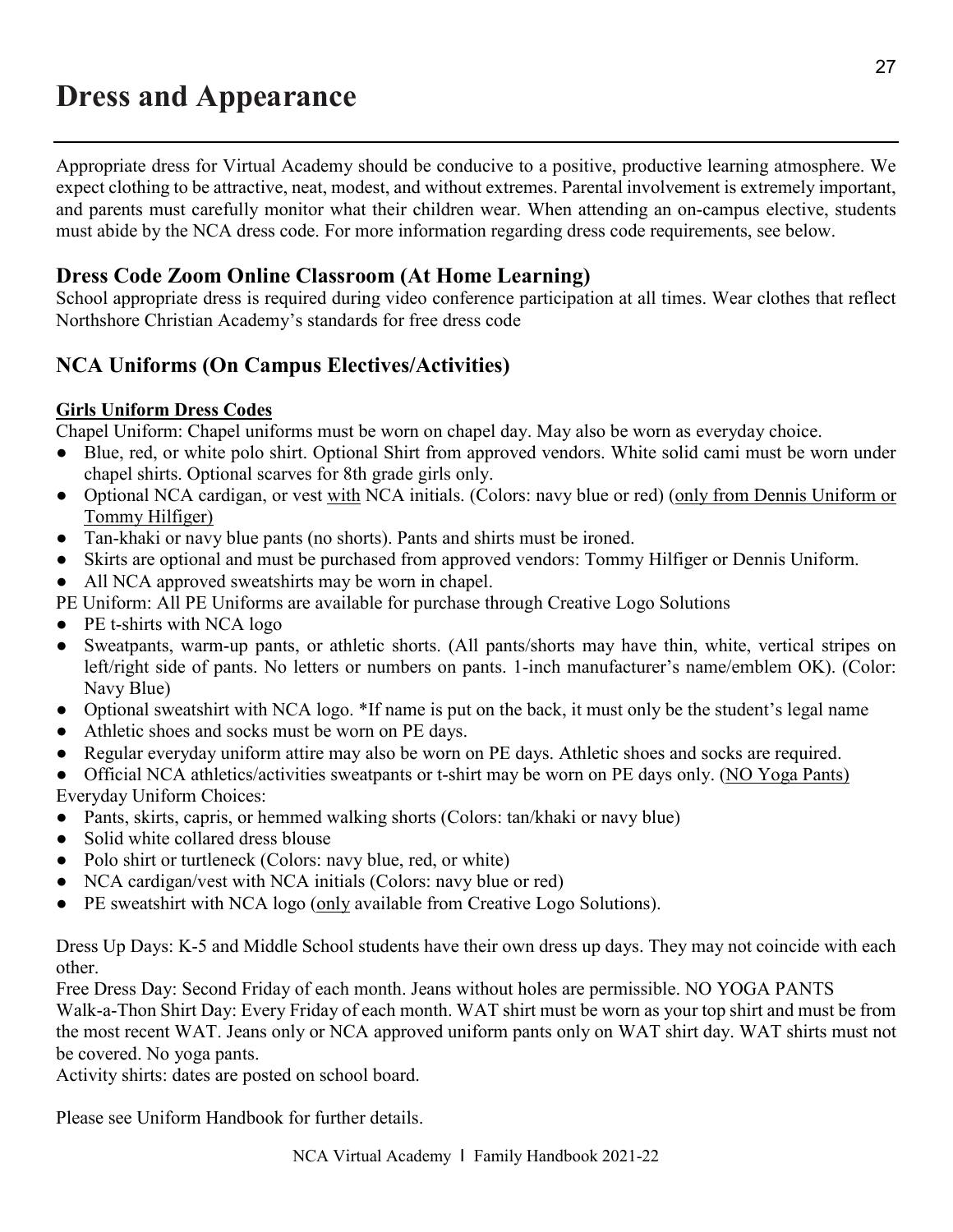# Dress and Appearance

Appropriate dress for Virtual Academy should be conducive to a positive, productive learning atmosphere. We expect clothing to be attractive, neat, modest, and without extremes. Parental involvement is extremely important, and parents must carefully monitor what their children wear. When attending an on-campus elective, students must abide by the NCA dress code. For more information regarding dress code requirements, see below.

## Dress Code Zoom Online Classroom (At Home Learning)

School appropriate dress is required during video conference participation at all times. Wear clothes that reflect Northshore Christian Academy's standards for free dress code

## NCA Uniforms (On Campus Electives/Activities)

**Girls Uniform Dress Codes**

Chapel Uniform: Chapel uniforms must be worn on chapel day. May also be worn as everyday choice.

- Blue, red, or white polo shirt. Optional Shirt from approved vendors. White solid cami must be worn under chapel shirts. Optional scarves for 8th grade girls only.
- Optional NCA cardigan, or vest with NCA initials. (Colors: navy blue or red) (only from Dennis Uniform or Tommy Hilfiger)
- Tan-khaki or navy blue pants (no shorts). Pants and shirts must be ironed.
- Skirts are optional and must be purchased from approved vendors: Tommy Hilfiger or Dennis Uniform.
- All NCA approved sweatshirts may be worn in chapel.

PE Uniform: All PE Uniforms are available for purchase through Creative Logo Solutions

- PE t-shirts with NCA logo
- Sweatpants, warm-up pants, or athletic shorts. (All pants/shorts may have thin, white, vertical stripes on left/right side of pants. No letters or numbers on pants. 1-inch manufacturer's name/emblem OK). (Color: Navy Blue)
- Optional sweatshirt with NCA logo. *If name is put on the back, it must only be the student's legal name
- Athletic shoes and socks must be worn on PE days.
- Regular everyday uniform attire may also be worn on PE days. Athletic shoes and socks are required.
- Official NCA athletics/activities sweatpants or t-shirt may be worn on PE days only. (NO Yoga Pants)

Everyday Uniform Choices:

- Pants, skirts, capris, or hemmed walking shorts (Colors: tan/khaki or navy blue)
- Solid white collared dress blouse
- Polo shirt or turtleneck (Colors: navy blue, red, or white)
- NCA cardigan/vest with NCA initials (Colors: navy blue or red)
- PE sweatshirt with NCA logo (only available from Creative Logo Solutions).

Dress Up Days: K-5 and Middle School students have their own dress up days. They may not coincide with each other.

Free Dress Day: Second Friday of each month. Jeans without holes are permissible. NO YOGA PANTS

Walk-a-Thon Shirt Day: Every Friday of each month. WAT shirt must be worn as your top shirt and must be from the most recent WAT. Jeans only or NCA approved uniform pants only on WAT shirt day. WAT shirts must not be covered. No yoga pants.

Activity shirts: dates are posted on school board.

Please see Uniform Handbook for further details.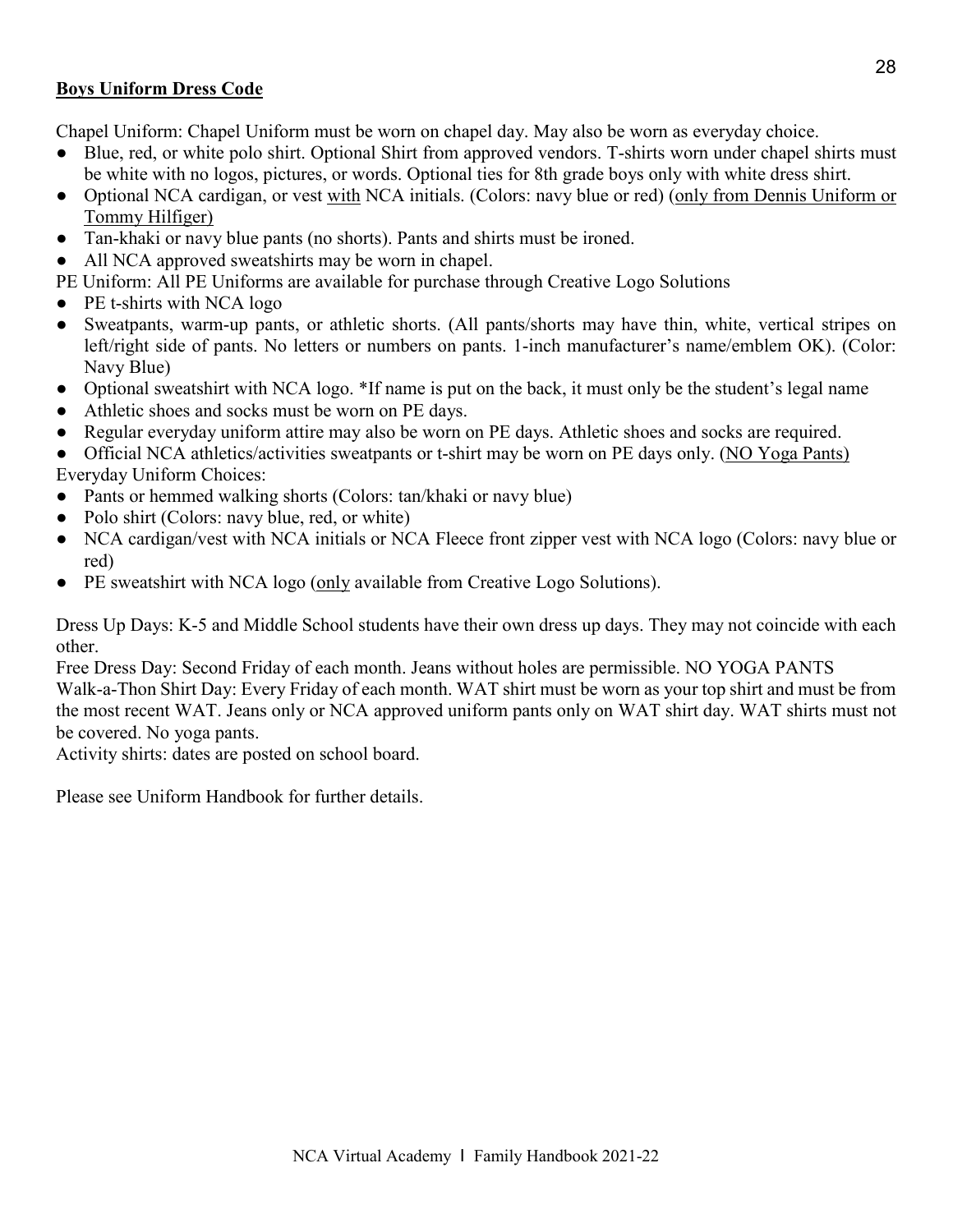## Boys Uniform Dress Code

Chapel Uniform: Chapel Uniform must be worn on chapel day. May also be worn as everyday choice.

- Blue, red, or white polo shirt. Optional Shirt from approved vendors. T-shirts worn under chapel shirts must be white with no logos, pictures, or words. Optional ties for 8th grade boys only with white dress shirt.
- Optional NCA cardigan, or vest with NCA initials. (Colors: navy blue or red) (only from Dennis Uniform or Tommy Hilfiger)
- Tan-khaki or navy blue pants (no shorts). Pants and shirts must be ironed.
- All NCA approved sweatshirts may be worn in chapel.

PE Uniform: All PE Uniforms are available for purchase through Creative Logo Solutions

- PE t-shirts with NCA logo
- Sweatpants, warm-up pants, or athletic shorts. (All pants/shorts may have thin, white, vertical stripes on left/right side of pants. No letters or numbers on pants. 1-inch manufacturer's name/emblem OK). (Color: Navy Blue)
- Optional sweatshirt with NCA logo. *If name is put on the back, it must only be the student's legal name
- Athletic shoes and socks must be worn on PE days.
- Regular everyday uniform attire may also be worn on PE days. Athletic shoes and socks are required.
- Official NCA athletics/activities sweatpants or t-shirt may be worn on PE days only. (NO Yoga Pants)

Everyday Uniform Choices:

- Pants or hemmed walking shorts (Colors: tan/khaki or navy blue)
- Polo shirt (Colors: navy blue, red, or white)
- NCA cardigan/vest with NCA initials or NCA Fleece front zipper vest with NCA logo (Colors: navy blue or red)
- PE sweatshirt with NCA logo (only available from Creative Logo Solutions).

Dress Up Days: K-5 and Middle School students have their own dress up days. They may not coincide with each other.

Free Dress Day: Second Friday of each month. Jeans without holes are permissible. NO YOGA PANTS

Walk-a-Thon Shirt Day: Every Friday of each month. WAT shirt must be worn as your top shirt and must be from the most recent WAT. Jeans only or NCA approved uniform pants only on WAT shirt day. WAT shirts must not be covered. No yoga pants.

Activity shirts: dates are posted on school board.

Please see Uniform Handbook for further details.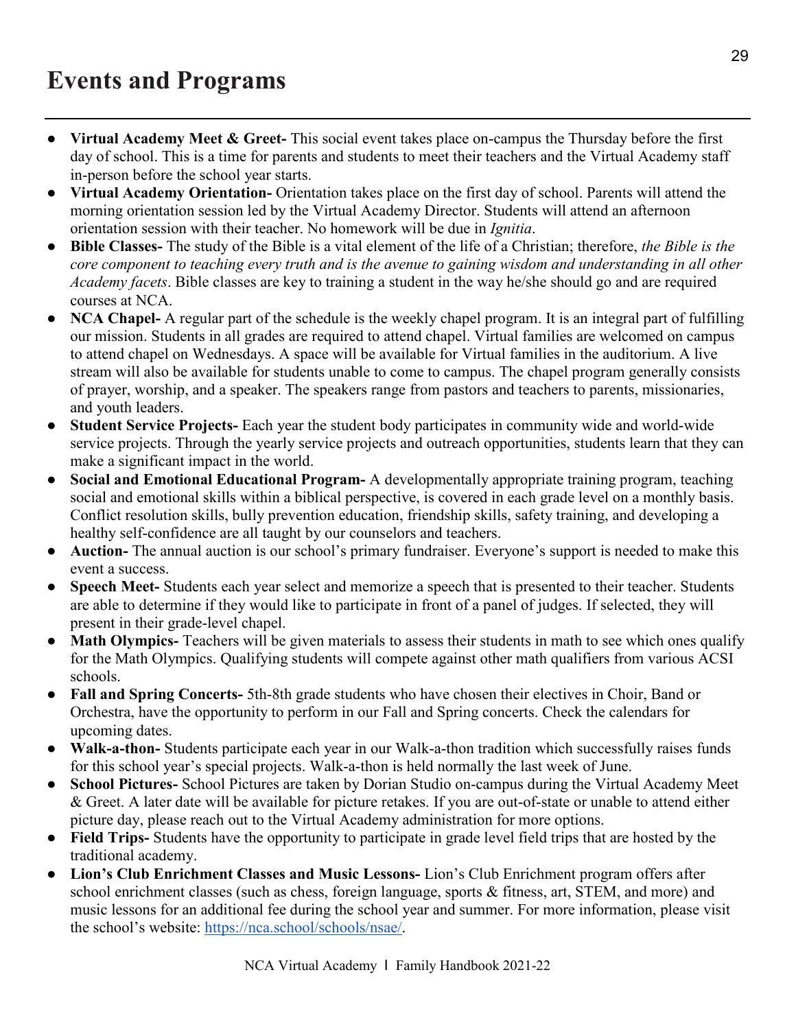# Events and Programs

- **Virtual Academy Meet & Greet-** This social event takes place on-campus the Thursday before the first day of school. This is a time for parents and students to meet their teachers and the Virtual Academy staff in-person before the school year starts.
- **Virtual Academy Orientation-** Orientation takes place on the first day of school. Parents will attend the morning orientation session led by the Virtual Academy Director. Students will attend an afternoon orientation session with their teacher. No homework will be due in *Ignitia*.
- **Bible Classes-** The study of the Bible is a vital element of the life of a Christian; therefore, *the Bible is the core component to teaching every truth and is the avenue to gaining wisdom and understanding in all other Academy facets*. Bible classes are key to training a student in the way he/she should go and are required courses at NCA.
- **NCA Chapel-** A regular part of the schedule is the weekly chapel program. It is an integral part of fulfilling our mission. Students in all grades are required to attend chapel. Virtual families are welcomed on campus to attend chapel on Wednesdays. A space will be available for Virtual families in the auditorium. A live stream will also be available for students unable to come to campus. The chapel program generally consists of prayer, worship, and a speaker. The speakers range from pastors and teachers to parents, missionaries, and youth leaders.
- **Student Service Projects-** Each year the student body participates in community wide and world-wide service projects. Through the yearly service projects and outreach opportunities, students learn that they can make a significant impact in the world.
- **Social and Emotional Educational Program-** A developmentally appropriate training program, teaching social and emotional skills within a biblical perspective, is covered in each grade level on a monthly basis. Conflict resolution skills, bully prevention education, friendship skills, safety training, and developing a healthy self-confidence are all taught by our counselors and teachers.
- **Auction-** The annual auction is our school's primary fundraiser. Everyone's support is needed to make this event a success.
- **Speech Meet-** Students each year select and memorize a speech that is presented to their teacher. Students are able to determine if they would like to participate in front of a panel of judges. If selected, they will present in their grade-level chapel.
- **Math Olympics-** Teachers will be given materials to assess their students in math to see which ones qualify for the Math Olympics. Qualifying students will compete against other math qualifiers from various ACSI schools.
- **Fall and Spring Concerts-** 5th-8th grade students who have chosen their electives in Choir, Band or Orchestra, have the opportunity to perform in our Fall and Spring concerts. Check the calendars for upcoming dates.
- **Walk-a-thon-** Students participate each year in our Walk-a-thon tradition which successfully raises funds for this school year's special projects. Walk-a-thon is held normally the last week of June.
- **School Pictures-** School Pictures are taken by Dorian Studio on-campus during the Virtual Academy Meet & Greet. A later date will be available for picture retakes. If you are out-of-state or unable to attend either picture day, please reach out to the Virtual Academy administration for more options.
- **Field Trips-** Students have the opportunity to participate in grade level field trips that are hosted by the traditional academy.
- **Lion's Club Enrichment Classes and Music Lessons-** Lion's Club Enrichment program offers after school enrichment classes (such as chess, foreign language, sports & fitness, art, STEM, and more) and music lessons for an additional fee during the school year and summer. For more information, please visit the school's website: [https://nca.school/schools/nsae/](https://nca.school/schools/nsae/).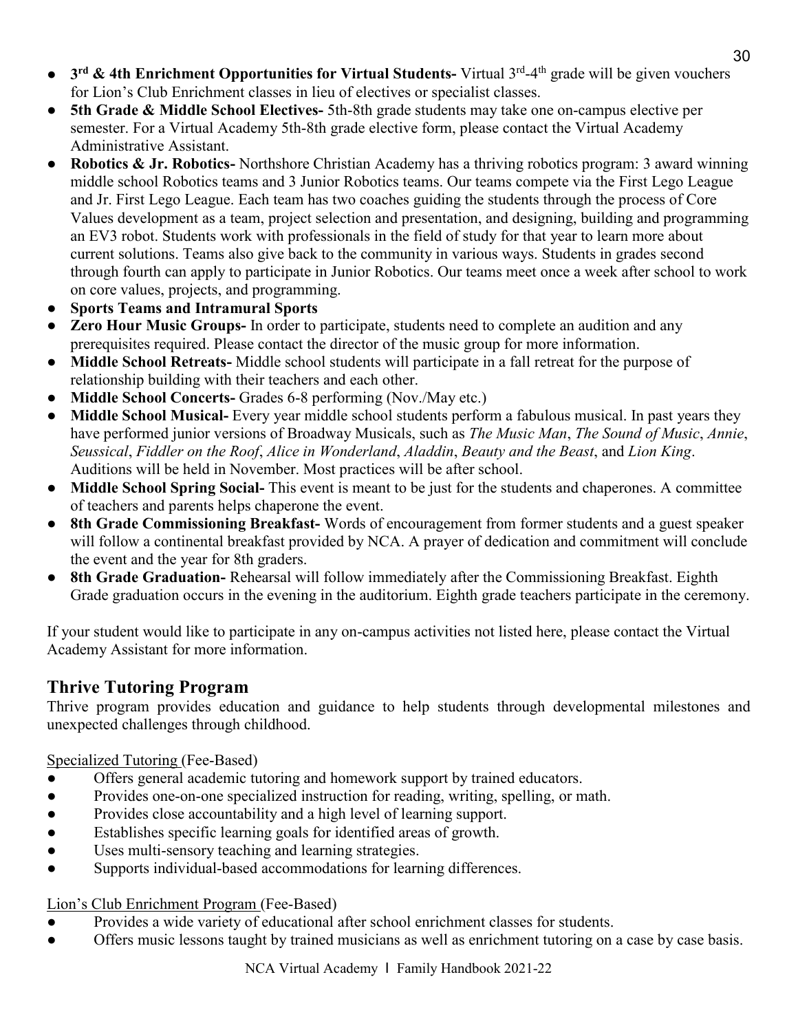- **3rd & 4th Enrichment Opportunities for Virtual Students-** Virtual 3rd-4th grade will be given vouchers for Lion's Club Enrichment classes in lieu of electives or specialist classes.
- **5th Grade & Middle School Electives-** 5th-8th grade students may take one on-campus elective per semester. For a Virtual Academy 5th-8th grade elective form, please contact the Virtual Academy Administrative Assistant.
- **Robotics & Jr. Robotics-** Northshore Christian Academy has a thriving robotics program: 3 award winning middle school Robotics teams and 3 Junior Robotics teams. Our teams compete via the First Lego League and Jr. First Lego League. Each team has two coaches guiding the students through the process of Core Values development as a team, project selection and presentation, and designing, building and programming an EV3 robot. Students work with professionals in the field of study for that year to learn more about current solutions. Teams also give back to the community in various ways. Students in grades second through fourth can apply to participate in Junior Robotics. Our teams meet once a week after school to work on core values, projects, and programming.
- **Sports Teams and Intramural Sports**
- **Zero Hour Music Groups-** In order to participate, students need to complete an audition and any prerequisites required. Please contact the director of the music group for more information.
- **Middle School Retreats-** Middle school students will participate in a fall retreat for the purpose of relationship building with their teachers and each other.
- **Middle School Concerts-** Grades 6-8 performing (Nov./May etc.)
- **Middle School Musical-** Every year middle school students perform a fabulous musical. In past years they have performed junior versions of Broadway Musicals, such as *The Music Man*, *The Sound of Music*, *Annie*, *Seussical*, *Fiddler on the Roof*, *Alice in Wonderland*, *Aladdin*, *Beauty and the Beast*, and *Lion King*. Auditions will be held in November. Most practices will be after school.
- **Middle School Spring Social-** This event is meant to be just for the students and chaperones. A committee of teachers and parents helps chaperone the event.
- **8th Grade Commissioning Breakfast-** Words of encouragement from former students and a guest speaker will follow a continental breakfast provided by NCA. A prayer of dedication and commitment will conclude the event and the year for 8th graders.
- **8th Grade Graduation-** Rehearsal will follow immediately after the Commissioning Breakfast. Eighth Grade graduation occurs in the evening in the auditorium. Eighth grade teachers participate in the ceremony.

If your student would like to participate in any on-campus activities not listed here, please contact the Virtual Academy Assistant for more information.

## Thrive Tutoring Program

Thrive program provides education and guidance to help students through developmental milestones and unexpected challenges through childhood.

Specialized Tutoring (Fee-Based)

- Offers general academic tutoring and homework support by trained educators.
- Provides one-on-one specialized instruction for reading, writing, spelling, or math.
- Provides close accountability and a high level of learning support.
- Establishes specific learning goals for identified areas of growth.
- Uses multi-sensory teaching and learning strategies.
- Supports individual-based accommodations for learning differences.

Lion's Club Enrichment Program (Fee-Based)

- Provides a wide variety of educational after school enrichment classes for students.
- Offers music lessons taught by trained musicians as well as enrichment tutoring on a case by case basis.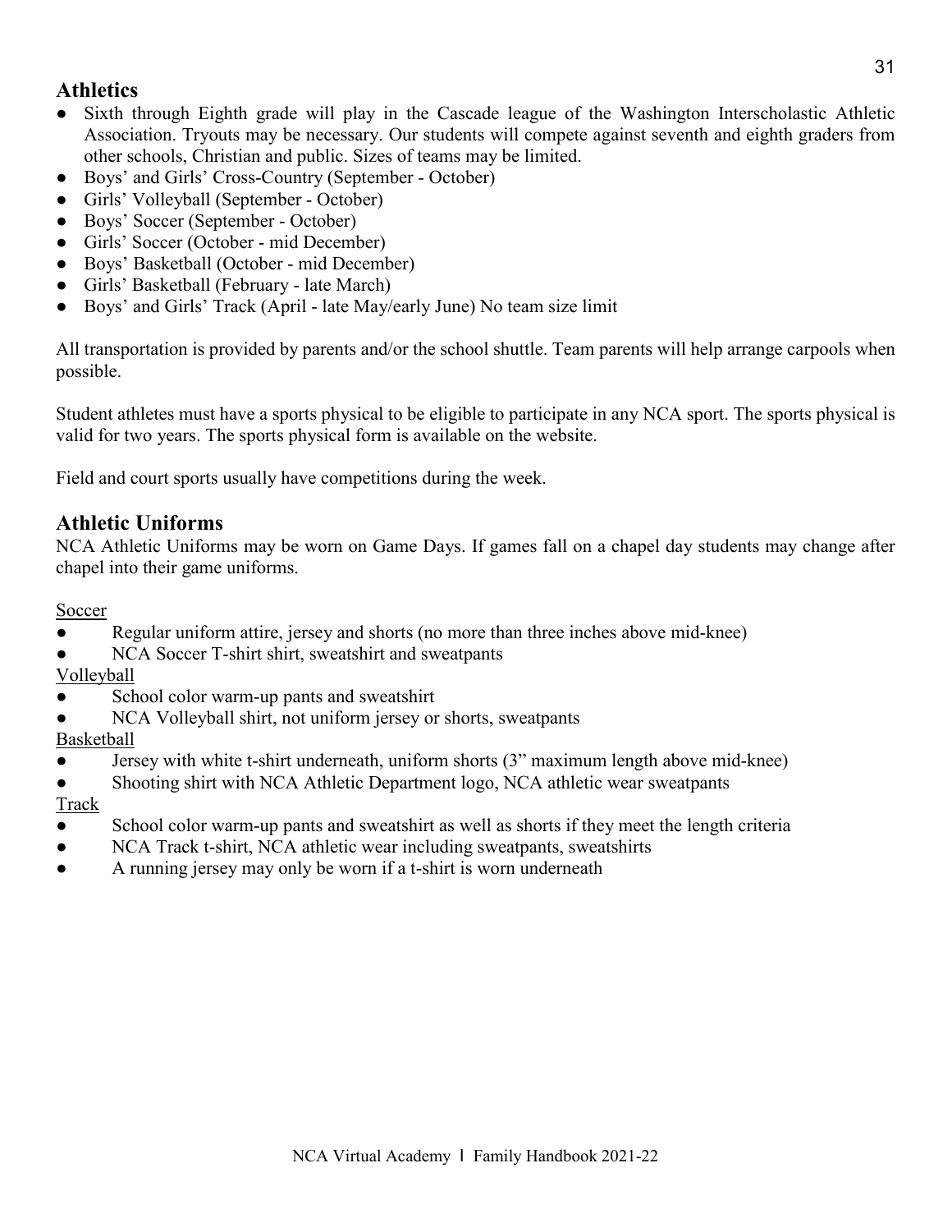## Athletics

- Sixth through Eighth grade will play in the Cascade league of the Washington Interscholastic Athletic Association. Tryouts may be necessary. Our students will compete against seventh and eighth graders from other schools, Christian and public. Sizes of teams may be limited.
- Boys' and Girls' Cross-Country (September - October)
- Girls' Volleyball (September - October)
- Boys' Soccer (September - October)
- Girls' Soccer (October - mid December)
- Boys' Basketball (October - mid December)
- Girls' Basketball (February - late March)
- Boys' and Girls' Track (April - late May/early June) No team size limit

All transportation is provided by parents and/or the school shuttle. Team parents will help arrange carpools when possible.

Student athletes must have a sports physical to be eligible to participate in any NCA sport. The sports physical is valid for two years. The sports physical form is available on the website.

Field and court sports usually have competitions during the week.

## Athletic Uniforms

NCA Athletic Uniforms may be worn on Game Days. If games fall on a chapel day students may change after chapel into their game uniforms.

<u>Soccer</u>

- Regular uniform attire, jersey and shorts (no more than three inches above mid-knee)
- NCA Soccer T-shirt shirt, sweatshirt and sweatpants

<u>Volleyball</u>

- School color warm-up pants and sweatshirt
- NCA Volleyball shirt, not uniform jersey or shorts, sweatpants

<u>Basketball</u>

- Jersey with white t-shirt underneath, uniform shorts (3" maximum length above mid-knee)
- Shooting shirt with NCA Athletic Department logo, NCA athletic wear sweatpants

<u>Track</u>

- School color warm-up pants and sweatshirt as well as shorts if they meet the length criteria
- NCA Track t-shirt, NCA athletic wear including sweatpants, sweatshirts
- A running jersey may only be worn if a t-shirt is worn underneath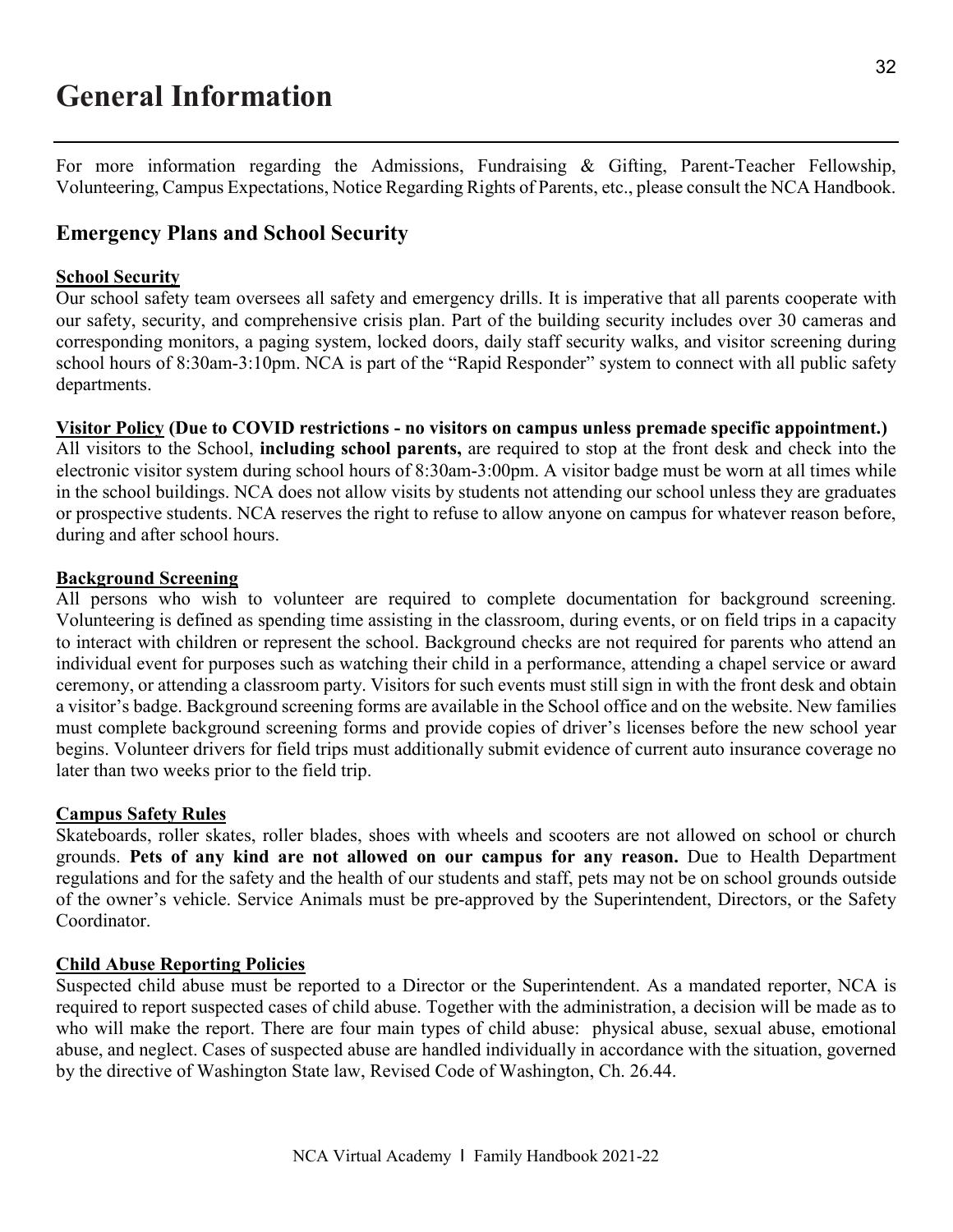# General Information

For more information regarding the Admissions, Fundraising & Gifting, Parent-Teacher Fellowship, Volunteering, Campus Expectations, Notice Regarding Rights of Parents, etc., please consult the NCA Handbook.

## Emergency Plans and School Security

**School Security**

Our school safety team oversees all safety and emergency drills. It is imperative that all parents cooperate with our safety, security, and comprehensive crisis plan. Part of the building security includes over 30 cameras and corresponding monitors, a paging system, locked doors, daily staff security walks, and visitor screening during school hours of 8:30am-3:10pm. NCA is part of the "Rapid Responder" system to connect with all public safety departments.

**Visitor Policy (Due to COVID restrictions - no visitors on campus unless premade specific appointment.)**

All visitors to the School, **including school parents,** are required to stop at the front desk and check into the electronic visitor system during school hours of 8:30am-3:00pm. A visitor badge must be worn at all times while in the school buildings. NCA does not allow visits by students not attending our school unless they are graduates or prospective students. NCA reserves the right to refuse to allow anyone on campus for whatever reason before, during and after school hours.

**Background Screening**

All persons who wish to volunteer are required to complete documentation for background screening. Volunteering is defined as spending time assisting in the classroom, during events, or on field trips in a capacity to interact with children or represent the school. Background checks are not required for parents who attend an individual event for purposes such as watching their child in a performance, attending a chapel service or award ceremony, or attending a classroom party. Visitors for such events must still sign in with the front desk and obtain a visitor's badge. Background screening forms are available in the School office and on the website. New families must complete background screening forms and provide copies of driver's licenses before the new school year begins. Volunteer drivers for field trips must additionally submit evidence of current auto insurance coverage no later than two weeks prior to the field trip.

**Campus Safety Rules**

Skateboards, roller skates, roller blades, shoes with wheels and scooters are not allowed on school or church grounds. **Pets of any kind are not allowed on our campus for any reason.** Due to Health Department regulations and for the safety and the health of our students and staff, pets may not be on school grounds outside of the owner's vehicle. Service Animals must be pre-approved by the Superintendent, Directors, or the Safety Coordinator.

**Child Abuse Reporting Policies**

Suspected child abuse must be reported to a Director or the Superintendent. As a mandated reporter, NCA is required to report suspected cases of child abuse. Together with the administration, a decision will be made as to who will make the report. There are four main types of child abuse: physical abuse, sexual abuse, emotional abuse, and neglect. Cases of suspected abuse are handled individually in accordance with the situation, governed by the directive of Washington State law, Revised Code of Washington, Ch. 26.44.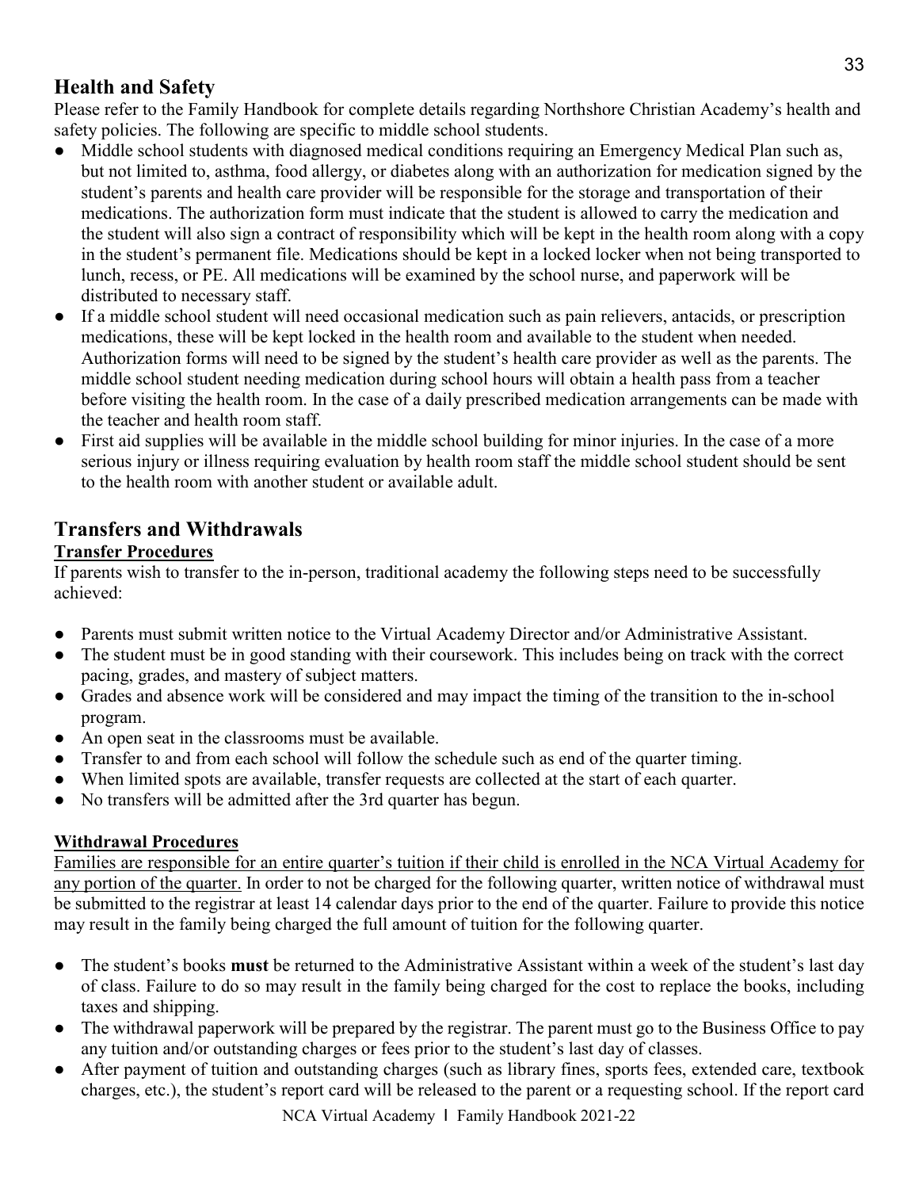## Health and Safety

Please refer to the Family Handbook for complete details regarding Northshore Christian Academy's health and safety policies. The following are specific to middle school students.

- Middle school students with diagnosed medical conditions requiring an Emergency Medical Plan such as, but not limited to, asthma, food allergy, or diabetes along with an authorization for medication signed by the student's parents and health care provider will be responsible for the storage and transportation of their medications. The authorization form must indicate that the student is allowed to carry the medication and the student will also sign a contract of responsibility which will be kept in the health room along with a copy in the student's permanent file. Medications should be kept in a locked locker when not being transported to lunch, recess, or PE. All medications will be examined by the school nurse, and paperwork will be distributed to necessary staff.
- If a middle school student will need occasional medication such as pain relievers, antacids, or prescription medications, these will be kept locked in the health room and available to the student when needed. Authorization forms will need to be signed by the student's health care provider as well as the parents. The middle school student needing medication during school hours will obtain a health pass from a teacher before visiting the health room. In the case of a daily prescribed medication arrangements can be made with the teacher and health room staff.
- First aid supplies will be available in the middle school building for minor injuries. In the case of a more serious injury or illness requiring evaluation by health room staff the middle school student should be sent to the health room with another student or available adult.

## Transfers and Withdrawals

### Transfer Procedures

If parents wish to transfer to the in-person, traditional academy the following steps need to be successfully achieved:

- Parents must submit written notice to the Virtual Academy Director and/or Administrative Assistant.
- The student must be in good standing with their coursework. This includes being on track with the correct pacing, grades, and mastery of subject matters.
- Grades and absence work will be considered and may impact the timing of the transition to the in-school program.
- An open seat in the classrooms must be available.
- Transfer to and from each school will follow the schedule such as end of the quarter timing.
- When limited spots are available, transfer requests are collected at the start of each quarter.
- No transfers will be admitted after the 3rd quarter has begun.

### Withdrawal Procedures

Families are responsible for an entire quarter's tuition if their child is enrolled in the NCA Virtual Academy for any portion of the quarter. In order to not be charged for the following quarter, written notice of withdrawal must be submitted to the registrar at least 14 calendar days prior to the end of the quarter. Failure to provide this notice may result in the family being charged the full amount of tuition for the following quarter.

- The student's books **must** be returned to the Administrative Assistant within a week of the student's last day of class. Failure to do so may result in the family being charged for the cost to replace the books, including taxes and shipping.
- The withdrawal paperwork will be prepared by the registrar. The parent must go to the Business Office to pay any tuition and/or outstanding charges or fees prior to the student's last day of classes.
- After payment of tuition and outstanding charges (such as library fines, sports fees, extended care, textbook charges, etc.), the student's report card will be released to the parent or a requesting school. If the report card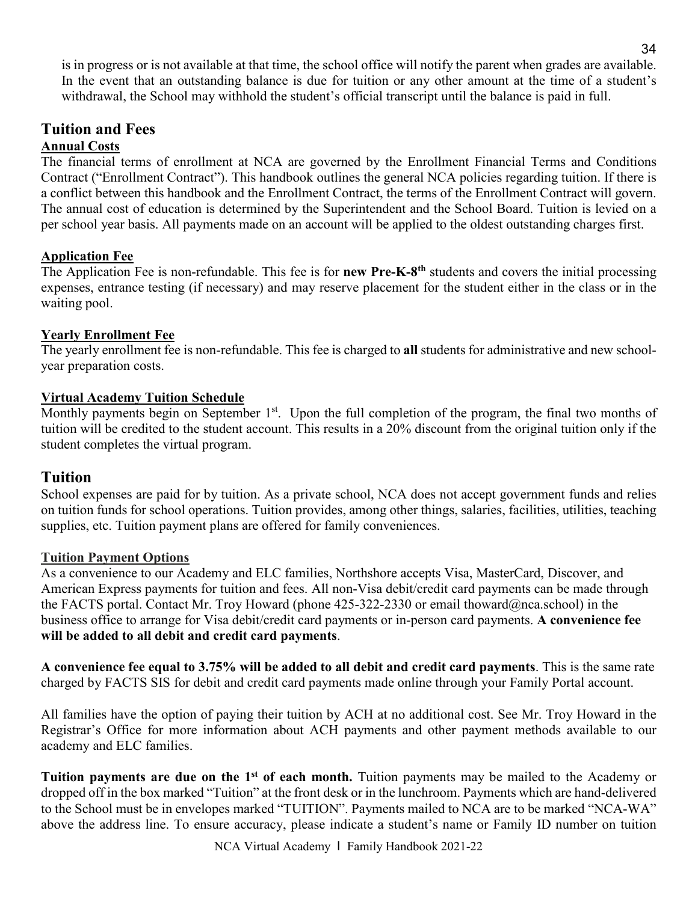is in progress or is not available at that time, the school office will notify the parent when grades are available. In the event that an outstanding balance is due for tuition or any other amount at the time of a student's withdrawal, the School may withhold the student's official transcript until the balance is paid in full.

## Tuition and Fees

### Annual Costs

The financial terms of enrollment at NCA are governed by the Enrollment Financial Terms and Conditions Contract ("Enrollment Contract"). This handbook outlines the general NCA policies regarding tuition. If there is a conflict between this handbook and the Enrollment Contract, the terms of the Enrollment Contract will govern. The annual cost of education is determined by the Superintendent and the School Board. Tuition is levied on a per school year basis. All payments made on an account will be applied to the oldest outstanding charges first.

### Application Fee

The Application Fee is non-refundable. This fee is for **new Pre-K-8th** students and covers the initial processing expenses, entrance testing (if necessary) and may reserve placement for the student either in the class or in the waiting pool.

### Yearly Enrollment Fee

The yearly enrollment fee is non-refundable. This fee is charged to **all** students for administrative and new school-year preparation costs.

### Virtual Academy Tuition Schedule

Monthly payments begin on September 1st. Upon the full completion of the program, the final two months of tuition will be credited to the student account. This results in a 20% discount from the original tuition only if the student completes the virtual program.

## Tuition

School expenses are paid for by tuition. As a private school, NCA does not accept government funds and relies on tuition funds for school operations. Tuition provides, among other things, salaries, facilities, utilities, teaching supplies, etc. Tuition payment plans are offered for family conveniences.

### Tuition Payment Options

As a convenience to our Academy and ELC families, Northshore accepts Visa, MasterCard, Discover, and American Express payments for tuition and fees. All non-Visa debit/credit card payments can be made through the FACTS portal. Contact Mr. Troy Howard (phone 425-322-2330 or email thoward@nca.school) in the business office to arrange for Visa debit/credit card payments or in-person card payments. **A convenience fee will be added to all debit and credit card payments**.

**A convenience fee equal to 3.75% will be added to all debit and credit card payments**. This is the same rate charged by FACTS SIS for debit and credit card payments made online through your Family Portal account.

All families have the option of paying their tuition by ACH at no additional cost. See Mr. Troy Howard in the Registrar's Office for more information about ACH payments and other payment methods available to our academy and ELC families.

**Tuition payments are due on the 1st of each month.** Tuition payments may be mailed to the Academy or dropped off in the box marked "Tuition" at the front desk or in the lunchroom. Payments which are hand-delivered to the School must be in envelopes marked "TUITION". Payments mailed to NCA are to be marked "NCA-WA" above the address line. To ensure accuracy, please indicate a student's name or Family ID number on tuition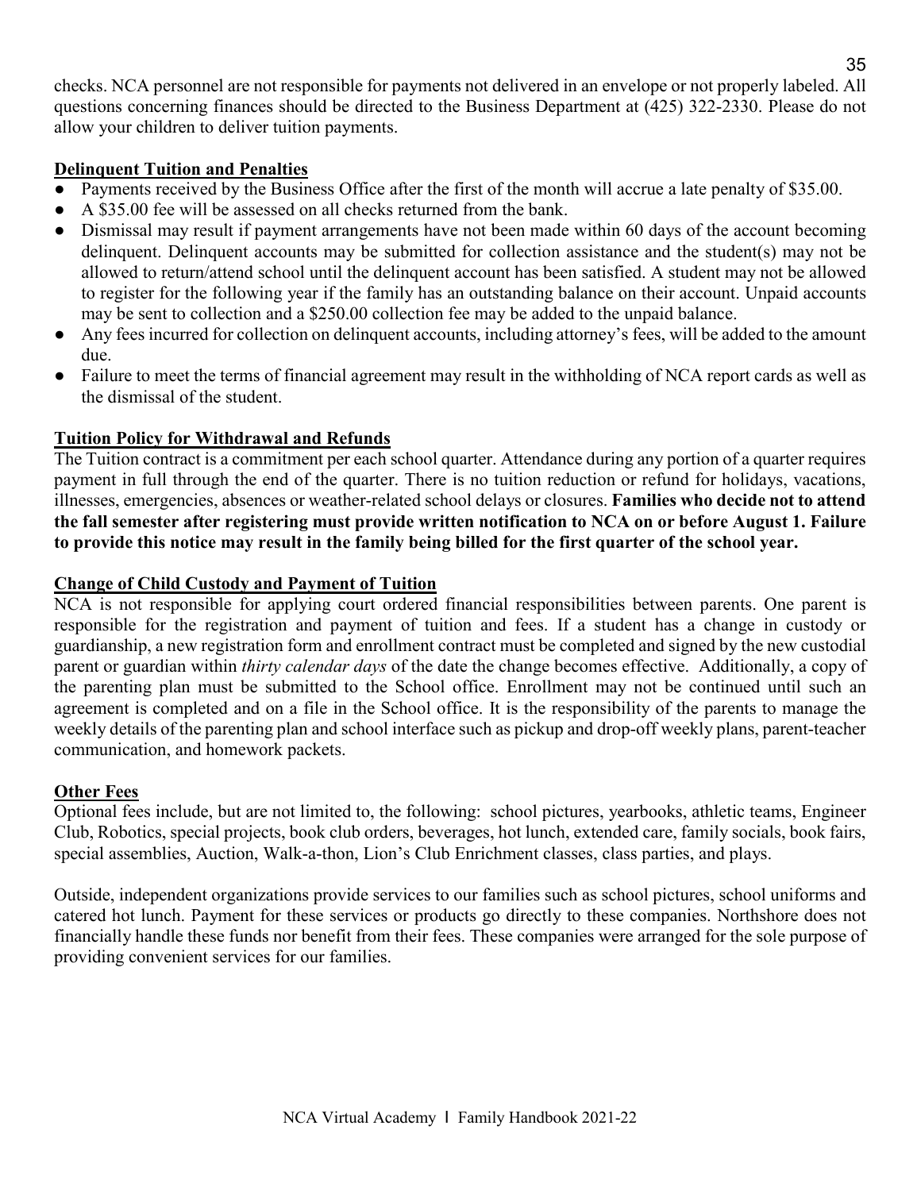checks. NCA personnel are not responsible for payments not delivered in an envelope or not properly labeled. All questions concerning finances should be directed to the Business Department at (425) 322-2330. Please do not allow your children to deliver tuition payments.

## Delinquent Tuition and Penalties

- Payments received by the Business Office after the first of the month will accrue a late penalty of $35.00.
- A $35.00 fee will be assessed on all checks returned from the bank.
- Dismissal may result if payment arrangements have not been made within 60 days of the account becoming delinquent. Delinquent accounts may be submitted for collection assistance and the student(s) may not be allowed to return/attend school until the delinquent account has been satisfied. A student may not be allowed to register for the following year if the family has an outstanding balance on their account. Unpaid accounts may be sent to collection and a $250.00 collection fee may be added to the unpaid balance.
- Any fees incurred for collection on delinquent accounts, including attorney's fees, will be added to the amount due.
- Failure to meet the terms of financial agreement may result in the withholding of NCA report cards as well as the dismissal of the student.

## Tuition Policy for Withdrawal and Refunds

The Tuition contract is a commitment per each school quarter. Attendance during any portion of a quarter requires payment in full through the end of the quarter. There is no tuition reduction or refund for holidays, vacations, illnesses, emergencies, absences or weather-related school delays or closures. **Families who decide not to attend the fall semester after registering must provide written notification to NCA on or before August 1. Failure to provide this notice may result in the family being billed for the first quarter of the school year.**

## Change of Child Custody and Payment of Tuition

NCA is not responsible for applying court ordered financial responsibilities between parents. One parent is responsible for the registration and payment of tuition and fees. If a student has a change in custody or guardianship, a new registration form and enrollment contract must be completed and signed by the new custodial parent or guardian within *thirty calendar days* of the date the change becomes effective. Additionally, a copy of the parenting plan must be submitted to the School office. Enrollment may not be continued until such an agreement is completed and on a file in the School office. It is the responsibility of the parents to manage the weekly details of the parenting plan and school interface such as pickup and drop-off weekly plans, parent-teacher communication, and homework packets.

## Other Fees

Optional fees include, but are not limited to, the following: school pictures, yearbooks, athletic teams, Engineer Club, Robotics, special projects, book club orders, beverages, hot lunch, extended care, family socials, book fairs, special assemblies, Auction, Walk-a-thon, Lion's Club Enrichment classes, class parties, and plays.

Outside, independent organizations provide services to our families such as school pictures, school uniforms and catered hot lunch. Payment for these services or products go directly to these companies. Northshore does not financially handle these funds nor benefit from their fees. These companies were arranged for the sole purpose of providing convenient services for our families.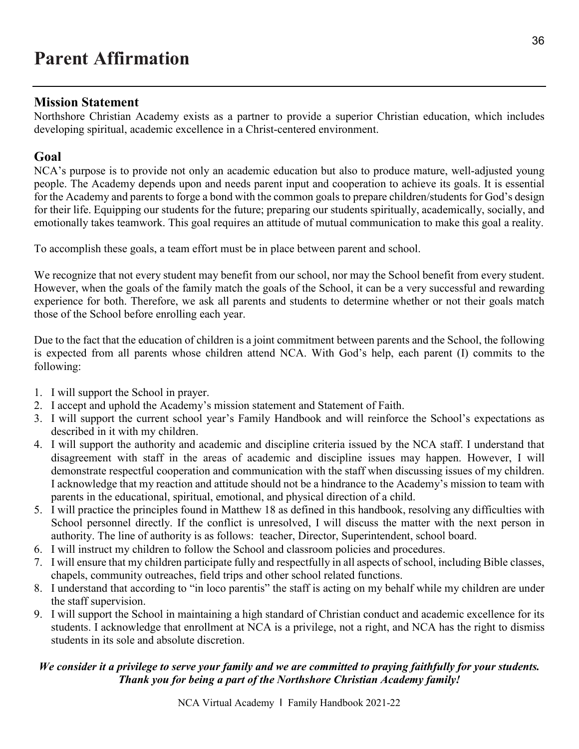# Parent Affirmation

## Mission Statement

Northshore Christian Academy exists as a partner to provide a superior Christian education, which includes developing spiritual, academic excellence in a Christ-centered environment.

## Goal

NCA's purpose is to provide not only an academic education but also to produce mature, well-adjusted young people. The Academy depends upon and needs parent input and cooperation to achieve its goals. It is essential for the Academy and parents to forge a bond with the common goals to prepare children/students for God's design for their life. Equipping our students for the future; preparing our students spiritually, academically, socially, and emotionally takes teamwork. This goal requires an attitude of mutual communication to make this goal a reality.

To accomplish these goals, a team effort must be in place between parent and school.

We recognize that not every student may benefit from our school, nor may the School benefit from every student. However, when the goals of the family match the goals of the School, it can be a very successful and rewarding experience for both. Therefore, we ask all parents and students to determine whether or not their goals match those of the School before enrolling each year.

Due to the fact that the education of children is a joint commitment between parents and the School, the following is expected from all parents whose children attend NCA. With God's help, each parent (I) commits to the following:

1. I will support the School in prayer.
2. I accept and uphold the Academy's mission statement and Statement of Faith.
3. I will support the current school year's Family Handbook and will reinforce the School's expectations as described in it with my children.
4. I will support the authority and academic and discipline criteria issued by the NCA staff. I understand that disagreement with staff in the areas of academic and discipline issues may happen. However, I will demonstrate respectful cooperation and communication with the staff when discussing issues of my children. I acknowledge that my reaction and attitude should not be a hindrance to the Academy's mission to team with parents in the educational, spiritual, emotional, and physical direction of a child.
5. I will practice the principles found in Matthew 18 as defined in this handbook, resolving any difficulties with School personnel directly. If the conflict is unresolved, I will discuss the matter with the next person in authority. The line of authority is as follows: teacher, Director, Superintendent, school board.
6. I will instruct my children to follow the School and classroom policies and procedures.
7. I will ensure that my children participate fully and respectfully in all aspects of school, including Bible classes, chapels, community outreaches, field trips and other school related functions.
8. I understand that according to "in loco parentis" the staff is acting on my behalf while my children are under the staff supervision.
9. I will support the School in maintaining a high standard of Christian conduct and academic excellence for its students. I acknowledge that enrollment at NCA is a privilege, not a right, and NCA has the right to dismiss students in its sole and absolute discretion.

***We consider it a privilege to serve your family and we are committed to praying faithfully for your students. Thank you for being a part of the Northshore Christian Academy family!***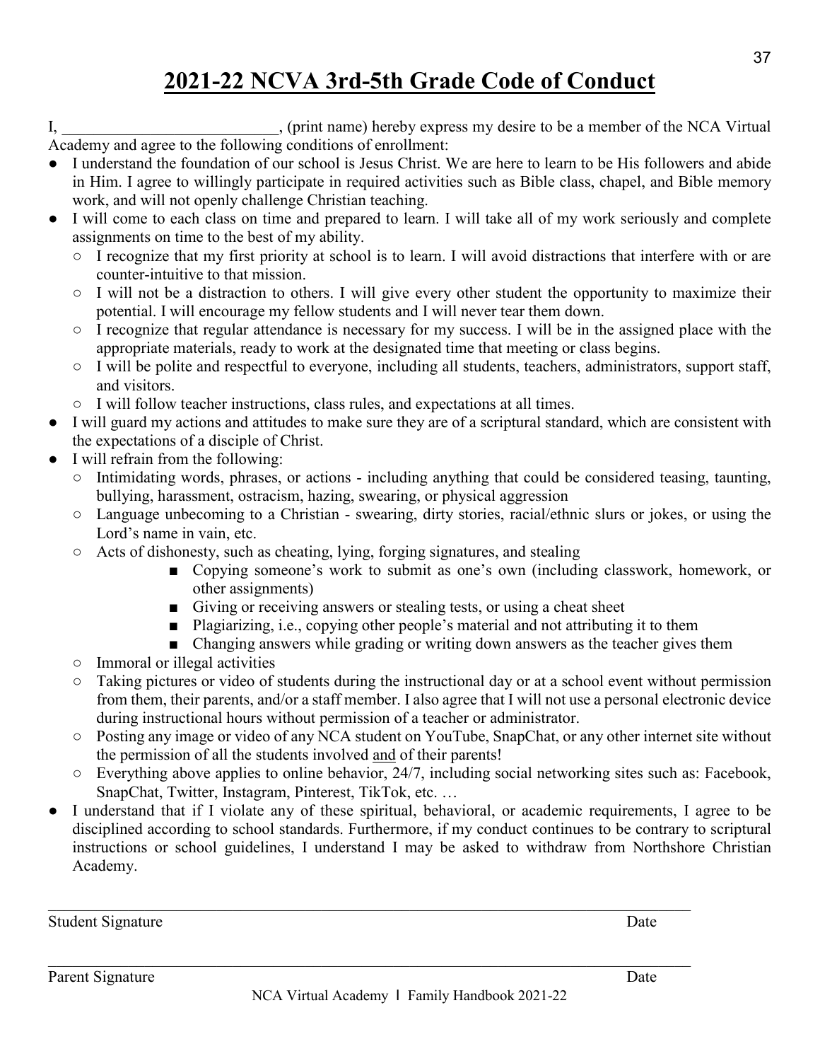# 2021-22 NCVA 3rd-5th Grade Code of Conduct

I, ___________________________, (print name) hereby express my desire to be a member of the NCA Virtual Academy and agree to the following conditions of enrollment:

- I understand the foundation of our school is Jesus Christ. We are here to learn to be His followers and abide in Him. I agree to willingly participate in required activities such as Bible class, chapel, and Bible memory work, and will not openly challenge Christian teaching.
- I will come to each class on time and prepared to learn. I will take all of my work seriously and complete assignments on time to the best of my ability.
  - I recognize that my first priority at school is to learn. I will avoid distractions that interfere with or are counter-intuitive to that mission.
  - I will not be a distraction to others. I will give every other student the opportunity to maximize their potential. I will encourage my fellow students and I will never tear them down.
  - I recognize that regular attendance is necessary for my success. I will be in the assigned place with the appropriate materials, ready to work at the designated time that meeting or class begins.
  - I will be polite and respectful to everyone, including all students, teachers, administrators, support staff, and visitors.
  - I will follow teacher instructions, class rules, and expectations at all times.
- I will guard my actions and attitudes to make sure they are of a scriptural standard, which are consistent with the expectations of a disciple of Christ.
- I will refrain from the following:
  - Intimidating words, phrases, or actions - including anything that could be considered teasing, taunting, bullying, harassment, ostracism, hazing, swearing, or physical aggression
  - Language unbecoming to a Christian - swearing, dirty stories, racial/ethnic slurs or jokes, or using the Lord's name in vain, etc.
  - Acts of dishonesty, such as cheating, lying, forging signatures, and stealing
    - Copying someone's work to submit as one's own (including classwork, homework, or other assignments)
    - Giving or receiving answers or stealing tests, or using a cheat sheet
    - Plagiarizing, i.e., copying other people's material and not attributing it to them
    - Changing answers while grading or writing down answers as the teacher gives them
  - Immoral or illegal activities
  - Taking pictures or video of students during the instructional day or at a school event without permission from them, their parents, and/or a staff member. I also agree that I will not use a personal electronic device during instructional hours without permission of a teacher or administrator.
  - Posting any image or video of any NCA student on YouTube, SnapChat, or any other internet site without the permission of all the students involved <u>and</u> of their parents!
  - Everything above applies to online behavior, 24/7, including social networking sites such as: Facebook, SnapChat, Twitter, Instagram, Pinterest, TikTok, etc. …
- I understand that if I violate any of these spiritual, behavioral, or academic requirements, I agree to be disciplined according to school standards. Furthermore, if my conduct continues to be contrary to scriptural instructions or school guidelines, I understand I may be asked to withdraw from Northshore Christian Academy.

_______________________________________________________________________________

Student Signature                                                                                                    Date

_______________________________________________________________________________

Parent Signature                                                                                                    Date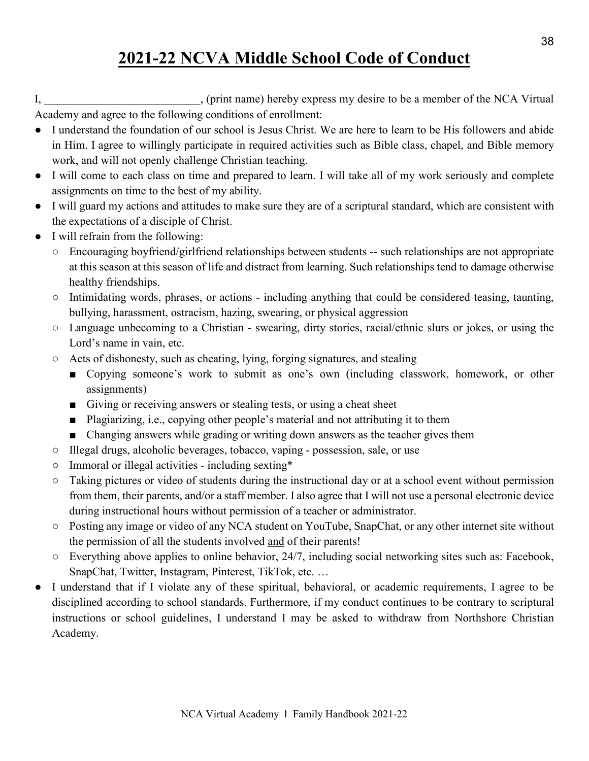// Page 38 of 43 · document id d6cfad50992c

# 2021-22 NCVA Middle School Code of Conduct

I, ___________________________, (print name) hereby express my desire to be a member of the NCA Virtual Academy and agree to the following conditions of enrollment:

- I understand the foundation of our school is Jesus Christ. We are here to learn to be His followers and abide in Him. I agree to willingly participate in required activities such as Bible class, chapel, and Bible memory work, and will not openly challenge Christian teaching.
- I will come to each class on time and prepared to learn. I will take all of my work seriously and complete assignments on time to the best of my ability.
- I will guard my actions and attitudes to make sure they are of a scriptural standard, which are consistent with the expectations of a disciple of Christ.
- I will refrain from the following:
  - Encouraging boyfriend/girlfriend relationships between students -- such relationships are not appropriate at this season at this season of life and distract from learning. Such relationships tend to damage otherwise healthy friendships.
  - Intimidating words, phrases, or actions - including anything that could be considered teasing, taunting, bullying, harassment, ostracism, hazing, swearing, or physical aggression
  - Language unbecoming to a Christian - swearing, dirty stories, racial/ethnic slurs or jokes, or using the Lord's name in vain, etc.
  - Acts of dishonesty, such as cheating, lying, forging signatures, and stealing
    - Copying someone's work to submit as one's own (including classwork, homework, or other assignments)
    - Giving or receiving answers or stealing tests, or using a cheat sheet
    - Plagiarizing, i.e., copying other people's material and not attributing it to them
    - Changing answers while grading or writing down answers as the teacher gives them
  - Illegal drugs, alcoholic beverages, tobacco, vaping - possession, sale, or use
  - Immoral or illegal activities - including sexting*
  - Taking pictures or video of students during the instructional day or at a school event without permission from them, their parents, and/or a staff member. I also agree that I will not use a personal electronic device during instructional hours without permission of a teacher or administrator.
  - Posting any image or video of any NCA student on YouTube, SnapChat, or any other internet site without the permission of all the students involved <u>and</u> of their parents!
  - Everything above applies to online behavior, 24/7, including social networking sites such as: Facebook, SnapChat, Twitter, Instagram, Pinterest, TikTok, etc. …
- I understand that if I violate any of these spiritual, behavioral, or academic requirements, I agree to be disciplined according to school standards. Furthermore, if my conduct continues to be contrary to scriptural instructions or school guidelines, I understand I may be asked to withdraw from Northshore Christian Academy.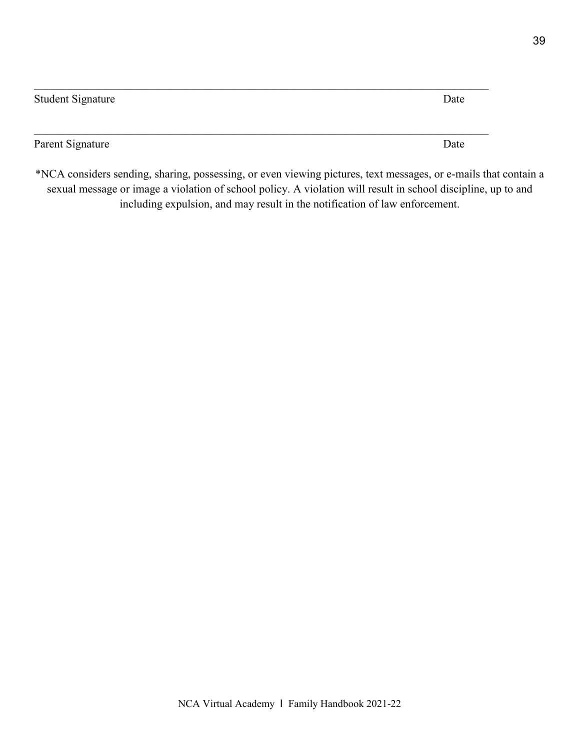\_\_\_\_\_\_\_\_\_\_\_\_\_\_\_\_\_\_\_\_\_\_\_\_\_\_\_\_\_\_\_\_\_\_\_\_\_\_\_\_\_\_\_\_\_\_\_\_\_\_\_\_\_\_\_\_\_\_\_\_\_\_\_\_\_\_\_\_\_\_\_\_\_\_\_\_

Student Signature Date

\_\_\_\_\_\_\_\_\_\_\_\_\_\_\_\_\_\_\_\_\_\_\_\_\_\_\_\_\_\_\_\_\_\_\_\_\_\_\_\_\_\_\_\_\_\_\_\_\_\_\_\_\_\_\_\_\_\_\_\_\_\_\_\_\_\_\_\_\_\_\_\_\_\_\_\_

Parent Signature Date

*NCA considers sending, sharing, possessing, or even viewing pictures, text messages, or e-mails that contain a sexual message or image a violation of school policy. A violation will result in school discipline, up to and including expulsion, and may result in the notification of law enforcement.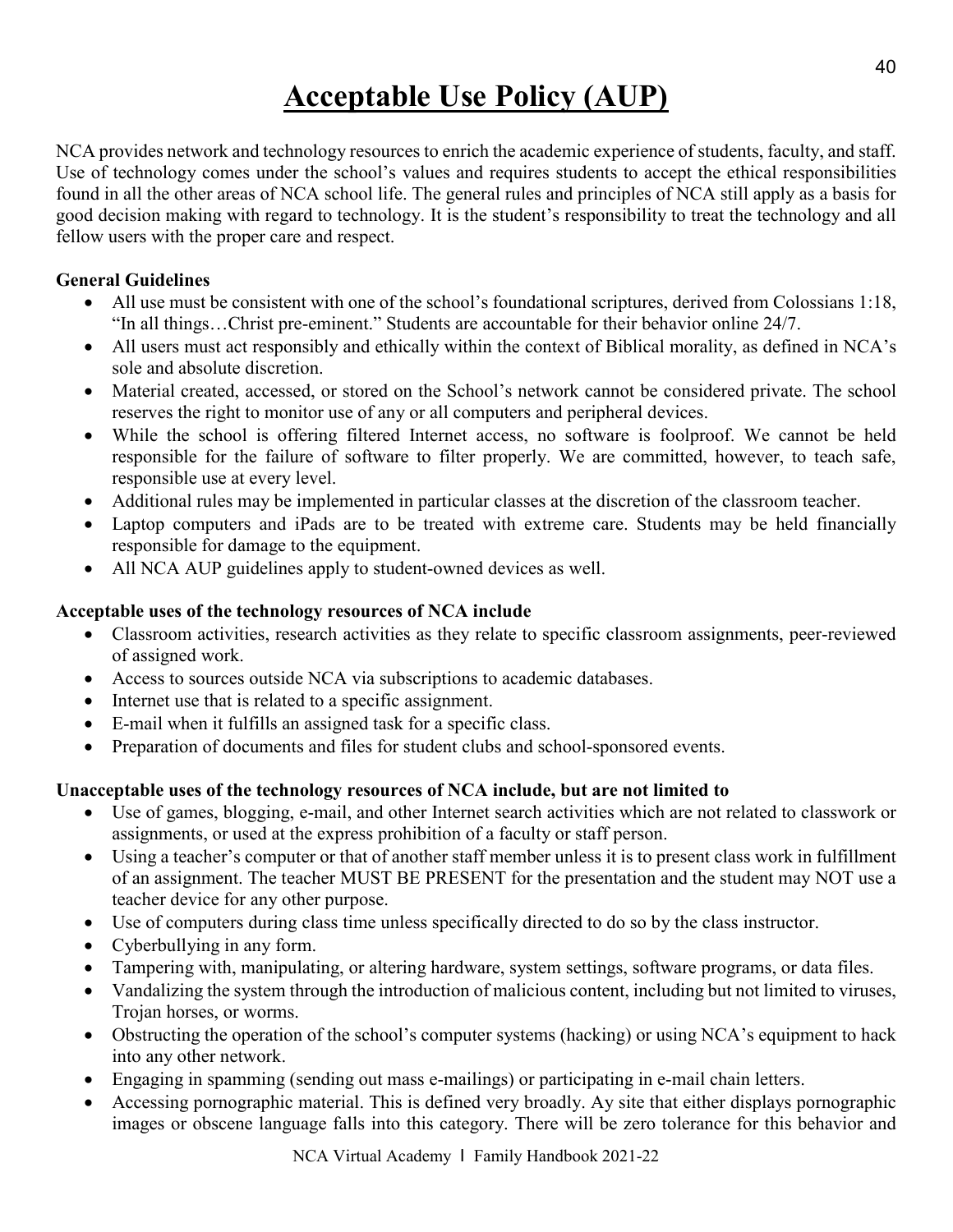# Acceptable Use Policy (AUP)

NCA provides network and technology resources to enrich the academic experience of students, faculty, and staff. Use of technology comes under the school's values and requires students to accept the ethical responsibilities found in all the other areas of NCA school life. The general rules and principles of NCA still apply as a basis for good decision making with regard to technology. It is the student's responsibility to treat the technology and all fellow users with the proper care and respect.

**General Guidelines**

- All use must be consistent with one of the school's foundational scriptures, derived from Colossians 1:18, "In all things…Christ pre-eminent." Students are accountable for their behavior online 24/7.
- All users must act responsibly and ethically within the context of Biblical morality, as defined in NCA's sole and absolute discretion.
- Material created, accessed, or stored on the School's network cannot be considered private. The school reserves the right to monitor use of any or all computers and peripheral devices.
- While the school is offering filtered Internet access, no software is foolproof. We cannot be held responsible for the failure of software to filter properly. We are committed, however, to teach safe, responsible use at every level.
- Additional rules may be implemented in particular classes at the discretion of the classroom teacher.
- Laptop computers and iPads are to be treated with extreme care. Students may be held financially responsible for damage to the equipment.
- All NCA AUP guidelines apply to student-owned devices as well.

**Acceptable uses of the technology resources of NCA include**

- Classroom activities, research activities as they relate to specific classroom assignments, peer-reviewed of assigned work.
- Access to sources outside NCA via subscriptions to academic databases.
- Internet use that is related to a specific assignment.
- E-mail when it fulfills an assigned task for a specific class.
- Preparation of documents and files for student clubs and school-sponsored events.

**Unacceptable uses of the technology resources of NCA include, but are not limited to**

- Use of games, blogging, e-mail, and other Internet search activities which are not related to classwork or assignments, or used at the express prohibition of a faculty or staff person.
- Using a teacher's computer or that of another staff member unless it is to present class work in fulfillment of an assignment. The teacher MUST BE PRESENT for the presentation and the student may NOT use a teacher device for any other purpose.
- Use of computers during class time unless specifically directed to do so by the class instructor.
- Cyberbullying in any form.
- Tampering with, manipulating, or altering hardware, system settings, software programs, or data files.
- Vandalizing the system through the introduction of malicious content, including but not limited to viruses, Trojan horses, or worms.
- Obstructing the operation of the school's computer systems (hacking) or using NCA's equipment to hack into any other network.
- Engaging in spamming (sending out mass e-mailings) or participating in e-mail chain letters.
- Accessing pornographic material. This is defined very broadly. Ay site that either displays pornographic images or obscene language falls into this category. There will be zero tolerance for this behavior and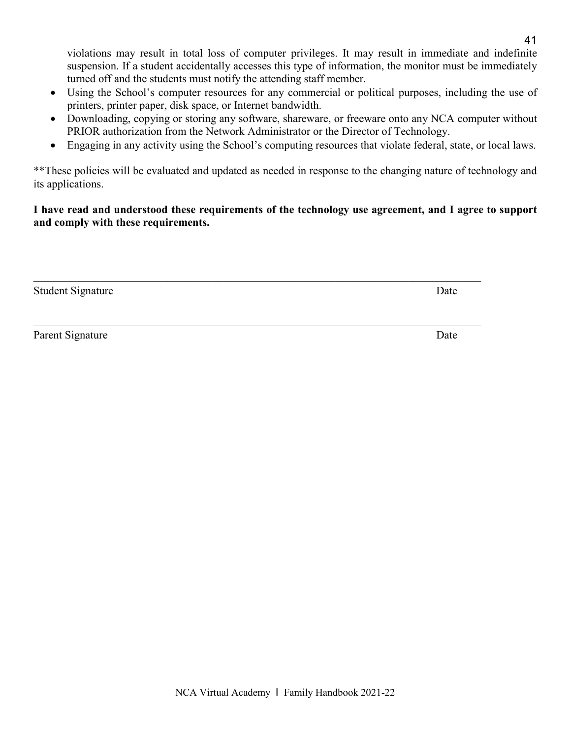violations may result in total loss of computer privileges. It may result in immediate and indefinite suspension. If a student accidentally accesses this type of information, the monitor must be immediately turned off and the students must notify the attending staff member.

- Using the School's computer resources for any commercial or political purposes, including the use of printers, printer paper, disk space, or Internet bandwidth.
- Downloading, copying or storing any software, shareware, or freeware onto any NCA computer without PRIOR authorization from the Network Administrator or the Director of Technology.
- Engaging in any activity using the School's computing resources that violate federal, state, or local laws.

**These policies will be evaluated and updated as needed in response to the changing nature of technology and its applications.

**I have read and understood these requirements of the technology use agreement, and I agree to support and comply with these requirements.**

\_\_\_\_\_\_\_\_\_\_\_\_\_\_\_\_\_\_\_\_\_\_\_\_\_\_\_\_\_\_\_\_\_\_\_\_\_\_\_\_\_\_\_\_\_\_\_\_\_\_\_\_\_\_\_\_\_\_\_\_\_\_\_\_

Student Signature Date

\_\_\_\_\_\_\_\_\_\_\_\_\_\_\_\_\_\_\_\_\_\_\_\_\_\_\_\_\_\_\_\_\_\_\_\_\_\_\_\_\_\_\_\_\_\_\_\_\_\_\_\_\_\_\_\_\_\_\_\_\_\_\_\_

Parent Signature Date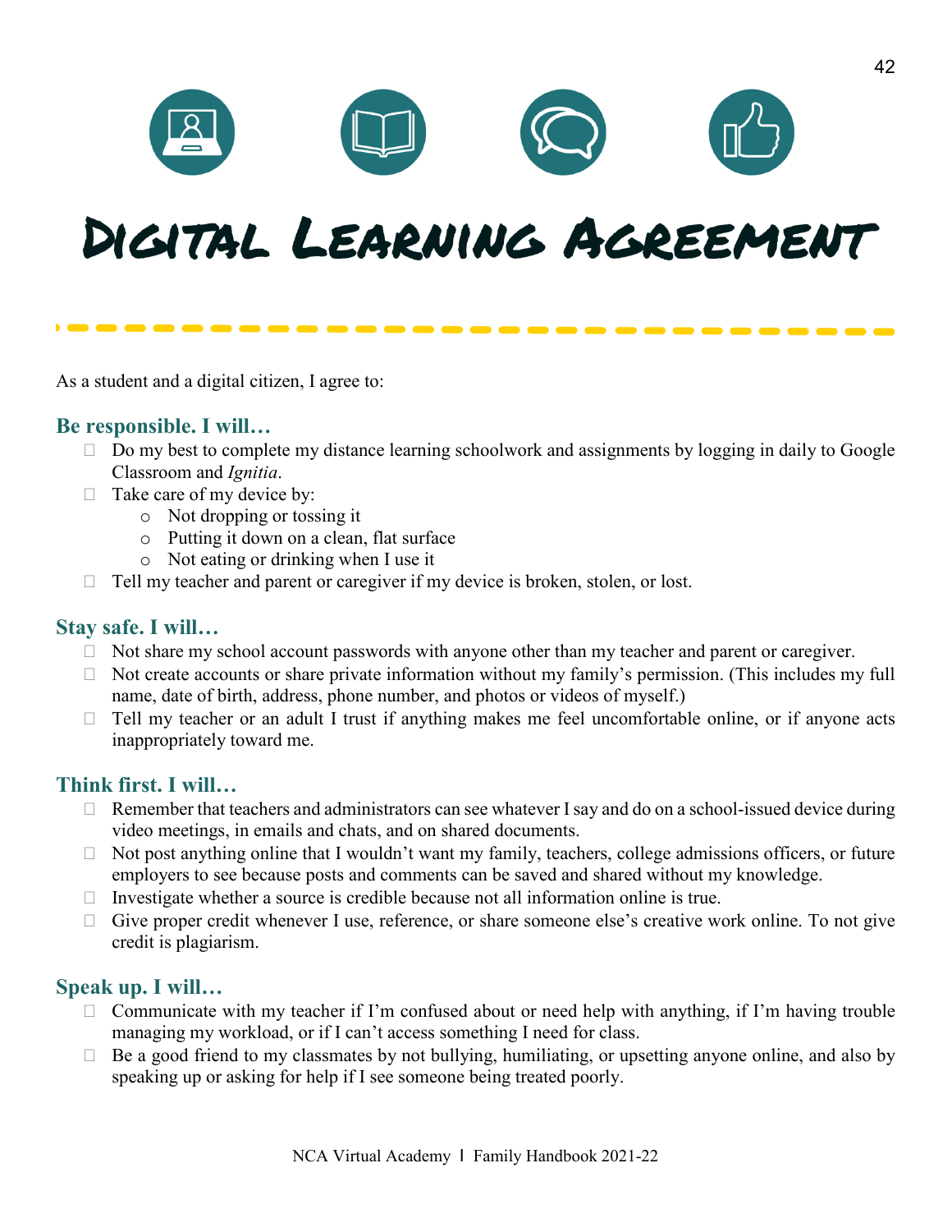# Digital Learning Agreement

As a student and a digital citizen, I agree to:

### Be responsible. I will…

- Do my best to complete my distance learning schoolwork and assignments by logging in daily to Google Classroom and *Ignitia*.
- Take care of my device by:
  - Not dropping or tossing it
  - Putting it down on a clean, flat surface
  - Not eating or drinking when I use it
- Tell my teacher and parent or caregiver if my device is broken, stolen, or lost.

### Stay safe. I will…

- Not share my school account passwords with anyone other than my teacher and parent or caregiver.
- Not create accounts or share private information without my family's permission. (This includes my full name, date of birth, address, phone number, and photos or videos of myself.)
- Tell my teacher or an adult I trust if anything makes me feel uncomfortable online, or if anyone acts inappropriately toward me.

### Think first. I will…

- Remember that teachers and administrators can see whatever I say and do on a school-issued device during video meetings, in emails and chats, and on shared documents.
- Not post anything online that I wouldn't want my family, teachers, college admissions officers, or future employers to see because posts and comments can be saved and shared without my knowledge.
- Investigate whether a source is credible because not all information online is true.
- Give proper credit whenever I use, reference, or share someone else's creative work online. To not give credit is plagiarism.

### Speak up. I will…

- Communicate with my teacher if I'm confused about or need help with anything, if I'm having trouble managing my workload, or if I can't access something I need for class.
- Be a good friend to my classmates by not bullying, humiliating, or upsetting anyone online, and also by speaking up or asking for help if I see someone being treated poorly.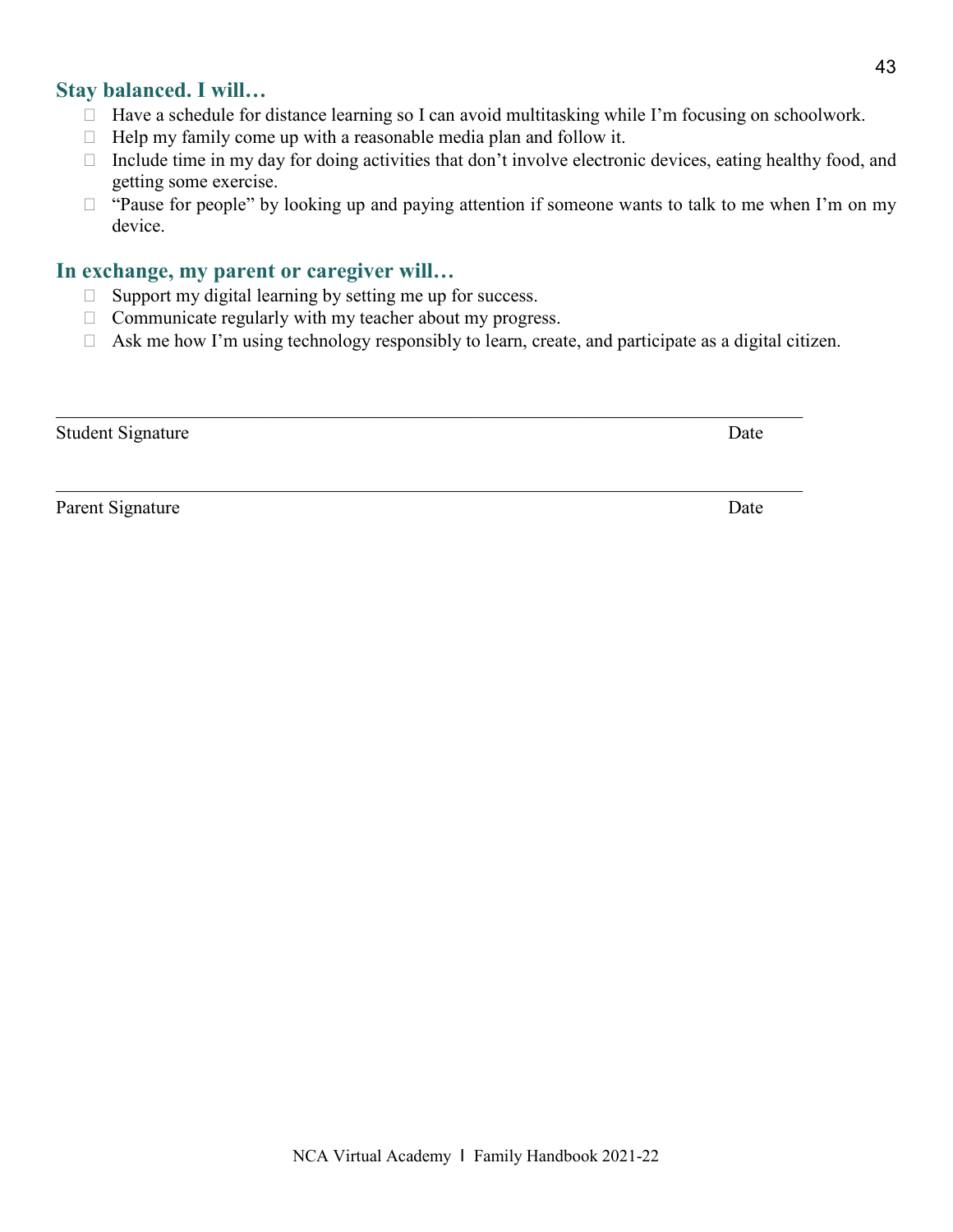## Stay balanced. I will…

- Have a schedule for distance learning so I can avoid multitasking while I'm focusing on schoolwork.
- Help my family come up with a reasonable media plan and follow it.
- Include time in my day for doing activities that don't involve electronic devices, eating healthy food, and getting some exercise.
- "Pause for people" by looking up and paying attention if someone wants to talk to me when I'm on my device.

## In exchange, my parent or caregiver will…

- Support my digital learning by setting me up for success.
- Communicate regularly with my teacher about my progress.
- Ask me how I'm using technology responsibly to learn, create, and participate as a digital citizen.

_______________________________________________________________________________

Student Signature Date

_______________________________________________________________________________

Parent Signature Date